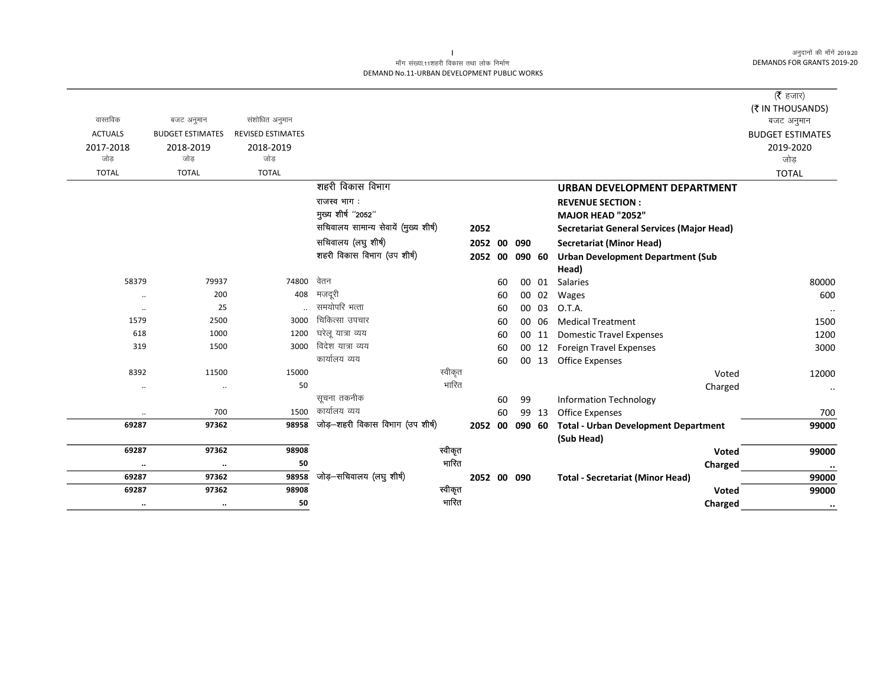मॉंग संख्या.11शहरी विकास तथा लोक निर्माण
DEMAND No.11-URBAN DEVELOPMENT PUBLIC WORKS

(₹ हजार)
(₹ IN THOUSANDS)

| वास्तविक ACTUALS 2017-2018 जोड़ TOTAL | बजट अनुमान BUDGET ESTIMATES 2018-2019 जोड़ TOTAL | संशोधित अनुमान REVISED ESTIMATES 2018-2019 जोड़ TOTAL | | | | | | | बजट अनुमान BUDGET ESTIMATES 2019-2020 जोड़ TOTAL |
|---|---|---|---|---|---|---|---|---|---|
| | | | शहरी विकास विभाग | | | | | URBAN DEVELOPMENT DEPARTMENT | |
| | | | राजस्व भाग : | | | | | REVENUE SECTION : | |
| | | | मुख्य शीर्ष "2052" | | | | | MAJOR HEAD "2052" | |
| | | | सचिवालय सामान्य सेवायें (मुख्य शीर्ष) | 2052 | | | | Secretariat General Services (Major Head) | |
| | | | सचिवालय (लघु शीर्ष) | 2052 | 00 | 090 | | Secretariat (Minor Head) | |
| | | | शहरी विकास विभाग (उप शीर्ष) | 2052 | 00 | 090 | 60 | Urban Development Department (Sub Head) | |
| 58379 | 79937 | 74800 | वेतन | | 60 | 00 | 01 | Salaries | 80000 |
| .. | 200 | 408 | मजदूरी | | 60 | 00 | 02 | Wages | 600 |
| .. | 25 | .. | समयोपरि भत्ता | | 60 | 00 | 03 | O.T.A. | .. |
| 1579 | 2500 | 3000 | चिकित्सा उपचार | | 60 | 00 | 06 | Medical Treatment | 1500 |
| 618 | 1000 | 1200 | घरेलू यात्रा व्यय | | 60 | 00 | 11 | Domestic Travel Expenses | 1200 |
| 319 | 1500 | 3000 | विदेश यात्रा व्यय | | 60 | 00 | 12 | Foreign Travel Expenses | 3000 |
| | | | कार्यालय व्यय | | 60 | 00 | 13 | Office Expenses | |
| 8392 | 11500 | 15000 | स्वीकृत | | | | | Voted | 12000 |
| .. | .. | 50 | भारित | | | | | Charged | .. |
| | | | सूचना तकनीक | | 60 | 99 | | Information Technology | |
| .. | 700 | 1500 | कार्यालय व्यय | | 60 | 99 | 13 | Office Expenses | 700 |
| **69287** | **97362** | **98958** | जोड़–शहरी विकास विभाग (उप शीर्ष) | **2052** | **00** | **090** | **60** | **Total - Urban Development Department (Sub Head)** | **99000** |
| **69287** | **97362** | **98908** | स्वीकृत | | | | | **Voted** | **99000** |
| **..** | **..** | **50** | भारित | | | | | **Charged** | **..** |
| **69287** | **97362** | **98958** | जोड़–सचिवालय (लघु शीर्ष) | **2052** | **00** | **090** | | **Total - Secretariat (Minor Head)** | **99000** |
| **69287** | **97362** | **98908** | स्वीकृत | | | | | **Voted** | **99000** |
| **..** | **..** | **50** | भारित | | | | | **Charged** | **..** |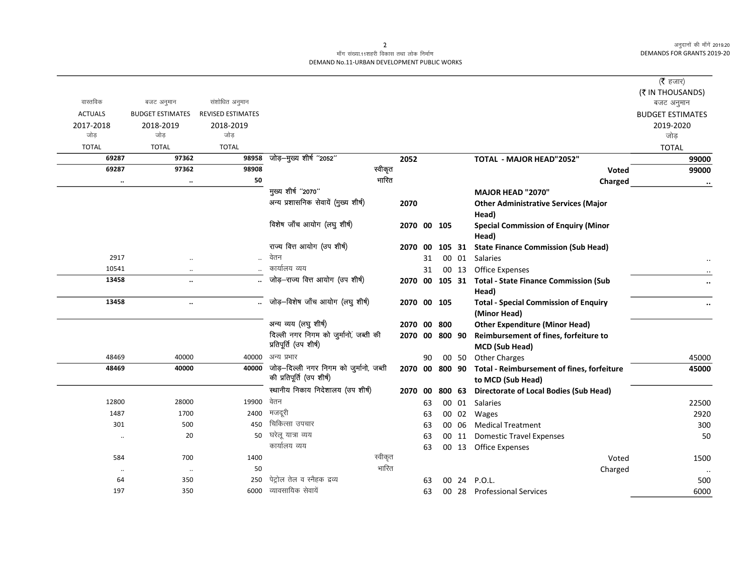मॉंग संख्या.11शहरी विकास तथा लोक निर्माण
DEMAND No.11-URBAN DEVELOPMENT PUBLIC WORKS

(₹ हजार)
(₹ IN THOUSANDS)

| वास्तविक ACTUALS 2017-2018 जोड़ TOTAL | बजट अनुमान BUDGET ESTIMATES 2018-2019 जोड़ TOTAL | संशोधित अनुमान REVISED ESTIMATES 2018-2019 जोड़ TOTAL | | | | | | | बजट अनुमान BUDGET ESTIMATES 2019-2020 जोड़ TOTAL |
|---|---|---|---|---|---|---|---|---|---|
| 69287 | 97362 | 98958 | जोड़–मुख्य शीर्ष "2052" | 2052 | | | | **TOTAL - MAJOR HEAD"2052"** | **99000** |
| 69287 | 97362 | 98908 | स्वीकृत | | | | | **Voted** | **99000** |
| .. | .. | 50 | भारित | | | | | **Charged** | .. |
| | | | मुख्य शीर्ष "2070" | | | | | **MAJOR HEAD "2070"** | |
| | | | अन्य प्रशासनिक सेवायें (मुख्य शीर्ष) | 2070 | | | | **Other Administrative Services (Major Head)** | |
| | | | विशेष जाँच आयोग (लघु शीर्ष) | 2070 | 00 | 105 | | **Special Commission of Enquiry (Minor Head)** | |
| | | | राज्य वित्त आयोग (उप शीर्ष) | 2070 | 00 | 105 | 31 | **State Finance Commission (Sub Head)** | |
| 2917 | .. | .. | वेतन | | 31 | 00 | 01 | Salaries | .. |
| 10541 | .. | .. | कार्यालय व्यय | | 31 | 00 | 13 | Office Expenses | .. |
| 13458 | .. | .. | जोड़–राज्य वित्त आयोग (उप शीर्ष) | 2070 | 00 | 105 | 31 | **Total - State Finance Commission (Sub Head)** | .. |
| 13458 | .. | .. | जोड़–विशेष जाँच आयोग (लघु शीर्ष) | 2070 | 00 | 105 | | **Total - Special Commission of Enquiry (Minor Head)** | .. |
| | | | अन्य व्यय (लघु शीर्ष) | 2070 | 00 | 800 | | **Other Expenditure (Minor Head)** | |
| | | | दिल्ली नगर निगम को जुर्मानो, जब्ती की प्रतिपूर्ति (उप शीर्ष) | 2070 | 00 | 800 | 90 | **Reimbursement of fines, forfeiture to MCD (Sub Head)** | |
| 48469 | 40000 | 40000 | अन्य प्रभार | | 90 | 00 | 50 | Other Charges | 45000 |
| 48469 | 40000 | 40000 | जोड़–दिल्ली नगर निगम को जुर्मानो, जब्ती की प्रतिपूर्ति (उप शीर्ष) | 2070 | 00 | 800 | 90 | **Total - Reimbursement of fines, forfeiture to MCD (Sub Head)** | 45000 |
| | | | स्थानीय निकाय निदेशालय (उप शीर्ष) | 2070 | 00 | 800 | 63 | **Directorate of Local Bodies (Sub Head)** | |
| 12800 | 28000 | 19900 | वेतन | | 63 | 00 | 01 | Salaries | 22500 |
| 1487 | 1700 | 2400 | मजदूरी | | 63 | 00 | 02 | Wages | 2920 |
| 301 | 500 | 450 | चिकित्सा उपचार | | 63 | 00 | 06 | Medical Treatment | 300 |
| .. | 20 | 50 | घरेलू यात्रा व्यय | | 63 | 00 | 11 | Domestic Travel Expenses | 50 |
| | | | कार्यालय व्यय | | 63 | 00 | 13 | Office Expenses | |
| 584 | 700 | 1400 | स्वीकृत | | | | | Voted | 1500 |
| .. | .. | 50 | भारित | | | | | Charged | .. |
| 64 | 350 | 250 | पेट्रोल तेल व स्नैहक द्रव्य | | 63 | 00 | 24 | P.O.L. | 500 |
| 197 | 350 | 6000 | व्यावसायिक सेवायें | | 63 | 00 | 28 | Professional Services | 6000 |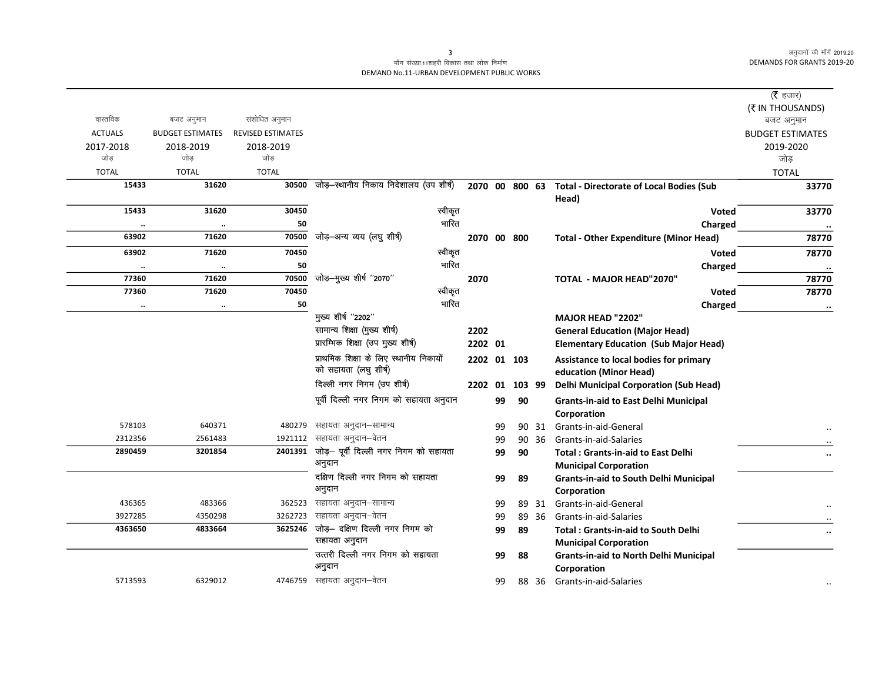| वास्तविक ACTUALS 2017-2018 जोड़ TOTAL | बजट अनुमान BUDGET ESTIMATES 2018-2019 जोड़ TOTAL | संशोधित अनुमान REVISED ESTIMATES 2018-2019 जोड़ TOTAL | | | | | | | (₹ हजार) (₹ IN THOUSANDS) बजट अनुमान BUDGET ESTIMATES 2019-2020 जोड़ TOTAL |
|---|---|---|---|---|---|---|---|---|---|
| **15433** | **31620** | **30500** | जोड़–स्थानीय निकाय निदेशालय (उप शीर्ष) | **2070** | **00** | **800** | **63** | **Total - Directorate of Local Bodies (Sub Head)** | **33770** |
| **15433** | **31620** | **30450** | स्वीकृत | | | | | **Voted** | **33770** |
| .. | .. | **50** | भारित | | | | | **Charged** | .. |
| **63902** | **71620** | **70500** | जोड़–अन्य व्यय (लघु शीर्ष) | **2070** | **00** | **800** | | **Total - Other Expenditure (Minor Head)** | **78770** |
| **63902** | **71620** | **70450** | स्वीकृत | | | | | **Voted** | **78770** |
| .. | .. | **50** | भारित | | | | | **Charged** | .. |
| **77360** | **71620** | **70500** | जोड़–मुख्य शीर्ष "2070" | **2070** | | | | **TOTAL - MAJOR HEAD"2070"** | **78770** |
| **77360** | **71620** | **70450** | स्वीकृत | | | | | **Voted** | **78770** |
| .. | .. | **50** | भारित | | | | | **Charged** | .. |
| | | | मुख्य शीर्ष "2202" | | | | | **MAJOR HEAD "2202"** | |
| | | | सामान्य शिक्षा (मुख्य शीर्ष) | **2202** | | | | **General Education (Major Head)** | |
| | | | प्रारम्भिक शिक्षा (उप मुख्य शीर्ष) | **2202** | **01** | | | **Elementary Education (Sub Major Head)** | |
| | | | प्राथमिक शिक्षा के लिए स्थानीय निकायों को सहायता (लघु शीर्ष) | **2202** | **01** | **103** | | **Assistance to local bodies for primary education (Minor Head)** | |
| | | | दिल्ली नगर निगम (उप शीर्ष) | **2202** | **01** | **103** | **99** | **Delhi Municipal Corporation (Sub Head)** | |
| | | | पूर्वी दिल्ली नगर निगम को सहायता अनुदान | | **99** | **90** | | **Grants-in-aid to East Delhi Municipal Corporation** | |
| 578103 | 640371 | 480279 | सहायता अनुदान–सामान्य | | 99 | 90 | 31 | Grants-in-aid-General | .. |
| 2312356 | 2561483 | 1921112 | सहायता अनुदान–वेतन | | 99 | 90 | 36 | Grants-in-aid-Salaries | .. |
| **2890459** | **3201854** | **2401391** | जोड़– पूर्वी दिल्ली नगर निगम को सहायता अनुदान | | **99** | **90** | | **Total : Grants-in-aid to East Delhi Municipal Corporation** | .. |
| | | | दक्षिण दिल्ली नगर निगम को सहायता अनुदान | | **99** | **89** | | **Grants-in-aid to South Delhi Municipal Corporation** | |
| 436365 | 483366 | 362523 | सहायता अनुदान–सामान्य | | 99 | 89 | 31 | Grants-in-aid-General | .. |
| 3927285 | 4350298 | 3262723 | सहायता अनुदान–वेतन | | 99 | 89 | 36 | Grants-in-aid-Salaries | .. |
| **4363650** | **4833664** | **3625246** | जोड़– दक्षिण दिल्ली नगर निगम को सहायता अनुदान | | **99** | **89** | | **Total : Grants-in-aid to South Delhi Municipal Corporation** | .. |
| | | | उत्तरी दिल्ली नगर निगम को सहायता अनुदान | | **99** | **88** | | **Grants-in-aid to North Delhi Municipal Corporation** | |
| 5713593 | 6329012 | 4746759 | सहायता अनुदान–वेतन | | 99 | 88 | 36 | Grants-in-aid-Salaries | .. |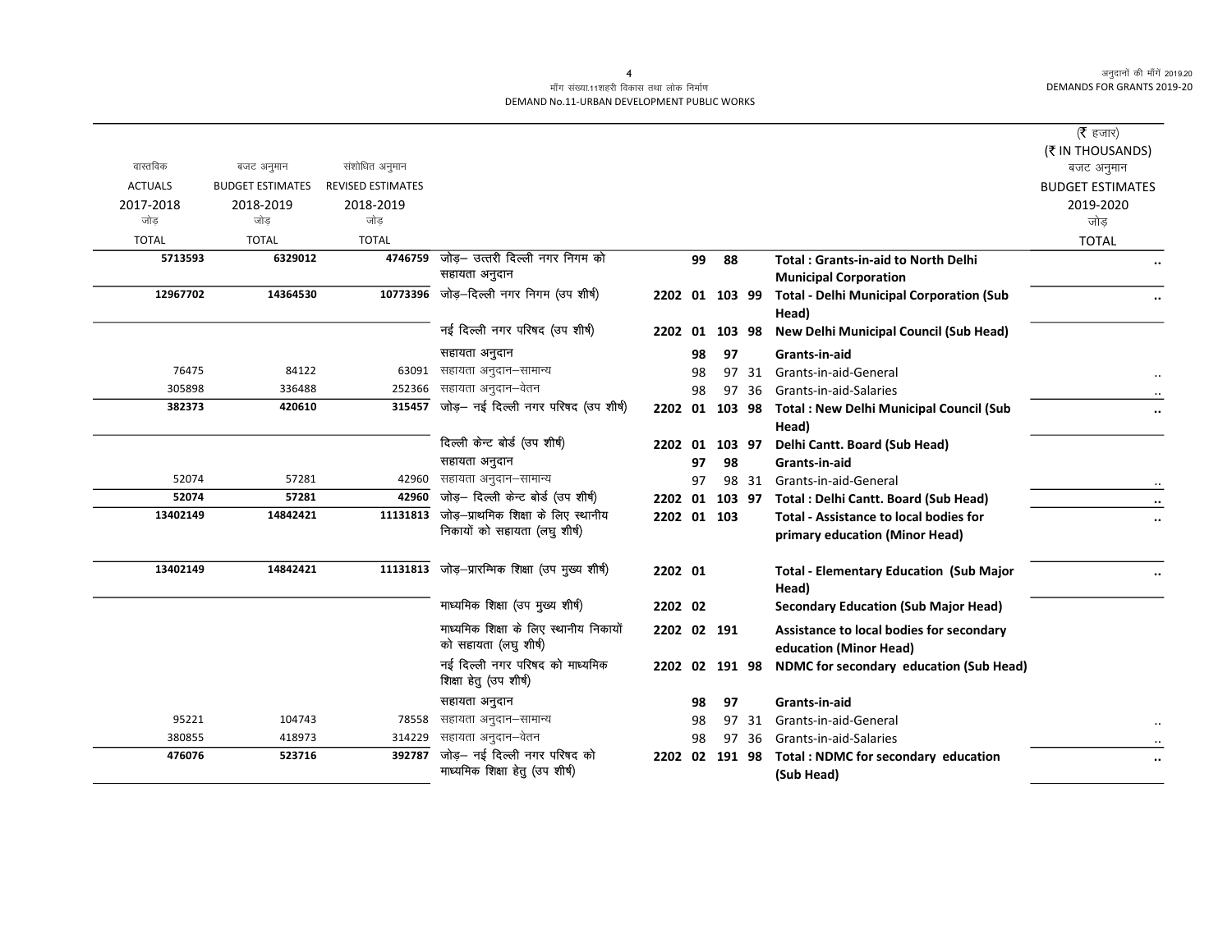माँग संख्या.11शहरी विकास तथा लोक निर्माण
DEMAND No.11-URBAN DEVELOPMENT PUBLIC WORKS

(₹ हजार)
(₹ IN THOUSANDS)

| वास्तविक ACTUALS 2017-2018 जोड़ TOTAL | बजट अनुमान BUDGET ESTIMATES 2018-2019 जोड़ TOTAL | संशोधित अनुमान REVISED ESTIMATES 2018-2019 जोड़ TOTAL | | | | | | | बजट अनुमान BUDGET ESTIMATES 2019-2020 जोड़ TOTAL |
|---|---|---|---|---|---|---|---|---|---|
| **5713593** | **6329012** | **4746759** | जोड़– उत्तरी दिल्ली नगर निगम को सहायता अनुदान | | **99** | **88** | | **Total : Grants-in-aid to North Delhi Municipal Corporation** | .. |
| **12967702** | **14364530** | **10773396** | जोड़–दिल्ली नगर निगम (उप शीर्ष) | **2202** | **01** | **103** | **99** | **Total - Delhi Municipal Corporation (Sub Head)** | .. |
| | | | नई दिल्ली नगर परिषद (उप शीर्ष) | **2202** | **01** | **103** | **98** | **New Delhi Municipal Council (Sub Head)** | |
| | | | सहायता अनुदान | | **98** | **97** | | **Grants-in-aid** | |
| 76475 | 84122 | 63091 | सहायता अनुदान–सामान्य | | 98 | 97 | 31 | Grants-in-aid-General | .. |
| 305898 | 336488 | 252366 | सहायता अनुदान–वेतन | | 98 | 97 | 36 | Grants-in-aid-Salaries | .. |
| **382373** | **420610** | **315457** | जोड़– नई दिल्ली नगर परिषद (उप शीर्ष) | **2202** | **01** | **103** | **98** | **Total : New Delhi Municipal Council (Sub Head)** | .. |
| | | | दिल्ली केन्ट बोर्ड (उप शीर्ष) | **2202** | **01** | **103** | **97** | **Delhi Cantt. Board (Sub Head)** | |
| | | | सहायता अनुदान | | **97** | **98** | | **Grants-in-aid** | |
| 52074 | 57281 | 42960 | सहायता अनुदान–सामान्य | | 97 | 98 | 31 | Grants-in-aid-General | .. |
| **52074** | **57281** | **42960** | जोड़– दिल्ली केन्ट बोर्ड (उप शीर्ष) | **2202** | **01** | **103** | **97** | **Total : Delhi Cantt. Board (Sub Head)** | .. |
| **13402149** | **14842421** | **11131813** | जोड़–प्राथमिक शिक्षा के लिए स्थानीय निकायों को सहायता (लघु शीर्ष) | **2202** | **01** | **103** | | **Total - Assistance to local bodies for primary education (Minor Head)** | .. |
| **13402149** | **14842421** | **11131813** | जोड़–प्रारम्भिक शिक्षा (उप मुख्य शीर्ष) | **2202** | **01** | | | **Total - Elementary Education (Sub Major Head)** | .. |
| | | | माध्यमिक शिक्षा (उप मुख्य शीर्ष) | **2202** | **02** | | | **Secondary Education (Sub Major Head)** | |
| | | | माध्यमिक शिक्षा के लिए स्थानीय निकायों को सहायता (लघु शीर्ष) | **2202** | **02** | **191** | | **Assistance to local bodies for secondary education (Minor Head)** | |
| | | | नई दिल्ली नगर परिषद को माध्यमिक शिक्षा हेतु (उप शीर्ष) | **2202** | **02** | **191** | **98** | **NDMC for secondary education (Sub Head)** | |
| | | | सहायता अनुदान | | **98** | **97** | | **Grants-in-aid** | |
| 95221 | 104743 | 78558 | सहायता अनुदान–सामान्य | | 98 | 97 | 31 | Grants-in-aid-General | .. |
| 380855 | 418973 | 314229 | सहायता अनुदान–वेतन | | 98 | 97 | 36 | Grants-in-aid-Salaries | .. |
| **476076** | **523716** | **392787** | जोड़– नई दिल्ली नगर परिषद को माध्यमिक शिक्षा हेतु (उप शीर्ष) | **2202** | **02** | **191** | **98** | **Total : NDMC for secondary education (Sub Head)** | .. |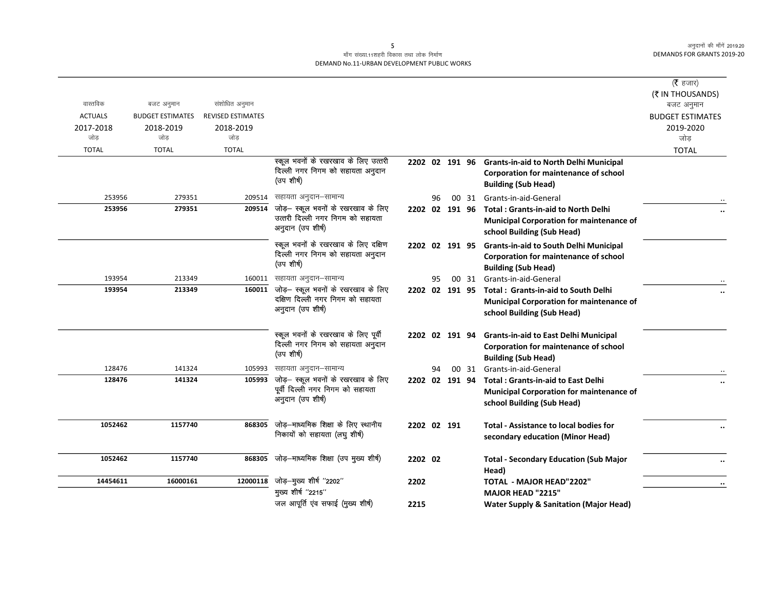मॉंग संख्या.11शहरी विकास तथा लोक निर्माण
DEMAND No.11-URBAN DEVELOPMENT PUBLIC WORKS

| वास्तविक ACTUALS 2017-2018 जोड़ TOTAL | बजट अनुमान BUDGET ESTIMATES 2018-2019 जोड़ TOTAL | संशोधित अनुमान REVISED ESTIMATES 2018-2019 जोड़ TOTAL | | | | (₹ हजार) (₹ IN THOUSANDS) बजट अनुमान BUDGET ESTIMATES 2019-2020 जोड़ TOTAL |
|---|---|---|---|---|---|---|
| | | | स्कूल भवनों के रखरखाव के लिए उत्तरी दिल्ली नगर निगम को सहायता अनुदान (उप शीर्ष) | 2202 02 191 96 | **Grants-in-aid to North Delhi Municipal Corporation for maintenance of school Building (Sub Head)** | |
| 253956 | 279351 | 209514 | सहायता अनुदान–सामान्य | 96 00 31 | Grants-in-aid-General | .. |
| **253956** | **279351** | **209514** | जोड़– स्कूल भवनों के रखरखाव के लिए उत्तरी दिल्ली नगर निगम को सहायता अनुदान (उप शीर्ष) | **2202 02 191 96** | **Total : Grants-in-aid to North Delhi Municipal Corporation for maintenance of school Building (Sub Head)** | **..** |
| | | | स्कूल भवनों के रखरखाव के लिए दक्षिण दिल्ली नगर निगम को सहायता अनुदान (उप शीर्ष) | 2202 02 191 95 | **Grants-in-aid to South Delhi Municipal Corporation for maintenance of school Building (Sub Head)** | |
| 193954 | 213349 | 160011 | सहायता अनुदान–सामान्य | 95 00 31 | Grants-in-aid-General | .. |
| **193954** | **213349** | **160011** | जोड़– स्कूल भवनों के रखरखाव के लिए दक्षिण दिल्ली नगर निगम को सहायता अनुदान (उप शीर्ष) | **2202 02 191 95** | **Total : Grants-in-aid to South Delhi Municipal Corporation for maintenance of school Building (Sub Head)** | **..** |
| | | | स्कूल भवनों के रखरखाव के लिए पूर्वी दिल्ली नगर निगम को सहायता अनुदान (उप शीर्ष) | 2202 02 191 94 | **Grants-in-aid to East Delhi Municipal Corporation for maintenance of school Building (Sub Head)** | |
| 128476 | 141324 | 105993 | सहायता अनुदान–सामान्य | 94 00 31 | Grants-in-aid-General | .. |
| **128476** | **141324** | **105993** | जोड़– स्कूल भवनों के रखरखाव के लिए पूर्वी दिल्ली नगर निगम को सहायता अनुदान (उप शीर्ष) | **2202 02 191 94** | **Total : Grants-in-aid to East Delhi Municipal Corporation for maintenance of school Building (Sub Head)** | **..** |
| **1052462** | **1157740** | **868305** | जोड़–माध्यमिक शिक्षा के लिए स्थानीय निकायों को सहायता (लघु शीर्ष) | **2202 02 191** | **Total - Assistance to local bodies for secondary education (Minor Head)** | **..** |
| **1052462** | **1157740** | **868305** | जोड़–माध्यमिक शिक्षा (उप मुख्य शीर्ष) | **2202 02** | **Total - Secondary Education (Sub Major Head)** | **..** |
| **14454611** | **16000161** | **12000118** | जोड़–मुख्य शीर्ष "2202" | **2202** | **TOTAL - MAJOR HEAD"2202"** | **..** |
| | | | मुख्य शीर्ष "2215" | | **MAJOR HEAD "2215"** | |
| | | | जल आपूर्ति एंव सफाई (मुख्य शीर्ष) | **2215** | **Water Supply & Sanitation (Major Head)** | |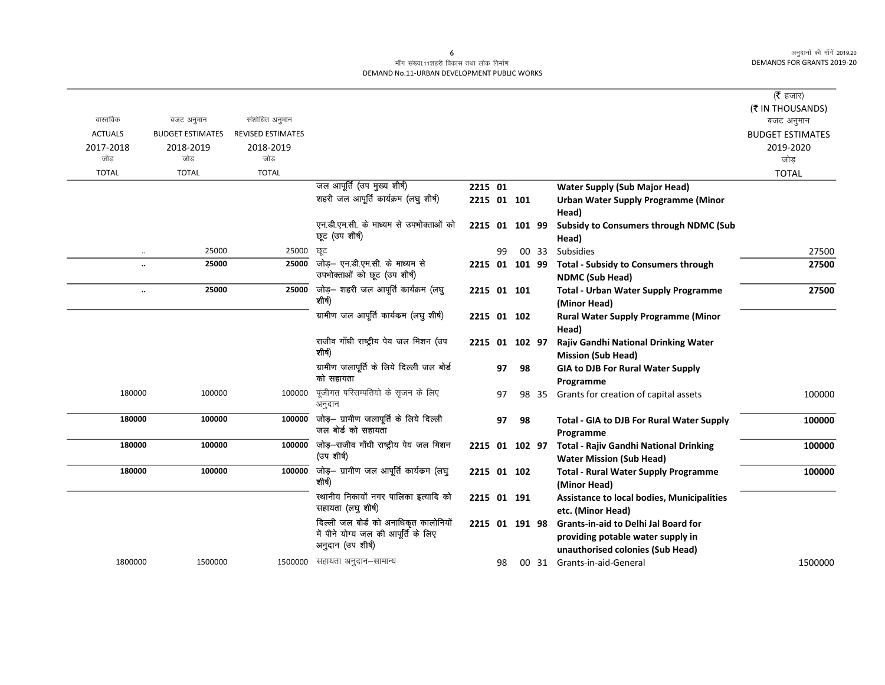माँग संख्या.11शहरी विकास तथा लोक निर्माण
DEMAND No.11-URBAN DEVELOPMENT PUBLIC WORKS

| वास्तविक ACTUALS 2017-2018 जोड़ TOTAL | बजट अनुमान BUDGET ESTIMATES 2018-2019 जोड़ TOTAL | संशोधित अनुमान REVISED ESTIMATES 2018-2019 जोड़ TOTAL | | | | | | | (₹ हजार) (₹ IN THOUSANDS) बजट अनुमान BUDGET ESTIMATES 2019-2020 जोड़ TOTAL |
|---|---|---|---|---|---|---|---|---|---|
| | | | जल आपूर्ति (उप मुख्य शीर्ष) | 2215 | 01 | | | **Water Supply (Sub Major Head)** | |
| | | | शहरी जल आपूर्ति कार्यक्रम (लघु शीर्ष) | 2215 | 01 | 101 | | **Urban Water Supply Programme (Minor Head)** | |
| | | | एन.डी.एम.सी. के माध्यम से उपभोक्ताओं को छूट (उप शीर्ष) | 2215 | 01 | 101 | 99 | **Subsidy to Consumers through NDMC (Sub Head)** | |
| .. | 25000 | 25000 | छूट | | 99 | 00 | 33 | Subsidies | 27500 |
| **..** | **25000** | **25000** | जोड़– एन.डी.एम.सी. के माध्यम से उपभोक्ताओं को छूट (उप शीर्ष) | 2215 | 01 | 101 | 99 | **Total - Subsidy to Consumers through NDMC (Sub Head)** | **27500** |
| **..** | **25000** | **25000** | जोड़– शहरी जल आपूर्ति कार्यक्रम (लघु शीर्ष) | 2215 | 01 | 101 | | **Total - Urban Water Supply Programme (Minor Head)** | **27500** |
| | | | ग्रामीण जल आपूर्ति कार्यक्रम (लघु शीर्ष) | 2215 | 01 | 102 | | **Rural Water Supply Programme (Minor Head)** | |
| | | | राजीव गाँधी राष्ट्रीय पेय जल मिशन (उप शीर्ष) | 2215 | 01 | 102 | 97 | **Rajiv Gandhi National Drinking Water Mission (Sub Head)** | |
| | | | ग्रामीण जलापूर्ति के लिये दिल्ली जल बोर्ड को सहायता | | 97 | 98 | | **GIA to DJB For Rural Water Supply Programme** | |
| 180000 | 100000 | 100000 | पूंजीगत परिसम्पतियो के सृजन के लिए अनुदान | | 97 | 98 | 35 | Grants for creation of capital assets | 100000 |
| **180000** | **100000** | **100000** | जोड़– ग्रामीण जलापूर्ति के लिये दिल्ली जल बोर्ड को सहायता | | 97 | 98 | | **Total - GIA to DJB For Rural Water Supply Programme** | **100000** |
| **180000** | **100000** | **100000** | जोड़–राजीव गाँधी राष्ट्रीय पेय जल मिशन (उप शीर्ष) | 2215 | 01 | 102 | 97 | **Total - Rajiv Gandhi National Drinking Water Mission (Sub Head)** | **100000** |
| **180000** | **100000** | **100000** | जोड़– ग्रामीण जल आपूर्ति कार्यक्रम (लघु शीर्ष) | 2215 | 01 | 102 | | **Total - Rural Water Supply Programme (Minor Head)** | **100000** |
| | | | स्थानीय निकायों नगर पालिका इत्यादि को सहायता (लघु शीर्ष) | 2215 | 01 | 191 | | **Assistance to local bodies, Municipalities etc. (Minor Head)** | |
| | | | दिल्ली जल बोर्ड को अनाधिकृत कालोनियों में पीने योग्य जल की आपूर्ति के लिए अनुदान (उप शीर्ष) | 2215 | 01 | 191 | 98 | **Grants-in-aid to Delhi Jal Board for providing potable water supply in unauthorised colonies (Sub Head)** | |
| 1800000 | 1500000 | 1500000 | सहायता अनुदान–सामान्य | | 98 | 00 | 31 | Grants-in-aid-General | 1500000 |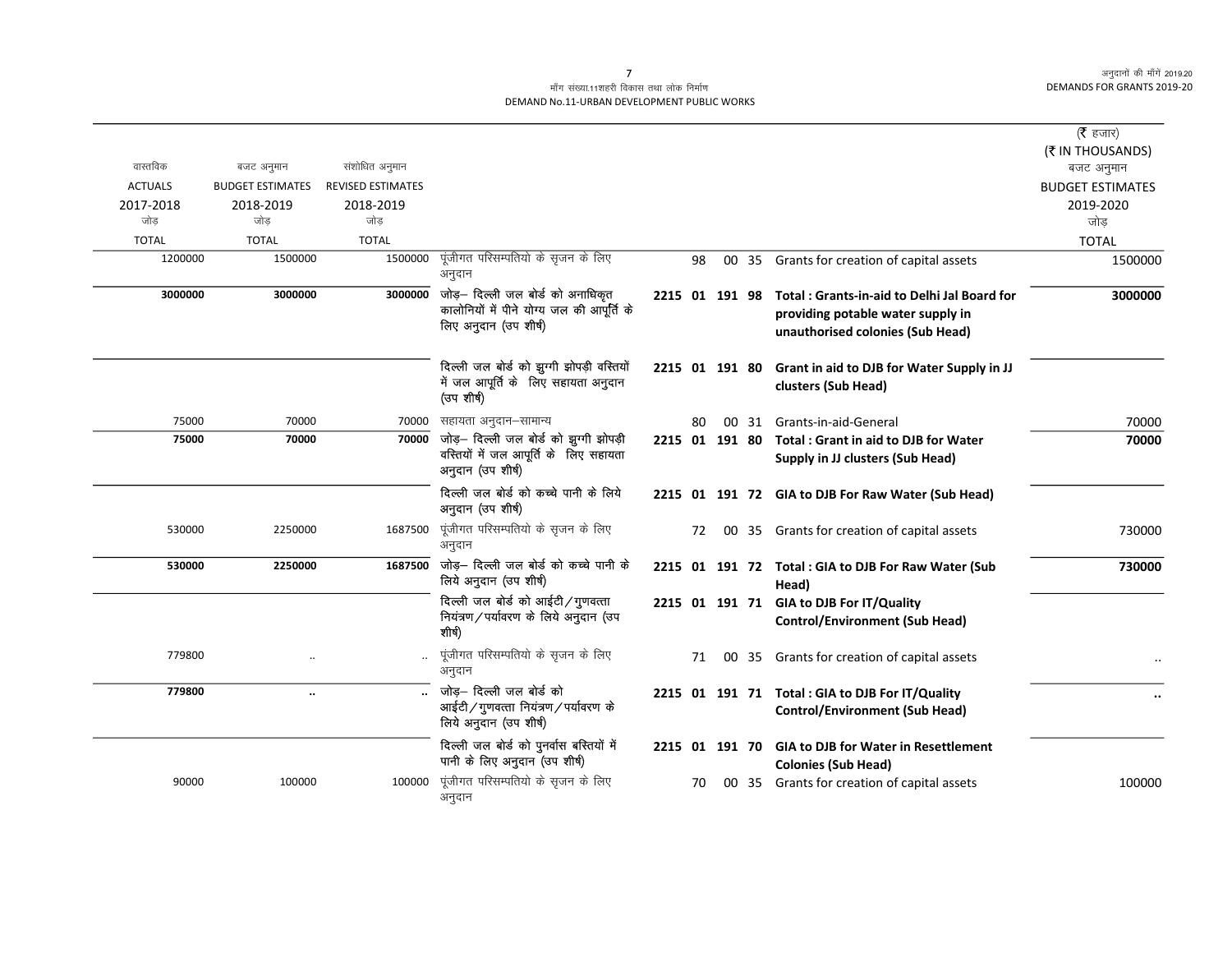मॉंग संख्या.11शहरी विकास तथा लोक निर्माण
DEMAND No.11-URBAN DEVELOPMENT PUBLIC WORKS

| वास्तविक ACTUALS 2017-2018 जोड़ TOTAL | बजट अनुमान BUDGET ESTIMATES 2018-2019 जोड़ TOTAL | संशोधित अनुमान REVISED ESTIMATES 2018-2019 जोड़ TOTAL | | | | | | | (₹ हजार) (₹ IN THOUSANDS) बजट अनुमान BUDGET ESTIMATES 2019-2020 जोड़ TOTAL |
|---|---|---|---|---|---|---|---|---|---|
| 1200000 | 1500000 | 1500000 | पूंजीगत परिसम्पतियो के सृजन के लिए अनुदान | | | 98 | 00 35 | Grants for creation of capital assets | 1500000 |
| **3000000** | **3000000** | **3000000** | जोड़– दिल्ली जल बोर्ड को अनाधिकृत कालोनियों में पीने योग्य जल की आपूर्ति के लिए अनुदान (उप शीर्ष) | **2215** | **01** | **191** | **98** | **Total : Grants-in-aid to Delhi Jal Board for providing potable water supply in unauthorised colonies (Sub Head)** | **3000000** |
| | | | दिल्ली जल बोर्ड को झुग्गी झोपड़ी वस्तियों में जल आपूर्ति के लिए सहायता अनुदान (उप शीर्ष) | **2215** | **01** | **191** | **80** | **Grant in aid to DJB for Water Supply in JJ clusters (Sub Head)** | |
| 75000 | 70000 | 70000 | सहायता अनुदान–सामान्य | | | 80 | 00 31 | Grants-in-aid-General | 70000 |
| **75000** | **70000** | **70000** | जोड़– दिल्ली जल बोर्ड को झुग्गी झोपड़ी वस्तियों में जल आपूर्ति के लिए सहायता अनुदान (उप शीर्ष) | **2215** | **01** | **191** | **80** | **Total : Grant in aid to DJB for Water Supply in JJ clusters (Sub Head)** | **70000** |
| | | | दिल्ली जल बोर्ड को कच्चे पानी के लिये अनुदान (उप शीर्ष) | **2215** | **01** | **191** | **72** | **GIA to DJB For Raw Water (Sub Head)** | |
| 530000 | 2250000 | 1687500 | पूंजीगत परिसम्पतियो के सृजन के लिए अनुदान | | | 72 | 00 35 | Grants for creation of capital assets | 730000 |
| **530000** | **2250000** | **1687500** | जोड़– दिल्ली जल बोर्ड को कच्चे पानी के लिये अनुदान (उप शीर्ष) | **2215** | **01** | **191** | **72** | **Total : GIA to DJB For Raw Water (Sub Head)** | **730000** |
| | | | दिल्ली जल बोर्ड को आईटी/गुणवत्ता नियंत्रण/पर्यावरण के लिये अनुदान (उप शीर्ष) | **2215** | **01** | **191** | **71** | **GIA to DJB For IT/Quality Control/Environment (Sub Head)** | |
| 779800 | .. | .. | पूंजीगत परिसम्पतियो के सृजन के लिए अनुदान | | | 71 | 00 35 | Grants for creation of capital assets | .. |
| **779800** | **..** | **..** | जोड़– दिल्ली जल बोर्ड को आईटी/गुणवत्ता नियंत्रण/पर्यावरण के लिये अनुदान (उप शीर्ष) | **2215** | **01** | **191** | **71** | **Total : GIA to DJB For IT/Quality Control/Environment (Sub Head)** | **..** |
| | | | दिल्ली जल बोर्ड को पुनर्वास बस्तियों में पानी के लिए अनुदान (उप शीर्ष) | **2215** | **01** | **191** | **70** | **GIA to DJB for Water in Resettlement Colonies (Sub Head)** | |
| 90000 | 100000 | 100000 | पूंजीगत परिसम्पतियो के सृजन के लिए अनुदान | | | 70 | 00 35 | Grants for creation of capital assets | 100000 |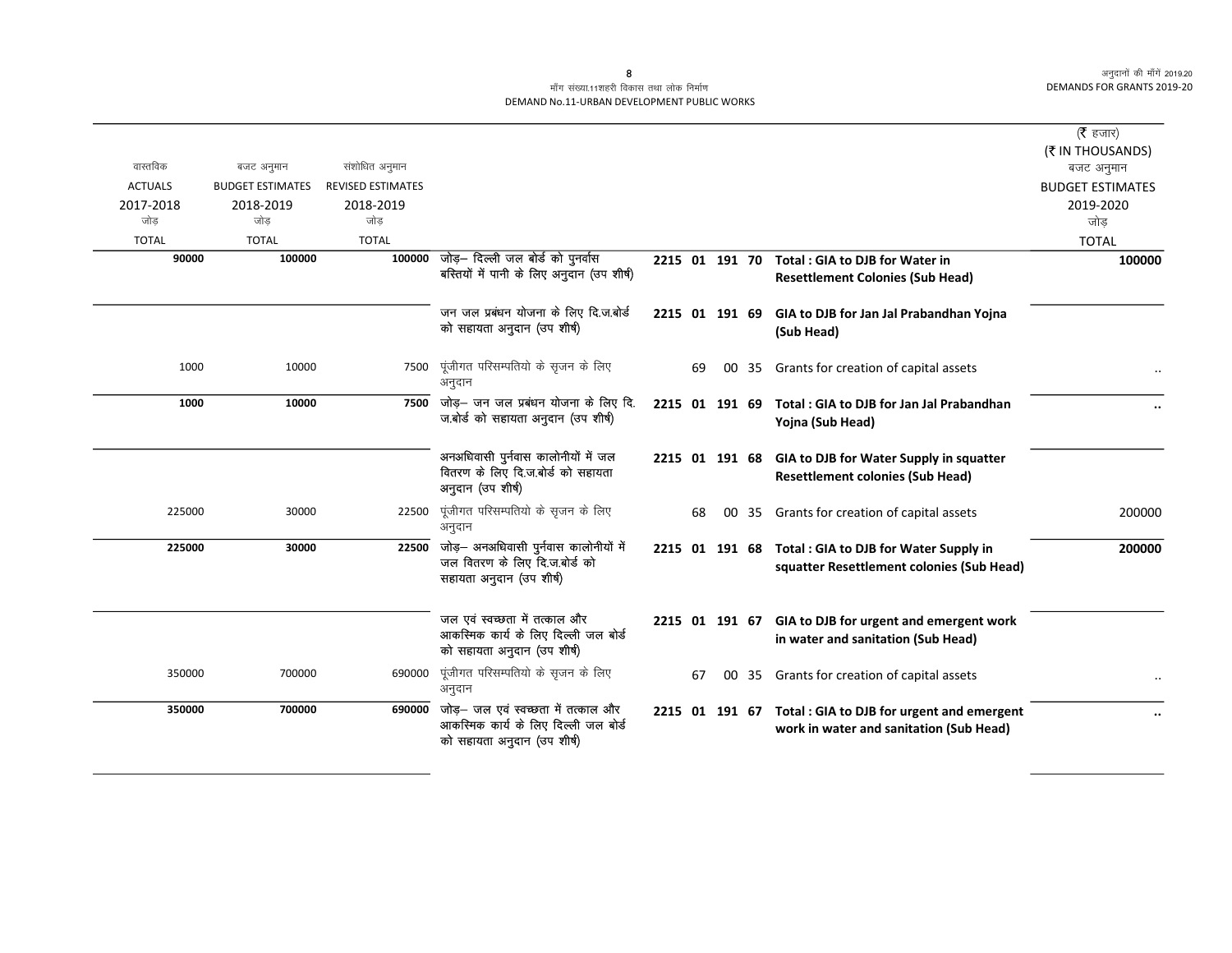मॉंग संख्या.11शहरी विकास तथा लोक निर्माण
DEMAND No.11-URBAN DEVELOPMENT PUBLIC WORKS

(₹ हजार)
(₹ IN THOUSANDS)

| वास्तविक ACTUALS 2017-2018 जोड़ TOTAL | बजट अनुमान BUDGET ESTIMATES 2018-2019 जोड़ TOTAL | संशोधित अनुमान REVISED ESTIMATES 2018-2019 जोड़ TOTAL | | | | | | | बजट अनुमान BUDGET ESTIMATES 2019-2020 जोड़ TOTAL |
|---|---|---|---|---|---|---|---|---|---|
| **90000** | **100000** | **100000** | जोड़– दिल्ली जल बोर्ड को पुनर्वास बस्तियों में पानी के लिए अनुदान (उप शीर्ष) | 2215 01 | 191 | 70 | | **Total : GIA to DJB for Water in Resettlement Colonies (Sub Head)** | **100000** |
| | | | जन जल प्रबंधन योजना के लिए दि.ज.बोर्ड को सहायता अनुदान (उप शीर्ष) | 2215 01 | 191 | 69 | | **GIA to DJB for Jan Jal Prabandhan Yojna (Sub Head)** | |
| 1000 | 10000 | 7500 | पूंजीगत परिसम्पतियो के सृजन के लिए अनुदान | 69 | 00 | 35 | | Grants for creation of capital assets | .. |
| **1000** | **10000** | **7500** | जोड़– जन जल प्रबंधन योजना के लिए दि. ज.बोर्ड को सहायता अनुदान (उप शीर्ष) | 2215 01 | 191 | 69 | | **Total : GIA to DJB for Jan Jal Prabandhan Yojna (Sub Head)** | **..** |
| | | | अनअधिवासी पुर्नवास कालोनीयों में जल वितरण के लिए दि.ज.बोर्ड को सहायता अनुदान (उप शीर्ष) | 2215 01 | 191 | 68 | | **GIA to DJB for Water Supply in squatter Resettlement colonies (Sub Head)** | |
| 225000 | 30000 | 22500 | पूंजीगत परिसम्पतियो के सृजन के लिए अनुदान | 68 | 00 | 35 | | Grants for creation of capital assets | 200000 |
| **225000** | **30000** | **22500** | जोड़– अनअधिवासी पुर्नवास कालोनीयों में जल वितरण के लिए दि.ज.बोर्ड को सहायता अनुदान (उप शीर्ष) | 2215 01 | 191 | 68 | | **Total : GIA to DJB for Water Supply in squatter Resettlement colonies (Sub Head)** | **200000** |
| | | | जल एवं स्वच्छता में तत्काल और आकस्मिक कार्य के लिए दिल्ली जल बोर्ड को सहायता अनुदान (उप शीर्ष) | 2215 01 | 191 | 67 | | **GIA to DJB for urgent and emergent work in water and sanitation (Sub Head)** | |
| 350000 | 700000 | 690000 | पूंजीगत परिसम्पतियो के सृजन के लिए अनुदान | 67 | 00 | 35 | | Grants for creation of capital assets | .. |
| **350000** | **700000** | **690000** | जोड़– जल एवं स्वच्छता में तत्काल और आकस्मिक कार्य के लिए दिल्ली जल बोर्ड को सहायता अनुदान (उप शीर्ष) | 2215 01 | 191 | 67 | | **Total : GIA to DJB for urgent and emergent work in water and sanitation (Sub Head)** | **..** |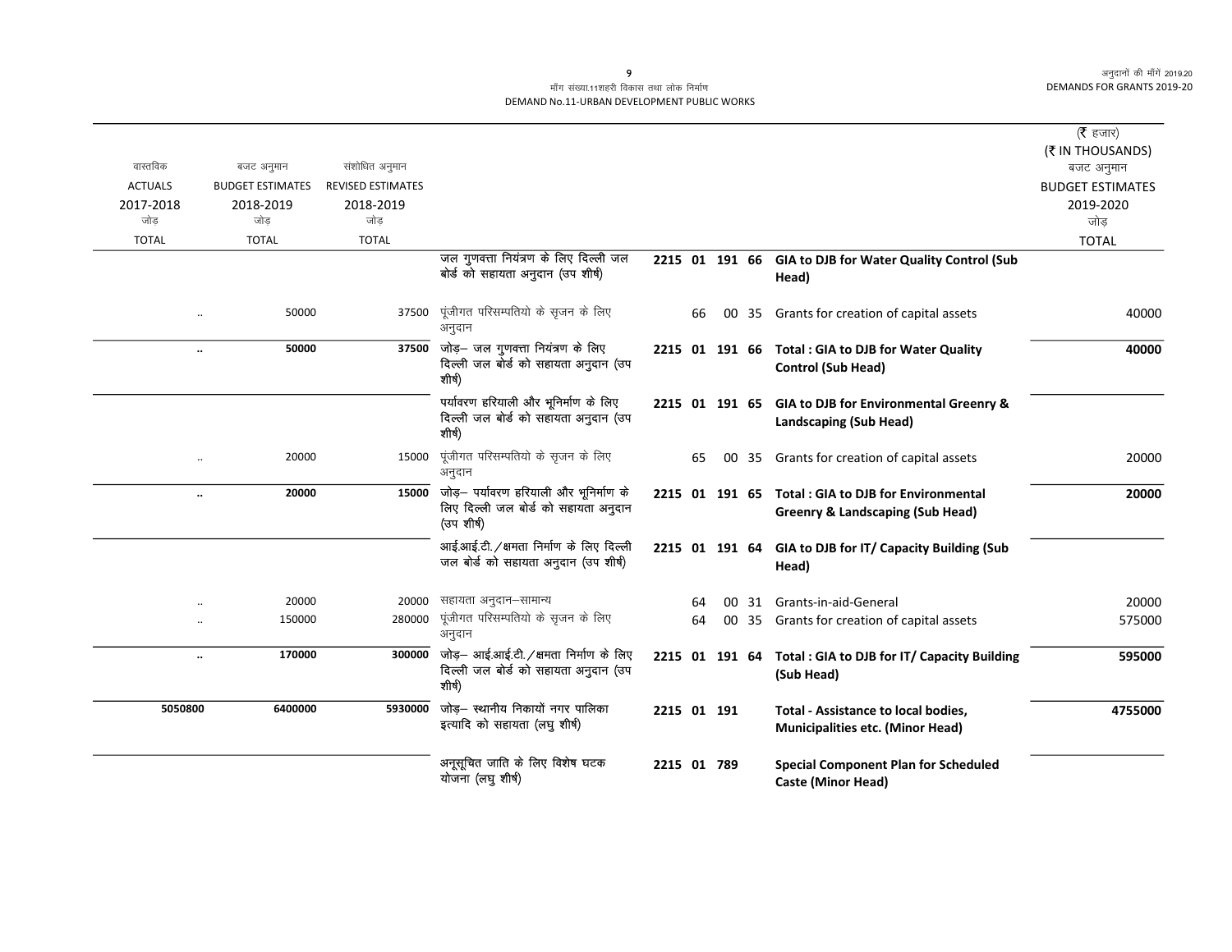मॉंग संख्या.11शहरी विकास तथा लोक निर्माण
DEMAND No.11-URBAN DEVELOPMENT PUBLIC WORKS

| वास्तविक ACTUALS 2017-2018 जोड़ TOTAL | बजट अनुमान BUDGET ESTIMATES 2018-2019 जोड़ TOTAL | संशोधित अनुमान REVISED ESTIMATES 2018-2019 जोड़ TOTAL | | | | | | | (₹ हजार) (₹ IN THOUSANDS) बजट अनुमान BUDGET ESTIMATES 2019-2020 जोड़ TOTAL |
|---|---|---|---|---|---|---|---|---|---|
| | | | जल गुणवत्ता नियंत्रण के लिए दिल्ली जल बोर्ड को सहायता अनुदान (उप शीर्ष) | 2215 01 191 66 | | | | **GIA to DJB for Water Quality Control (Sub Head)** | |
| .. | 50000 | 37500 | पूंजीगत परिसम्पतियो के सृजन के लिए अनुदान | | 66 | 00 | 35 | Grants for creation of capital assets | 40000 |
| **..** | **50000** | **37500** | जोड़– जल गुणवत्ता नियंत्रण के लिए दिल्ली जल बोर्ड को सहायता अनुदान (उप शीर्ष) | 2215 01 191 66 | | | | **Total : GIA to DJB for Water Quality Control (Sub Head)** | **40000** |
| | | | पर्यावरण हरियाली और भूनिर्माण के लिए दिल्ली जल बोर्ड को सहायता अनुदान (उप शीर्ष) | 2215 01 191 65 | | | | **GIA to DJB for Environmental Greenry & Landscaping (Sub Head)** | |
| .. | 20000 | 15000 | पूंजीगत परिसम्पतियो के सृजन के लिए अनुदान | | 65 | 00 | 35 | Grants for creation of capital assets | 20000 |
| **..** | **20000** | **15000** | जोड़– पर्यावरण हरियाली और भूनिर्माण के लिए दिल्ली जल बोर्ड को सहायता अनुदान (उप शीर्ष) | 2215 01 191 65 | | | | **Total : GIA to DJB for Environmental Greenry & Landscaping (Sub Head)** | **20000** |
| | | | आई.आई.टी./क्षमता निर्माण के लिए दिल्ली जल बोर्ड को सहायता अनुदान (उप शीर्ष) | 2215 01 191 64 | | | | **GIA to DJB for IT/ Capacity Building (Sub Head)** | |
| .. | 20000 | 20000 | सहायता अनुदान–सामान्य | | 64 | 00 | 31 | Grants-in-aid-General | 20000 |
| .. | 150000 | 280000 | पूंजीगत परिसम्पतियो के सृजन के लिए अनुदान | | 64 | 00 | 35 | Grants for creation of capital assets | 575000 |
| **..** | **170000** | **300000** | जोड़– आई.आई.टी./क्षमता निर्माण के लिए दिल्ली जल बोर्ड को सहायता अनुदान (उप शीर्ष) | 2215 01 191 64 | | | | **Total : GIA to DJB for IT/ Capacity Building (Sub Head)** | **595000** |
| **5050800** | **6400000** | **5930000** | जोड़– स्थानीय निकायों नगर पालिका इत्यादि को सहायता (लघु शीर्ष) | 2215 01 191 | | | | **Total - Assistance to local bodies, Municipalities etc. (Minor Head)** | **4755000** |
| | | | अनूसूचित जाति के लिए विशेष घटक योजना (लघु शीर्ष) | 2215 01 789 | | | | **Special Component Plan for Scheduled Caste (Minor Head)** | |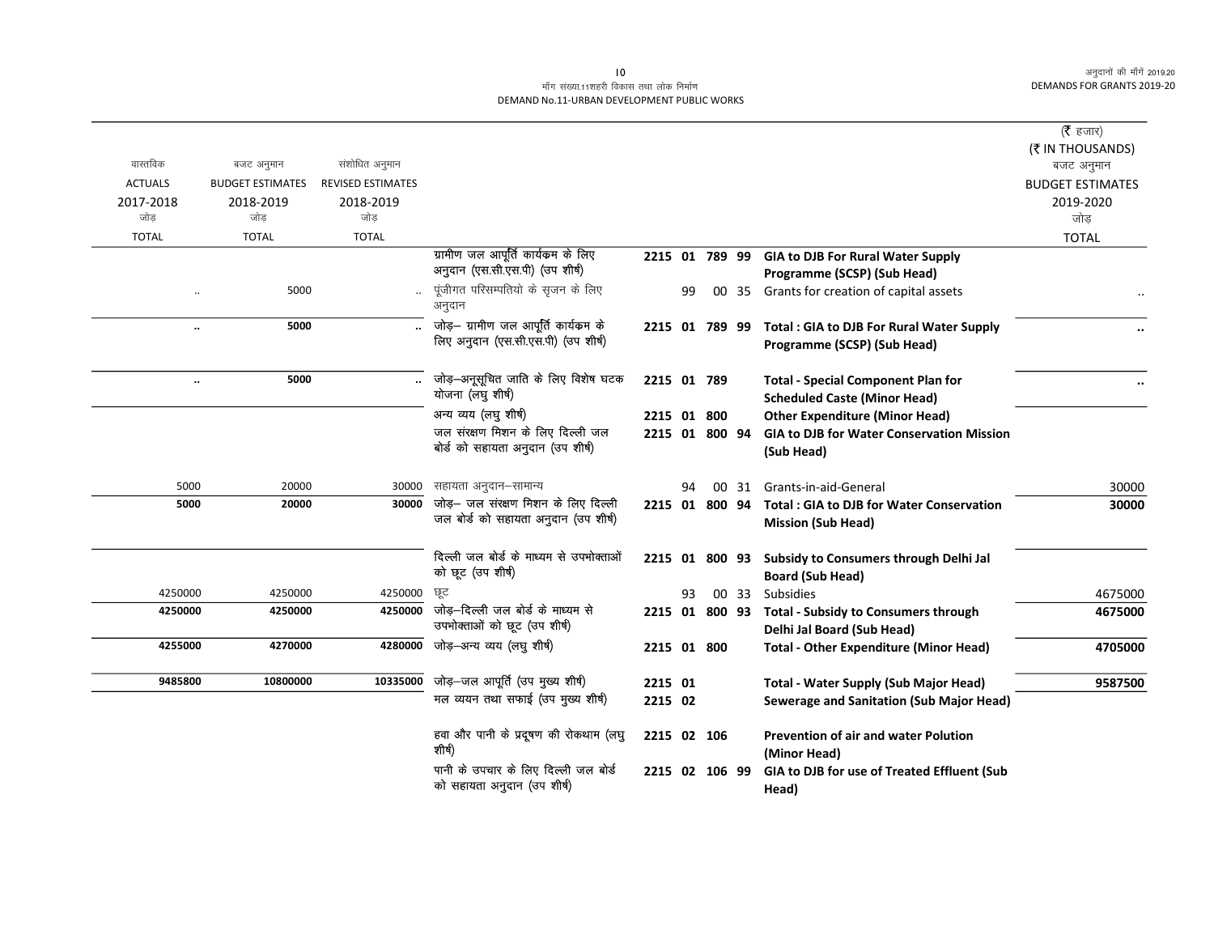माँग संख्या.11शहरी विकास तथा लोक निर्माण
DEMAND No.11-URBAN DEVELOPMENT PUBLIC WORKS

(₹ हजार)
(₹ IN THOUSANDS)

| वास्तविक ACTUALS 2017-2018 जोड़ TOTAL | बजट अनुमान BUDGET ESTIMATES 2018-2019 जोड़ TOTAL | संशोधित अनुमान REVISED ESTIMATES 2018-2019 जोड़ TOTAL | | | | बजट अनुमान BUDGET ESTIMATES 2019-2020 जोड़ TOTAL |
|---|---|---|---|---|---|---|
| | | | ग्रामीण जल आपूर्ति कार्यक्रम के लिए अनुदान (एस.सी.एस.पी) (उप शीर्ष) | **2215 01 789 99** | **GIA to DJB For Rural Water Supply Programme (SCSP) (Sub Head)** | |
| .. | 5000 | .. | पूंजीगत परिसम्पतियो के सृजन के लिए अनुदान | 99 00 35 | Grants for creation of capital assets | .. |
| **..** | **5000** | **..** | जोड़– ग्रामीण जल आपूर्ति कार्यक्रम के लिए अनुदान (एस.सी.एस.पी) (उप शीर्ष) | **2215 01 789 99** | **Total : GIA to DJB For Rural Water Supply Programme (SCSP) (Sub Head)** | **..** |
| **..** | **5000** | **..** | जोड़–अनूसूचित जाति के लिए विशेष घटक योजना (लघु शीर्ष) | **2215 01 789** | **Total - Special Component Plan for Scheduled Caste (Minor Head)** | **..** |
| | | | अन्य व्यय (लघु शीर्ष) | **2215 01 800** | **Other Expenditure (Minor Head)** | |
| | | | जल संरक्षण मिशन के लिए दिल्ली जल बोर्ड को सहायता अनुदान (उप शीर्ष) | **2215 01 800 94** | **GIA to DJB for Water Conservation Mission (Sub Head)** | |
| 5000 | 20000 | 30000 | सहायता अनुदान–सामान्य | 94 00 31 | Grants-in-aid-General | 30000 |
| **5000** | **20000** | **30000** | जोड़– जल संरक्षण मिशन के लिए दिल्ली जल बोर्ड को सहायता अनुदान (उप शीर्ष) | **2215 01 800 94** | **Total : GIA to DJB for Water Conservation Mission (Sub Head)** | **30000** |
| | | | दिल्ली जल बोर्ड के माध्यम से उपभोक्ताओं को छूट (उप शीर्ष) | **2215 01 800 93** | **Subsidy to Consumers through Delhi Jal Board (Sub Head)** | |
| 4250000 | 4250000 | 4250000 | छूट | 93 00 33 | Subsidies | 4675000 |
| **4250000** | **4250000** | **4250000** | जोड़–दिल्ली जल बोर्ड के माध्यम से उपभोक्ताओं को छूट (उप शीर्ष) | **2215 01 800 93** | **Total - Subsidy to Consumers through Delhi Jal Board (Sub Head)** | **4675000** |
| **4255000** | **4270000** | **4280000** | जोड़–अन्य व्यय (लघु शीर्ष) | **2215 01 800** | **Total - Other Expenditure (Minor Head)** | **4705000** |
| **9485800** | **10800000** | **10335000** | जोड़–जल आपूर्ति (उप मुख्य शीर्ष) | **2215 01** | **Total - Water Supply (Sub Major Head)** | **9587500** |
| | | | मल व्ययन तथा सफाई (उप मुख्य शीर्ष) | **2215 02** | **Sewerage and Sanitation (Sub Major Head)** | |
| | | | हवा और पानी के प्रदूषण की रोकथाम (लघु शीर्ष) | **2215 02 106** | **Prevention of air and water Polution (Minor Head)** | |
| | | | पानी के उपचार के लिए दिल्ली जल बोर्ड को सहायता अनुदान (उप शीर्ष) | **2215 02 106 99** | **GIA to DJB for use of Treated Effluent (Sub Head)** | |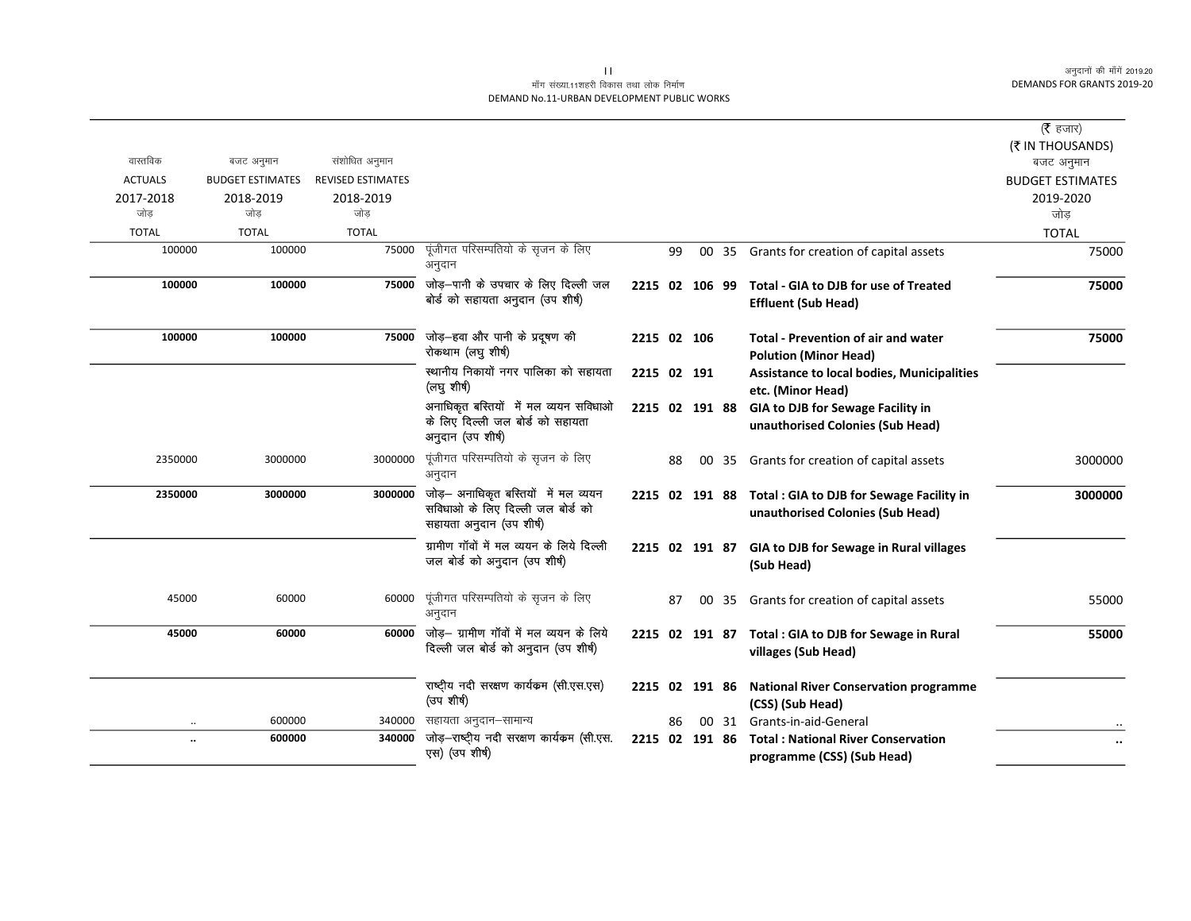मॉंग संख्या.11शहरी विकास तथा लोक निर्माण
DEMAND No.11-URBAN DEVELOPMENT PUBLIC WORKS

| वास्तविक ACTUALS 2017-2018 जोड़ TOTAL | बजट अनुमान BUDGET ESTIMATES 2018-2019 जोड़ TOTAL | संशोधित अनुमान REVISED ESTIMATES 2018-2019 जोड़ TOTAL | | | | (₹ हजार) (₹ IN THOUSANDS) बजट अनुमान BUDGET ESTIMATES 2019-2020 जोड़ TOTAL |
|---|---|---|---|---|---|---|
| 100000 | 100000 | 75000 | पूंजीगत परिसम्पतियो के सृजन के लिए अनुदान | 99 00 35 | Grants for creation of capital assets | 75000 |
| **100000** | **100000** | **75000** | जोड़–पानी के उपचार के लिए दिल्ली जल बोर्ड को सहायता अनुदान (उप शीर्ष) | **2215 02 106 99** | **Total - GIA to DJB for use of Treated Effluent (Sub Head)** | **75000** |
| **100000** | **100000** | **75000** | जोड़–हवा और पानी के प्रदूषण की रोकथाम (लघु शीर्ष) | **2215 02 106** | **Total - Prevention of air and water Polution (Minor Head)** | **75000** |
| | | | स्थानीय निकायों नगर पालिका को सहायता (लघु शीर्ष) | **2215 02 191** | **Assistance to local bodies, Municipalities etc. (Minor Head)** | |
| | | | अनाधिकृत बस्तियों में मल व्ययन सविधाओ के लिए दिल्ली जल बोर्ड को सहायता अनुदान (उप शीर्ष) | **2215 02 191 88** | **GIA to DJB for Sewage Facility in unauthorised Colonies (Sub Head)** | |
| 2350000 | 3000000 | 3000000 | पूंजीगत परिसम्पतियो के सृजन के लिए अनुदान | 88 00 35 | Grants for creation of capital assets | 3000000 |
| **2350000** | **3000000** | **3000000** | जोड़– अनाधिकृत बस्तियों में मल व्ययन सविधाओ के लिए दिल्ली जल बोर्ड को सहायता अनुदान (उप शीर्ष) | **2215 02 191 88** | **Total : GIA to DJB for Sewage Facility in unauthorised Colonies (Sub Head)** | **3000000** |
| | | | ग्रामीण गॉवों में मल व्ययन के लिये दिल्ली जल बोर्ड को अनुदान (उप शीर्ष) | **2215 02 191 87** | **GIA to DJB for Sewage in Rural villages (Sub Head)** | |
| 45000 | 60000 | 60000 | पूंजीगत परिसम्पतियो के सृजन के लिए अनुदान | 87 00 35 | Grants for creation of capital assets | 55000 |
| **45000** | **60000** | **60000** | जोड़– ग्रामीण गॉवों में मल व्ययन के लिये दिल्ली जल बोर्ड को अनुदान (उप शीर्ष) | **2215 02 191 87** | **Total : GIA to DJB for Sewage in Rural villages (Sub Head)** | **55000** |
| | | | राष्ट्रीय नदी सरक्षण कार्यकम (सी.एस.एस) (उप शीर्ष) | **2215 02 191 86** | **National River Conservation programme (CSS) (Sub Head)** | |
| .. | 600000 | 340000 | सहायता अनुदान–सामान्य | 86 00 31 | Grants-in-aid-General | .. |
| **..** | **600000** | **340000** | जोड़–राष्ट्रीय नदी सरक्षण कार्यकम (सी.एस. एस) (उप शीर्ष) | **2215 02 191 86** | **Total : National River Conservation programme (CSS) (Sub Head)** | **..** |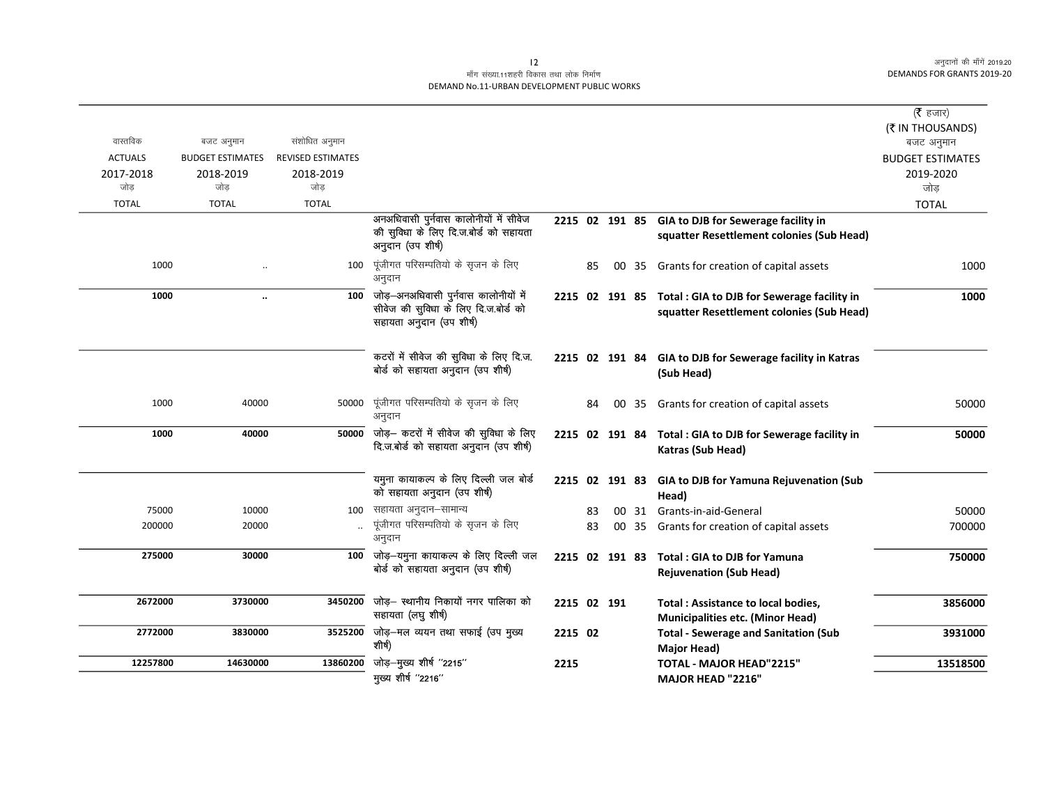माँग संख्या.11शहरी विकास तथा लोक निर्माण
DEMAND No.11-URBAN DEVELOPMENT PUBLIC WORKS

(₹ हजार)
(₹ IN THOUSANDS)

| वास्तविक ACTUALS 2017-2018 जोड़ TOTAL | बजट अनुमान BUDGET ESTIMATES 2018-2019 जोड़ TOTAL | संशोधित अनुमान REVISED ESTIMATES 2018-2019 जोड़ TOTAL | | | | | | | बजट अनुमान BUDGET ESTIMATES 2019-2020 जोड़ TOTAL |
|---|---|---|---|---|---|---|---|---|---|
| | | | अनअधिवासी पुर्नवास कालोनीयों में सीवेज की सुविधा के लिए दि.ज.बोर्ड को सहायता अनुदान (उप शीर्ष) | 2215 | 02 | 191 | 85 | **GIA to DJB for Sewerage facility in squatter Resettlement colonies (Sub Head)** | |
| 1000 | .. | 100 | पूंजीगत परिसम्पतियो के सृजन के लिए अनुदान | | 85 | 00 | 35 | Grants for creation of capital assets | 1000 |
| **1000** | **..** | **100** | जोड़–अनअधिवासी पुर्नवास कालोनीयों में सीवेज की सुविधा के लिए दि.ज.बोर्ड को सहायता अनुदान (उप शीर्ष) | 2215 | 02 | 191 | 85 | **Total : GIA to DJB for Sewerage facility in squatter Resettlement colonies (Sub Head)** | **1000** |
| | | | कटरों में सीवेज की सुविधा के लिए दि.ज. बोर्ड को सहायता अनुदान (उप शीर्ष) | 2215 | 02 | 191 | 84 | **GIA to DJB for Sewerage facility in Katras (Sub Head)** | |
| 1000 | 40000 | 50000 | पूंजीगत परिसम्पतियो के सृजन के लिए अनुदान | | 84 | 00 | 35 | Grants for creation of capital assets | 50000 |
| **1000** | **40000** | **50000** | जोड़– कटरों में सीवेज की सुविधा के लिए दि.ज.बोर्ड को सहायता अनुदान (उप शीर्ष) | 2215 | 02 | 191 | 84 | **Total : GIA to DJB for Sewerage facility in Katras (Sub Head)** | **50000** |
| | | | यमुना कायाकल्प के लिए दिल्ली जल बोर्ड को सहायता अनुदान (उप शीर्ष) | 2215 | 02 | 191 | 83 | **GIA to DJB for Yamuna Rejuvenation (Sub Head)** | |
| 75000 | 10000 | 100 | सहायता अनुदान–सामान्य | | 83 | 00 | 31 | Grants-in-aid-General | 50000 |
| 200000 | 20000 | .. | पूंजीगत परिसम्पतियो के सृजन के लिए अनुदान | | 83 | 00 | 35 | Grants for creation of capital assets | 700000 |
| **275000** | **30000** | **100** | जोड़–यमुना कायाकल्प के लिए दिल्ली जल बोर्ड को सहायता अनुदान (उप शीर्ष) | 2215 | 02 | 191 | 83 | **Total : GIA to DJB for Yamuna Rejuvenation (Sub Head)** | **750000** |
| **2672000** | **3730000** | **3450200** | जोड़– स्थानीय निकायों नगर पालिका को सहायता (लघु शीर्ष) | 2215 | 02 | 191 | | **Total : Assistance to local bodies, Municipalities etc. (Minor Head)** | **3856000** |
| **2772000** | **3830000** | **3525200** | जोड़–मल व्ययन तथा सफाई (उप मुख्य शीर्ष) | 2215 | 02 | | | **Total - Sewerage and Sanitation (Sub Major Head)** | **3931000** |
| **12257800** | **14630000** | **13860200** | जोड़–मुख्य शीर्ष "2215" | 2215 | | | | **TOTAL - MAJOR HEAD"2215"** | **13518500** |
| | | | मुख्य शीर्ष "2216" | | | | | **MAJOR HEAD "2216"** | |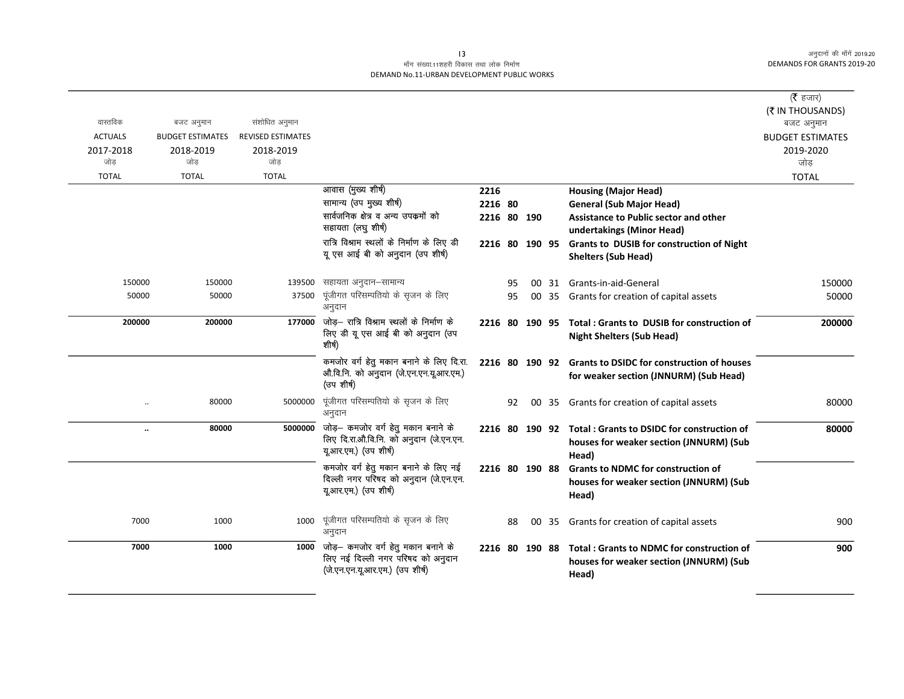माँग संख्या.11शहरी विकास तथा लोक निर्माण
DEMAND No.11-URBAN DEVELOPMENT PUBLIC WORKS

(₹ हजार)
(₹ IN THOUSANDS)

| वास्तविक ACTUALS 2017-2018 जोड़ TOTAL | बजट अनुमान BUDGET ESTIMATES 2018-2019 जोड़ TOTAL | संशोधित अनुमान REVISED ESTIMATES 2018-2019 जोड़ TOTAL | | | | बजट अनुमान BUDGET ESTIMATES 2019-2020 जोड़ TOTAL |
|---|---|---|---|---|---|---|
| | | | आवास (मुख्य शीर्ष) | 2216 | **Housing (Major Head)** | |
| | | | सामान्य (उप मुख्य शीर्ष) | 2216 80 | **General (Sub Major Head)** | |
| | | | सार्वजनिक क्षेत्र व अन्य उपक्रमों को सहायता (लघु शीर्ष) | 2216 80 190 | **Assistance to Public sector and other undertakings (Minor Head)** | |
| | | | रात्रि विश्राम स्थलों के निर्माण के लिए डी यू एस आई बी को अनुदान (उप शीर्ष) | 2216 80 190 95 | **Grants to DUSIB for construction of Night Shelters (Sub Head)** | |
| 150000 | 150000 | 139500 | सहायता अनुदान–सामान्य | 95 00 31 | Grants-in-aid-General | 150000 |
| 50000 | 50000 | 37500 | पूंजीगत परिसम्पतियो के सृजन के लिए अनुदान | 95 00 35 | Grants for creation of capital assets | 50000 |
| **200000** | **200000** | **177000** | जोड़– रात्रि विश्राम स्थलों के निर्माण के लिए डी यू एस आई बी को अनुदान (उप शीर्ष) | 2216 80 190 95 | **Total : Grants to DUSIB for construction of Night Shelters (Sub Head)** | **200000** |
| | | | कमजोर वर्ग हेतु मकान बनाने के लिए दि.रा. औ.वि.नि. को अनुदान (जे.एन.एन.यू.आर.एम.) (उप शीर्ष) | 2216 80 190 92 | **Grants to DSIDC for construction of houses for weaker section (JNNURM) (Sub Head)** | |
| .. | 80000 | 5000000 | पूंजीगत परिसम्पतियो के सृजन के लिए अनुदान | 92 00 35 | Grants for creation of capital assets | 80000 |
| **..** | **80000** | **5000000** | जोड़– कमजोर वर्ग हेतु मकान बनाने के लिए दि.रा.औ.वि.नि. को अनुदान (जे.एन.एन. यू.आर.एम.) (उप शीर्ष) | 2216 80 190 92 | **Total : Grants to DSIDC for construction of houses for weaker section (JNNURM) (Sub Head)** | **80000** |
| | | | कमजोर वर्ग हेतु मकान बनाने के लिए नई दिल्ली नगर परिषद को अनुदान (जे.एन.एन. यू.आर.एम.) (उप शीर्ष) | 2216 80 190 88 | **Grants to NDMC for construction of houses for weaker section (JNNURM) (Sub Head)** | |
| 7000 | 1000 | 1000 | पूंजीगत परिसम्पतियो के सृजन के लिए अनुदान | 88 00 35 | Grants for creation of capital assets | 900 |
| **7000** | **1000** | **1000** | जोड़– कमजोर वर्ग हेतु मकान बनाने के लिए नई दिल्ली नगर परिषद को अनुदान (जे.एन.एन.यू.आर.एम.) (उप शीर्ष) | 2216 80 190 88 | **Total : Grants to NDMC for construction of houses for weaker section (JNNURM) (Sub Head)** | **900** |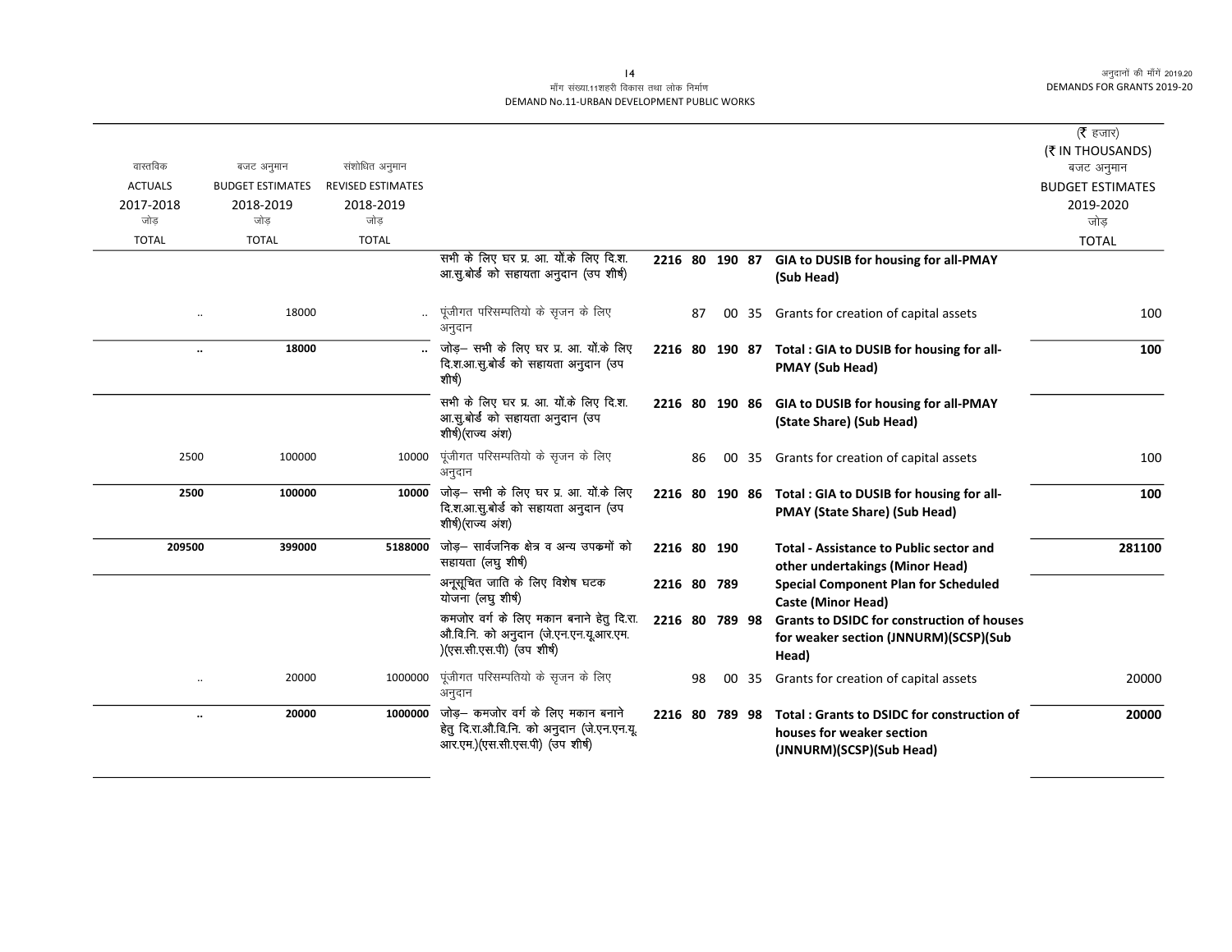मॉंग संख्या.11शहरी विकास तथा लोक निर्माण
DEMAND No.11-URBAN DEVELOPMENT PUBLIC WORKS

(₹ हजार)
(₹ IN THOUSANDS)

| वास्तविक ACTUALS 2017-2018 जोड़ TOTAL | बजट अनुमान BUDGET ESTIMATES 2018-2019 जोड़ TOTAL | संशोधित अनुमान REVISED ESTIMATES 2018-2019 जोड़ TOTAL | | | | | | | बजट अनुमान BUDGET ESTIMATES 2019-2020 जोड़ TOTAL |
|---|---|---|---|---|---|---|---|---|---|
| | | | सभी के लिए घर प्र. आ. यों.के लिए दि.श. आ.सु.बोर्ड को सहायता अनुदान (उप शीर्ष) | 2216 80 | 190 | 87 | | **GIA to DUSIB for housing for all-PMAY (Sub Head)** | |
| .. | 18000 | .. | पूंजीगत परिसम्पतियो के सृजन के लिए अनुदान | 87 | | 00 | 35 | Grants for creation of capital assets | 100 |
| **..** | **18000** | **..** | जोड़– सभी के लिए घर प्र. आ. यों.के लिए दि.श.आ.सु.बोर्ड को सहायता अनुदान (उप शीर्ष) | 2216 80 | 190 | 87 | | **Total : GIA to DUSIB for housing for all-PMAY (Sub Head)** | **100** |
| | | | सभी के लिए घर प्र. आ. यों.के लिए दि.श. आ.सु.बोर्ड को सहायता अनुदान (उप शीर्ष)(राज्य अंश) | 2216 80 | 190 | 86 | | **GIA to DUSIB for housing for all-PMAY (State Share) (Sub Head)** | |
| 2500 | 100000 | 10000 | पूंजीगत परिसम्पतियो के सृजन के लिए अनुदान | 86 | | 00 | 35 | Grants for creation of capital assets | 100 |
| **2500** | **100000** | **10000** | जोड़– सभी के लिए घर प्र. आ. यों.के लिए दि.श.आ.सु.बोर्ड को सहायता अनुदान (उप शीर्ष)(राज्य अंश) | 2216 80 | 190 | 86 | | **Total : GIA to DUSIB for housing for all-PMAY (State Share) (Sub Head)** | **100** |
| **209500** | **399000** | **5188000** | जोड़– सार्वजनिक क्षेत्र व अन्य उपकमों को सहायता (लघु शीर्ष) | 2216 80 | 190 | | | **Total - Assistance to Public sector and other undertakings (Minor Head)** | **281100** |
| | | | अनूसूचित जाति के लिए विशेष घटक योजना (लघु शीर्ष) | 2216 80 | 789 | | | **Special Component Plan for Scheduled Caste (Minor Head)** | |
| | | | कमजोर वर्ग के लिए मकान बनाने हेतु दि.रा. औ.वि.नि. को अनुदान (जे.एन.एन.यू.आर.एम.)(एस.सी.एस.पी) (उप शीर्ष) | 2216 80 | 789 | 98 | | **Grants to DSIDC for construction of houses for weaker section (JNNURM)(SCSP)(Sub Head)** | |
| .. | 20000 | 1000000 | पूंजीगत परिसम्पतियो के सृजन के लिए अनुदान | 98 | | 00 | 35 | Grants for creation of capital assets | 20000 |
| **..** | **20000** | **1000000** | जोड़– कमजोर वर्ग के लिए मकान बनाने हेतु दि.रा.औ.वि.नि. को अनुदान (जे.एन.एन.यू.आर.एम.)(एस.सी.एस.पी) (उप शीर्ष) | 2216 80 | 789 | 98 | | **Total : Grants to DSIDC for construction of houses for weaker section (JNNURM)(SCSP)(Sub Head)** | **20000** |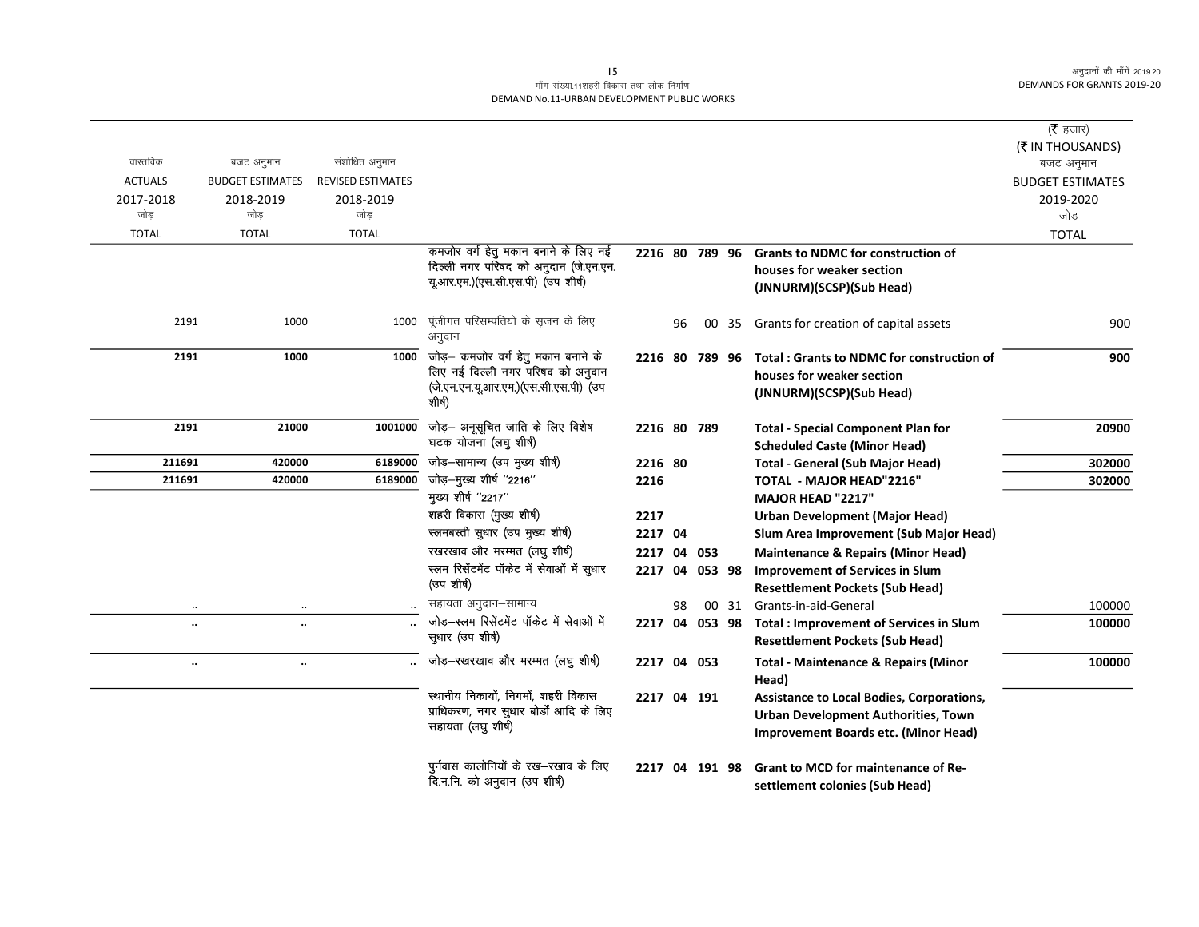मॉंग संख्या.11शहरी विकास तथा लोक निर्माण
DEMAND No.11-URBAN DEVELOPMENT PUBLIC WORKS

| वास्तविक ACTUALS 2017-2018 जोड़ TOTAL | बजट अनुमान BUDGET ESTIMATES 2018-2019 जोड़ TOTAL | संशोधित अनुमान REVISED ESTIMATES 2018-2019 जोड़ TOTAL | | | | (₹ हजार) (₹ IN THOUSANDS) बजट अनुमान BUDGET ESTIMATES 2019-2020 जोड़ TOTAL |
|---|---|---|---|---|---|---|
| | | | कमजोर वर्ग हेतु मकान बनाने के लिए नई दिल्ली नगर परिषद को अनुदान (जे.एन.एन.यू.आर.एम.)(एस.सी.एस.पी) (उप शीर्ष) | 2216 80 789 96 | **Grants to NDMC for construction of houses for weaker section (JNNURM)(SCSP)(Sub Head)** | |
| 2191 | 1000 | 1000 | पूंजीगत परिसम्पतियो के सृजन के लिए अनुदान | 96 00 35 | Grants for creation of capital assets | 900 |
| **2191** | **1000** | **1000** | जोड़– कमजोर वर्ग हेतु मकान बनाने के लिए नई दिल्ली नगर परिषद को अनुदान (जे.एन.एन.यू.आर.एम.)(एस.सी.एस.पी) (उप शीर्ष) | 2216 80 789 96 | **Total : Grants to NDMC for construction of houses for weaker section (JNNURM)(SCSP)(Sub Head)** | **900** |
| **2191** | **21000** | **1001000** | जोड़– अनूसूचित जाति के लिए विशेष घटक योजना (लघु शीर्ष) | 2216 80 789 | **Total - Special Component Plan for Scheduled Caste (Minor Head)** | **20900** |
| **211691** | **420000** | **6189000** | जोड़–सामान्य (उप मुख्य शीर्ष) | 2216 80 | **Total - General (Sub Major Head)** | **302000** |
| **211691** | **420000** | **6189000** | जोड़–मुख्य शीर्ष ''2216'' | 2216 | **TOTAL - MAJOR HEAD"2216"** | **302000** |
| | | | मुख्य शीर्ष ''2217'' | | **MAJOR HEAD "2217"** | |
| | | | शहरी विकास (मुख्य शीर्ष) | 2217 | **Urban Development (Major Head)** | |
| | | | स्लमबस्ती सुधार (उप मुख्य शीर्ष) | 2217 04 | **Slum Area Improvement (Sub Major Head)** | |
| | | | रखरखाव और मरम्मत (लघु शीर्ष) | 2217 04 053 | **Maintenance & Repairs (Minor Head)** | |
| | | | स्लम रिसेंटमेंट पॉकेट में सेवाओं में सुधार (उप शीर्ष) | 2217 04 053 98 | **Improvement of Services in Slum Resettlement Pockets (Sub Head)** | |
| .. | .. | .. | सहायता अनुदान–सामान्य | 98 00 31 | Grants-in-aid-General | 100000 |
| **..** | **..** | **..** | जोड़–स्लम रिसेंटमेंट पॉकेट में सेवाओं में सुधार (उप शीर्ष) | 2217 04 053 98 | **Total : Improvement of Services in Slum Resettlement Pockets (Sub Head)** | **100000** |
| **..** | **..** | **..** | जोड़–रखरखाव और मरम्मत (लघु शीर्ष) | 2217 04 053 | **Total - Maintenance & Repairs (Minor Head)** | **100000** |
| | | | स्थानीय निकायों, निगमों, शहरी विकास प्राधिकरण, नगर सुधार बोर्डो आदि के लिए सहायता (लघु शीर्ष) | 2217 04 191 | **Assistance to Local Bodies, Corporations, Urban Development Authorities, Town Improvement Boards etc. (Minor Head)** | |
| | | | पुर्नवास कालोनियों के रख–रखाव के लिए दि.न.नि. को अनुदान (उप शीर्ष) | 2217 04 191 98 | **Grant to MCD for maintenance of Re-settlement colonies (Sub Head)** | |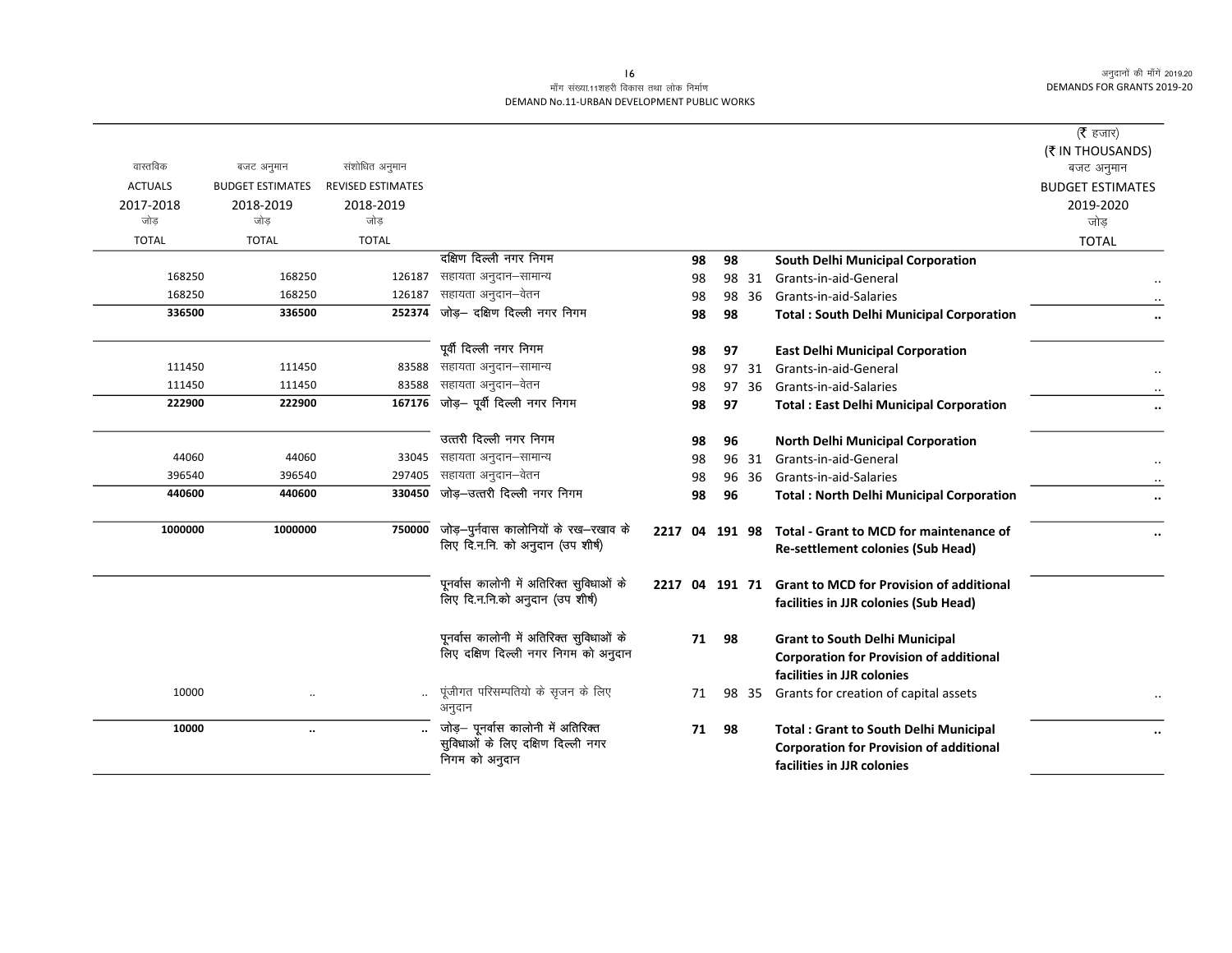मॉंग संख्या.11शहरी विकास तथा लोक निर्माण
DEMAND No.11-URBAN DEVELOPMENT PUBLIC WORKS

| वास्तविक ACTUALS 2017-2018 जोड़ TOTAL | बजट अनुमान BUDGET ESTIMATES 2018-2019 जोड़ TOTAL | संशोधित अनुमान REVISED ESTIMATES 2018-2019 जोड़ TOTAL | | | | | | | (₹ हजार) (₹ IN THOUSANDS) बजट अनुमान BUDGET ESTIMATES 2019-2020 जोड़ TOTAL |
|---|---|---|---|---|---|---|---|---|---|
| | | | दक्षिण दिल्ली नगर निगम | | 98 | 98 | | **South Delhi Municipal Corporation** | |
| 168250 | 168250 | 126187 | सहायता अनुदान–सामान्य | | 98 | 98 | 31 | Grants-in-aid-General | .. |
| 168250 | 168250 | 126187 | सहायता अनुदान–वेतन | | 98 | 98 | 36 | Grants-in-aid-Salaries | .. |
| **336500** | **336500** | **252374** | जोड़– दक्षिण दिल्ली नगर निगम | | **98** | **98** | | **Total : South Delhi Municipal Corporation** | **..** |
| | | | पूर्वी दिल्ली नगर निगम | | 98 | 97 | | **East Delhi Municipal Corporation** | |
| 111450 | 111450 | 83588 | सहायता अनुदान–सामान्य | | 98 | 97 | 31 | Grants-in-aid-General | .. |
| 111450 | 111450 | 83588 | सहायता अनुदान–वेतन | | 98 | 97 | 36 | Grants-in-aid-Salaries | .. |
| **222900** | **222900** | **167176** | जोड़– पूर्वी दिल्ली नगर निगम | | **98** | **97** | | **Total : East Delhi Municipal Corporation** | **..** |
| | | | उत्तरी दिल्ली नगर निगम | | 98 | 96 | | **North Delhi Municipal Corporation** | |
| 44060 | 44060 | 33045 | सहायता अनुदान–सामान्य | | 98 | 96 | 31 | Grants-in-aid-General | .. |
| 396540 | 396540 | 297405 | सहायता अनुदान–वेतन | | 98 | 96 | 36 | Grants-in-aid-Salaries | .. |
| **440600** | **440600** | **330450** | जोड़–उत्तरी दिल्ली नगर निगम | | **98** | **96** | | **Total : North Delhi Municipal Corporation** | **..** |
| **1000000** | **1000000** | **750000** | जोड़–पुर्नवास कालोनियों के रख–रखाव के लिए दि.न.नि. को अनुदान (उप शीर्ष) | **2217** | **04** | **191** | **98** | **Total - Grant to MCD for maintenance of Re-settlement colonies (Sub Head)** | **..** |
| | | | पूनर्वास कालोनी में अतिरिक्त सुविधाओं के लिए दि.न.नि.को अनुदान (उप शीर्ष) | **2217** | **04** | **191** | **71** | **Grant to MCD for Provision of additional facilities in JJR colonies (Sub Head)** | |
| | | | पूनर्वास कालोनी में अतिरिक्त सुविधाओं के लिए दक्षिण दिल्ली नगर निगम को अनुदान | | 71 | 98 | | **Grant to South Delhi Municipal Corporation for Provision of additional facilities in JJR colonies** | |
| 10000 | .. | .. | पूंजीगत परिसम्पतियो के सृजन के लिए अनुदान | | 71 | 98 | 35 | Grants for creation of capital assets | .. |
| **10000** | **..** | **..** | जोड़– पूनर्वास कालोनी में अतिरिक्त सुविधाओं के लिए दक्षिण दिल्ली नगर निगम को अनुदान | | **71** | **98** | | **Total : Grant to South Delhi Municipal Corporation for Provision of additional facilities in JJR colonies** | **..** |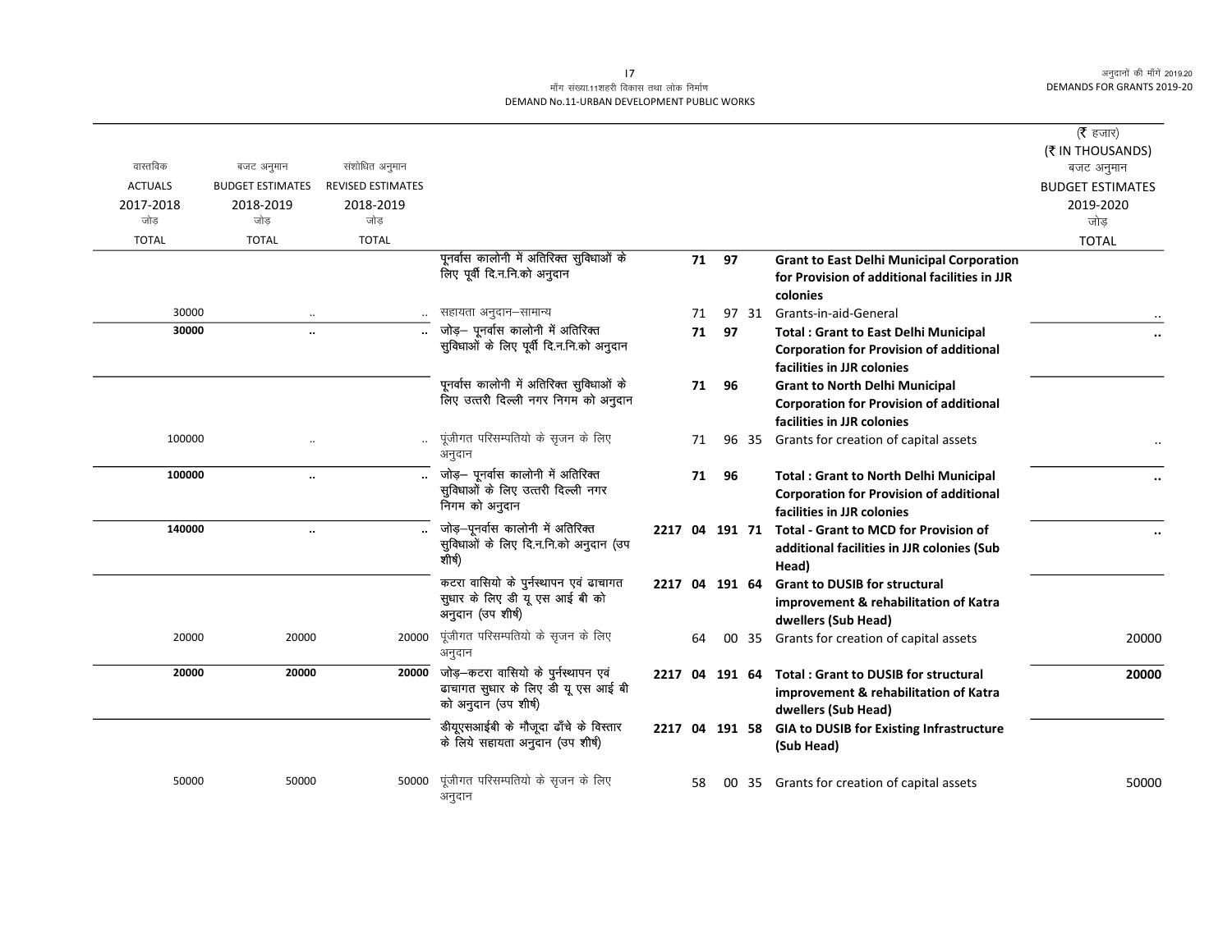मॉंग संख्या.11शहरी विकास तथा लोक निर्माण
DEMAND No.11-URBAN DEVELOPMENT PUBLIC WORKS

| वास्तविक ACTUALS 2017-2018 जोड़ TOTAL | बजट अनुमान BUDGET ESTIMATES 2018-2019 जोड़ TOTAL | संशोधित अनुमान REVISED ESTIMATES 2018-2019 जोड़ TOTAL | | | | | | | (₹ हजार) (₹ IN THOUSANDS) बजट अनुमान BUDGET ESTIMATES 2019-2020 जोड़ TOTAL |
|---|---|---|---|---|---|---|---|---|---|
| | | | पूनर्वास कालोनी में अतिरिक्त सुविधाओं के लिए पूर्वी दि.न.नि.को अनुदान | | | **71** | **97** | **Grant to East Delhi Municipal Corporation for Provision of additional facilities in JJR colonies** | |
| 30000 | .. | .. | सहायता अनुदान–सामान्य | | | 71 | 97 31 | Grants-in-aid-General | .. |
| **30000** | **..** | **..** | जोड़– पूनर्वास कालोनी में अतिरिक्त सुविधाओं के लिए पूर्वी दि.न.नि.को अनुदान | | | **71** | **97** | **Total : Grant to East Delhi Municipal Corporation for Provision of additional facilities in JJR colonies** | **..** |
| | | | पूनर्वास कालोनी में अतिरिक्त सुविधाओं के लिए उत्तरी दिल्ली नगर निगम को अनुदान | | | **71** | **96** | **Grant to North Delhi Municipal Corporation for Provision of additional facilities in JJR colonies** | |
| 100000 | .. | .. | पूंजीगत परिसम्पतियो के सृजन के लिए अनुदान | | | 71 | 96 35 | Grants for creation of capital assets | .. |
| **100000** | **..** | **..** | जोड़– पूनर्वास कालोनी में अतिरिक्त सुविधाओं के लिए उत्तरी दिल्ली नगर निगम को अनुदान | | | **71** | **96** | **Total : Grant to North Delhi Municipal Corporation for Provision of additional facilities in JJR colonies** | **..** |
| **140000** | **..** | **..** | जोड़–पूनर्वास कालोनी में अतिरिक्त सुविधाओं के लिए दि.न.नि.को अनुदान (उप शीर्ष) | **2217** | **04** | **191** | **71** | **Total - Grant to MCD for Provision of additional facilities in JJR colonies (Sub Head)** | **..** |
| | | | कटरा वासियो के पुर्नस्थापन एवं ढाचागत सुधार के लिए डी यू एस आई बी को अनुदान (उप शीर्ष) | **2217** | **04** | **191** | **64** | **Grant to DUSIB for structural improvement & rehabilitation of Katra dwellers (Sub Head)** | |
| 20000 | 20000 | 20000 | पूंजीगत परिसम्पतियो के सृजन के लिए अनुदान | | | 64 | 00 35 | Grants for creation of capital assets | 20000 |
| **20000** | **20000** | **20000** | जोड़–कटरा वासियो के पुर्नस्थापन एवं ढाचागत सुधार के लिए डी यू एस आई बी को अनुदान (उप शीर्ष) | **2217** | **04** | **191** | **64** | **Total : Grant to DUSIB for structural improvement & rehabilitation of Katra dwellers (Sub Head)** | **20000** |
| | | | डीयूएसआईबी के मौजूदा ढॉंचे के विस्तार के लिये सहायता अनुदान (उप शीर्ष) | **2217** | **04** | **191** | **58** | **GIA to DUSIB for Existing Infrastructure (Sub Head)** | |
| 50000 | 50000 | 50000 | पूंजीगत परिसम्पतियो के सृजन के लिए अनुदान | | | 58 | 00 35 | Grants for creation of capital assets | 50000 |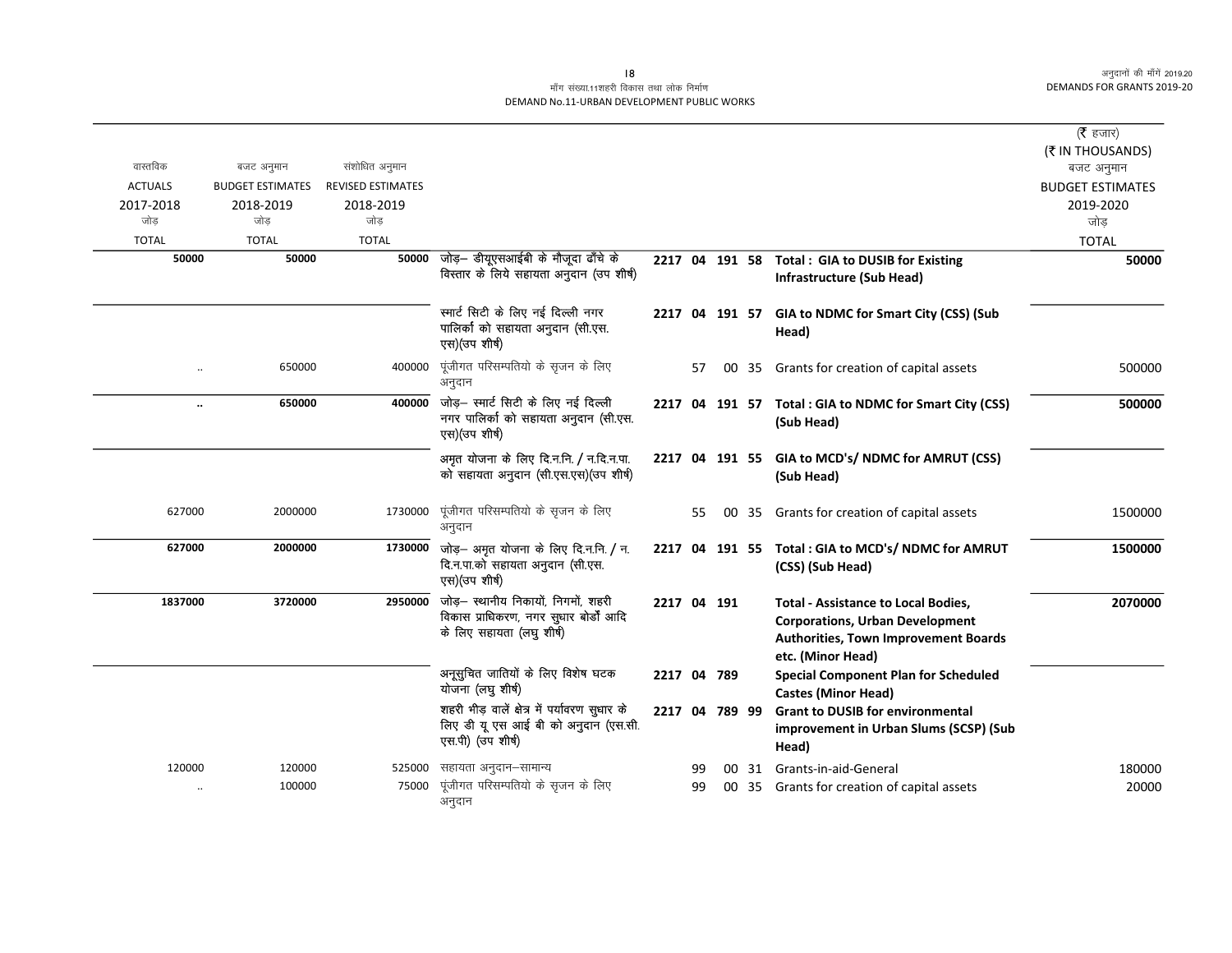माँग संख्या.11शहरी विकास तथा लोक निर्माण
DEMAND No.11-URBAN DEVELOPMENT PUBLIC WORKS

(₹ हजार)
(₹ IN THOUSANDS)

| वास्तविक ACTUALS 2017-2018 जोड़ TOTAL | बजट अनुमान BUDGET ESTIMATES 2018-2019 जोड़ TOTAL | संशोधित अनुमान REVISED ESTIMATES 2018-2019 जोड़ TOTAL | | | | | | | | बजट अनुमान BUDGET ESTIMATES 2019-2020 जोड़ TOTAL |
|---|---|---|---|---|---|---|---|---|---|---|
| **50000** | **50000** | **50000** | जोड़– डीयूएसआईबी के मौजूदा ढाँचे के विस्तार के लिये सहायता अनुदान (उप शीर्ष) | **2217** | **04** | **191** | **58** | | **Total : GIA to DUSIB for Existing Infrastructure (Sub Head)** | **50000** |
| | | | स्मार्ट सिटी के लिए नई दिल्ली नगर पालिका को सहायता अनुदान (सी.एस.एस)(उप शीर्ष) | **2217** | **04** | **191** | **57** | | **GIA to NDMC for Smart City (CSS) (Sub Head)** | |
| .. | 650000 | 400000 | पूंजीगत परिसम्पतियो के सृजन के लिए अनुदान | | 57 | | 00 | 35 | Grants for creation of capital assets | 500000 |
| **..** | **650000** | **400000** | जोड़– स्मार्ट सिटी के लिए नई दिल्ली नगर पालिका को सहायता अनुदान (सी.एस.एस)(उप शीर्ष) | **2217** | **04** | **191** | **57** | | **Total : GIA to NDMC for Smart City (CSS) (Sub Head)** | **500000** |
| | | | अमृत योजना के लिए दि.न.नि. / न.दि.न.पा. को सहायता अनुदान (सी.एस.एस)(उप शीर्ष) | **2217** | **04** | **191** | **55** | | **GIA to MCD's/ NDMC for AMRUT (CSS) (Sub Head)** | |
| 627000 | 2000000 | 1730000 | पूंजीगत परिसम्पतियो के सृजन के लिए अनुदान | | 55 | | 00 | 35 | Grants for creation of capital assets | 1500000 |
| **627000** | **2000000** | **1730000** | जोड़– अमृत योजना के लिए दि.न.नि. / न.दि.न.पा.को सहायता अनुदान (सी.एस.एस)(उप शीर्ष) | **2217** | **04** | **191** | **55** | | **Total : GIA to MCD's/ NDMC for AMRUT (CSS) (Sub Head)** | **1500000** |
| **1837000** | **3720000** | **2950000** | जोड़– स्थानीय निकायों, निगमों, शहरी विकास प्राधिकरण, नगर सुधार बोर्डों आदि के लिए सहायता (लघु शीर्ष) | **2217** | **04** | **191** | | | **Total - Assistance to Local Bodies, Corporations, Urban Development Authorities, Town Improvement Boards etc. (Minor Head)** | **2070000** |
| | | | अनूसुचित जातियों के लिए विशेष घटक योजना (लघु शीर्ष) | **2217** | **04** | **789** | | | **Special Component Plan for Scheduled Castes (Minor Head)** | |
| | | | शहरी भीड़ वालें क्षेत्र में पर्यावरण सुधार के लिए डी यू एस आई बी को अनुदान (एस.सी.एस.पी) (उप शीर्ष) | **2217** | **04** | **789** | **99** | | **Grant to DUSIB for environmental improvement in Urban Slums (SCSP) (Sub Head)** | |
| 120000 | 120000 | 525000 | सहायता अनुदान–सामान्य | | 99 | | 00 | 31 | Grants-in-aid-General | 180000 |
| .. | 100000 | 75000 | पूंजीगत परिसम्पतियो के सृजन के लिए अनुदान | | 99 | | 00 | 35 | Grants for creation of capital assets | 20000 |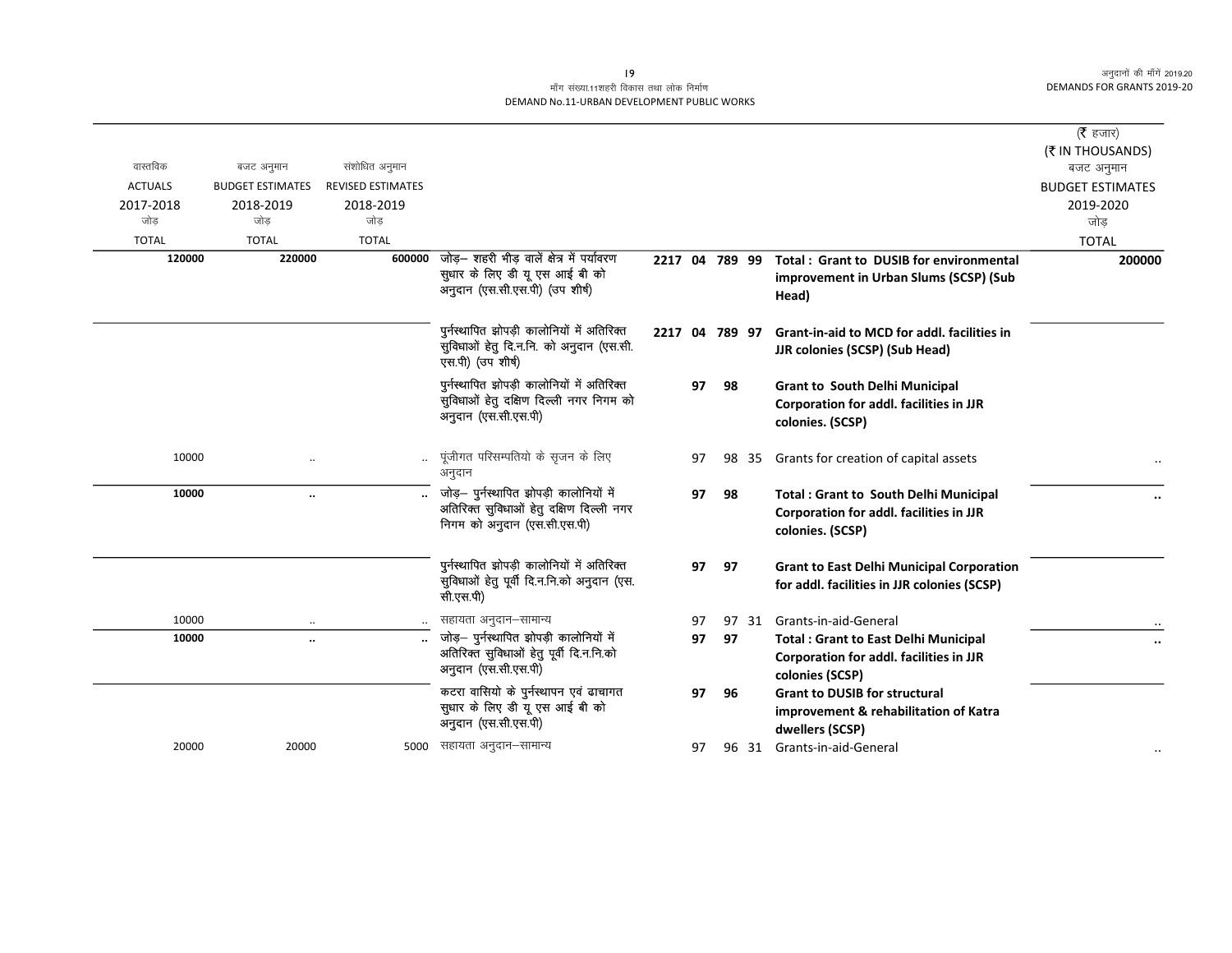मॉंग संख्या.11शहरी विकास तथा लोक निर्माण
DEMAND No.11-URBAN DEVELOPMENT PUBLIC WORKS

(₹ हजार)
(₹ IN THOUSANDS)

| वास्तविक ACTUALS 2017-2018 जोड़ TOTAL | बजट अनुमान BUDGET ESTIMATES 2018-2019 जोड़ TOTAL | संशोधित अनुमान REVISED ESTIMATES 2018-2019 जोड़ TOTAL | | | | | | | बजट अनुमान BUDGET ESTIMATES 2019-2020 जोड़ TOTAL |
|---|---|---|---|---|---|---|---|---|---|
| **120000** | **220000** | **600000** | जोड़– शहरी भीड़ वालें क्षेत्र में पर्यावरण सुधार के लिए डी यू एस आई बी को अनुदान (एस.सी.एस.पी) (उप शीर्ष) | **2217** | **04** | **789** | **99** | **Total : Grant to DUSIB for environmental improvement in Urban Slums (SCSP) (Sub Head)** | **200000** |
| | | | पुर्नस्थापित झोपड़ी कालोनियों में अतिरिक्त सुविधाओं हेतु दि.न.नि. को अनुदान (एस.सी.एस.पी) (उप शीर्ष) | **2217** | **04** | **789** | **97** | **Grant-in-aid to MCD for addl. facilities in JJR colonies (SCSP) (Sub Head)** | |
| | | | पुर्नस्थापित झोपड़ी कालोनियों में अतिरिक्त सुविधाओं हेतु दक्षिण दिल्ली नगर निगम को अनुदान (एस.सी.एस.पी) | | | **97** | **98** | **Grant to South Delhi Municipal Corporation for addl. facilities in JJR colonies. (SCSP)** | |
| 10000 | .. | .. | पूंजीगत परिसम्पतियो के सृजन के लिए अनुदान | | | 97 | 98 35 | Grants for creation of capital assets | .. |
| **10000** | **..** | **..** | जोड़– पुर्नस्थापित झोपड़ी कालोनियों में अतिरिक्त सुविधाओं हेतु दक्षिण दिल्ली नगर निगम को अनुदान (एस.सी.एस.पी) | | | **97** | **98** | **Total : Grant to South Delhi Municipal Corporation for addl. facilities in JJR colonies. (SCSP)** | **..** |
| | | | पुर्नस्थापित झोपड़ी कालोनियों में अतिरिक्त सुविधाओं हेतु पूर्वी दि.न.नि.को अनुदान (एस.सी.एस.पी) | | | **97** | **97** | **Grant to East Delhi Municipal Corporation for addl. facilities in JJR colonies (SCSP)** | |
| 10000 | .. | .. | सहायता अनुदान–सामान्य | | | 97 | 97 31 | Grants-in-aid-General | .. |
| **10000** | **..** | **..** | जोड़– पुर्नस्थापित झोपड़ी कालोनियों में अतिरिक्त सुविधाओं हेतु पूर्वी दि.न.नि.को अनुदान (एस.सी.एस.पी) | | | **97** | **97** | **Total : Grant to East Delhi Municipal Corporation for addl. facilities in JJR colonies (SCSP)** | **..** |
| | | | कटरा वासियो के पुर्नस्थापन एवं ढाचागत सुधार के लिए डी यू एस आई बी को अनुदान (एस.सी.एस.पी) | | | **97** | **96** | **Grant to DUSIB for structural improvement & rehabilitation of Katra dwellers (SCSP)** | |
| 20000 | 20000 | 5000 | सहायता अनुदान–सामान्य | | | 97 | 96 31 | Grants-in-aid-General | .. |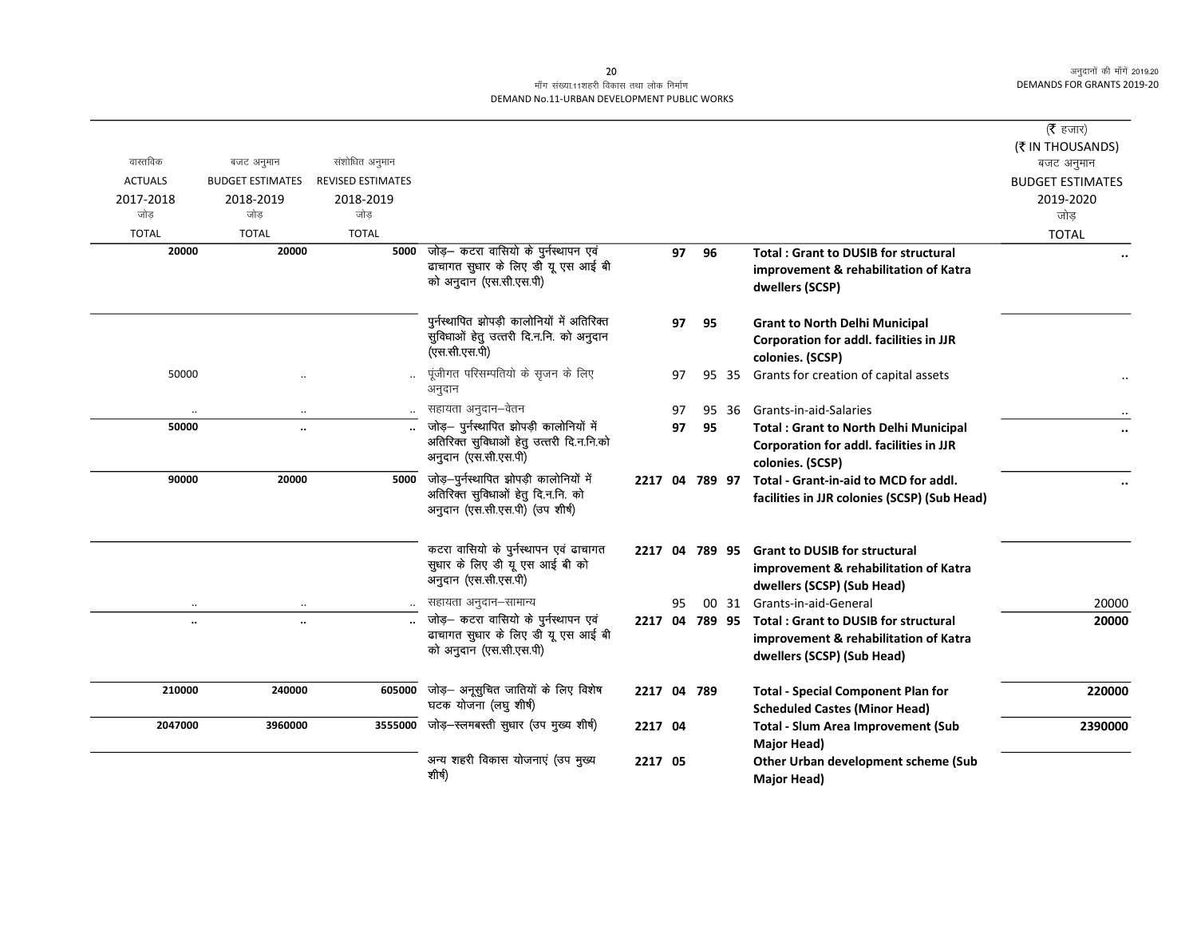माँग संख्या.11शहरी विकास तथा लोक निर्माण
DEMAND No.11-URBAN DEVELOPMENT PUBLIC WORKS

(₹ हजार)
(₹ IN THOUSANDS)

| वास्तविक ACTUALS 2017-2018 जोड़ TOTAL | बजट अनुमान BUDGET ESTIMATES 2018-2019 जोड़ TOTAL | संशोधित अनुमान REVISED ESTIMATES 2018-2019 जोड़ TOTAL | | | | | | | बजट अनुमान BUDGET ESTIMATES 2019-2020 जोड़ TOTAL |
|---|---|---|---|---|---|---|---|---|---|
| 20000 | 20000 | 5000 | जोड़– कटरा वासियो के पुर्नस्थापन एवं ढाचागत सुधार के लिए डी यू एस आई बी को अनुदान (एस.सी.एस.पी) | | | 97 | 96 | **Total : Grant to DUSIB for structural improvement & rehabilitation of Katra dwellers (SCSP)** | .. |
| | | | पुर्नस्थापित झोपड़ी कालोनियों में अतिरिक्त सुविधाओं हेतु उत्तरी दि.न.नि. को अनुदान (एस.सी.एस.पी) | | | 97 | 95 | **Grant to North Delhi Municipal Corporation for addl. facilities in JJR colonies. (SCSP)** | |
| 50000 | .. | .. | पूंजीगत परिसम्पतियो के सृजन के लिए अनुदान | | | 97 | 95 35 | Grants for creation of capital assets | .. |
| .. | .. | .. | सहायता अनुदान–वेतन | | | 97 | 95 36 | Grants-in-aid-Salaries | .. |
| 50000 | .. | .. | जोड़– पुर्नस्थापित झोपड़ी कालोनियों में अतिरिक्त सुविधाओं हेतु उत्तरी दि.न.नि.को अनुदान (एस.सी.एस.पी) | | | 97 | 95 | **Total : Grant to North Delhi Municipal Corporation for addl. facilities in JJR colonies. (SCSP)** | .. |
| 90000 | 20000 | 5000 | जोड़–पुर्नस्थापित झोपड़ी कालोनियों में अतिरिक्त सुविधाओं हेतु दि.न.नि. को अनुदान (एस.सी.एस.पी) (उप शीर्ष) | 2217 | 04 | 789 | 97 | **Total - Grant-in-aid to MCD for addl. facilities in JJR colonies (SCSP) (Sub Head)** | .. |
| | | | कटरा वासियो के पुर्नस्थापन एवं ढाचागत सुधार के लिए डी यू एस आई बी को अनुदान (एस.सी.एस.पी) | 2217 | 04 | 789 | 95 | **Grant to DUSIB for structural improvement & rehabilitation of Katra dwellers (SCSP) (Sub Head)** | |
| .. | .. | .. | सहायता अनुदान–सामान्य | | | 95 | 00 31 | Grants-in-aid-General | 20000 |
| .. | .. | .. | जोड़– कटरा वासियो के पुर्नस्थापन एवं ढाचागत सुधार के लिए डी यू एस आई बी को अनुदान (एस.सी.एस.पी) | 2217 | 04 | 789 | 95 | **Total : Grant to DUSIB for structural improvement & rehabilitation of Katra dwellers (SCSP) (Sub Head)** | 20000 |
| 210000 | 240000 | 605000 | जोड़– अनूसुचित जातियों के लिए विशेष घटक योजना (लघु शीर्ष) | 2217 | 04 | 789 | | **Total - Special Component Plan for Scheduled Castes (Minor Head)** | 220000 |
| 2047000 | 3960000 | 3555000 | जोड़–स्लमबस्ती सुधार (उप मुख्य शीर्ष) | 2217 | 04 | | | **Total - Slum Area Improvement (Sub Major Head)** | 2390000 |
| | | | अन्य शहरी विकास योजनाएं (उप मुख्य शीर्ष) | 2217 | 05 | | | **Other Urban development scheme (Sub Major Head)** | |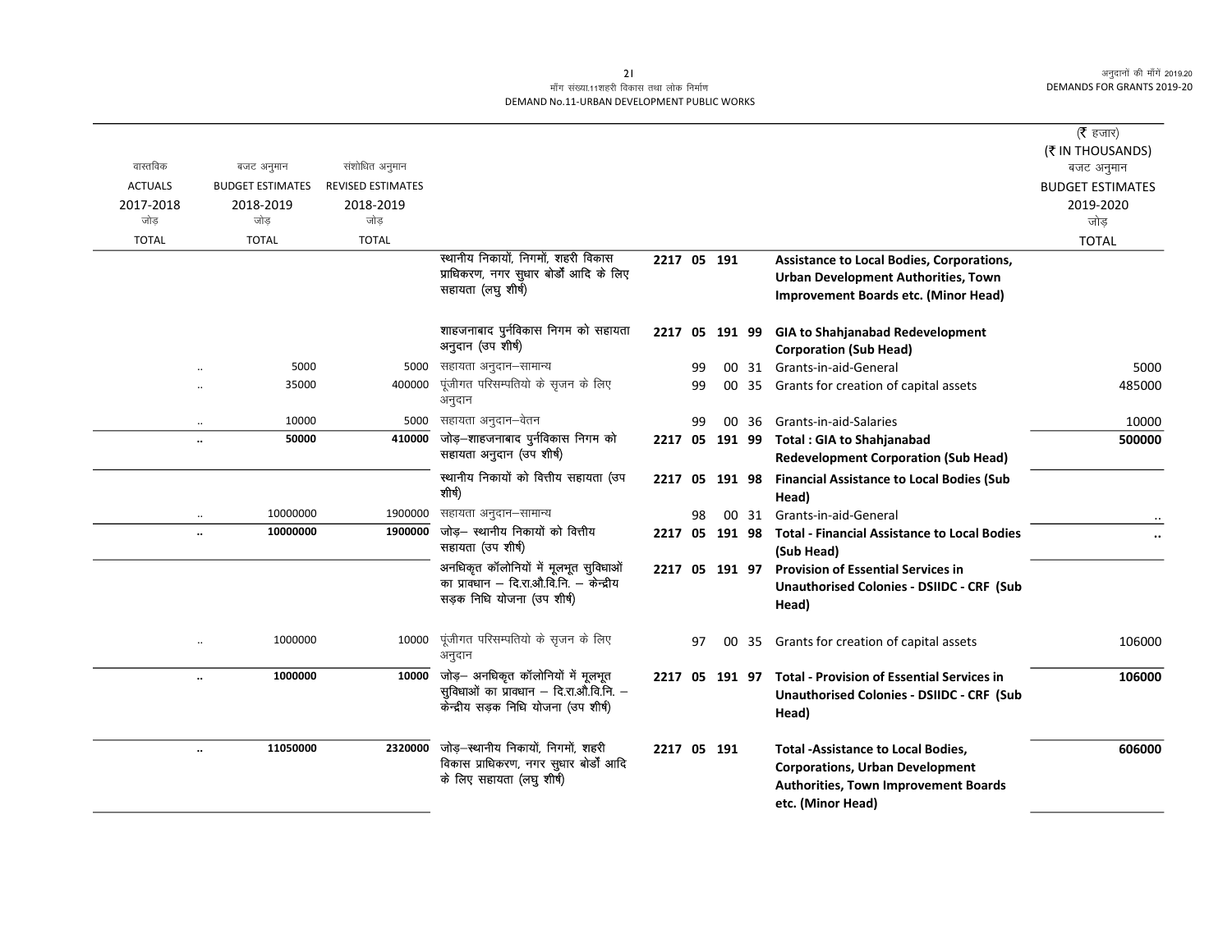मॉंग संख्या.11शहरी विकास तथा लोक निर्माण
DEMAND No.11-URBAN DEVELOPMENT PUBLIC WORKS

| वास्तविक ACTUALS 2017-2018 जोड़ TOTAL | बजट अनुमान BUDGET ESTIMATES 2018-2019 जोड़ TOTAL | संशोधित अनुमान REVISED ESTIMATES 2018-2019 जोड़ TOTAL | | | | (₹ हजार) (₹ IN THOUSANDS) बजट अनुमान BUDGET ESTIMATES 2019-2020 जोड़ TOTAL |
|---|---|---|---|---|---|---|
| | | | स्थानीय निकायों, निगमों, शहरी विकास प्राधिकरण, नगर सुधार बोर्डों आदि के लिए सहायता (लघु शीर्ष) | 2217 05 191 | **Assistance to Local Bodies, Corporations, Urban Development Authorities, Town Improvement Boards etc. (Minor Head)** | |
| | | | शाहजनाबाद पुर्नविकास निगम को सहायता अनुदान (उप शीर्ष) | 2217 05 191 99 | **GIA to Shahjanabad Redevelopment Corporation (Sub Head)** | |
| .. | 5000 | 5000 | सहायता अनुदान–सामान्य | 99 00 31 | Grants-in-aid-General | 5000 |
| .. | 35000 | 400000 | पूंजीगत परिसम्पतियो के सृजन के लिए अनुदान | 99 00 35 | Grants for creation of capital assets | 485000 |
| .. | 10000 | 5000 | सहायता अनुदान–वेतन | 99 00 36 | Grants-in-aid-Salaries | 10000 |
| **..** | **50000** | **410000** | जोड़–शाहजनाबाद पुर्नविकास निगम को सहायता अनुदान (उप शीर्ष) | 2217 05 191 99 | **Total : GIA to Shahjanabad Redevelopment Corporation (Sub Head)** | **500000** |
| | | | स्थानीय निकायों को वित्तीय सहायता (उप शीर्ष) | 2217 05 191 98 | **Financial Assistance to Local Bodies (Sub Head)** | |
| .. | 10000000 | 1900000 | सहायता अनुदान–सामान्य | 98 00 31 | Grants-in-aid-General | .. |
| **..** | **10000000** | **1900000** | जोड़– स्थानीय निकायों को वित्तीय सहायता (उप शीर्ष) | 2217 05 191 98 | **Total - Financial Assistance to Local Bodies (Sub Head)** | **..** |
| | | | अनधिकृत कॉलोनियों में मूलभूत सुविधाओं का प्रावधान – दि.रा.औ.वि.नि. – केन्द्रीय सड़क निधि योजना (उप शीर्ष) | 2217 05 191 97 | **Provision of Essential Services in Unauthorised Colonies - DSIIDC - CRF (Sub Head)** | |
| .. | 1000000 | 10000 | पूंजीगत परिसम्पतियो के सृजन के लिए अनुदान | 97 00 35 | Grants for creation of capital assets | 106000 |
| **..** | **1000000** | **10000** | जोड़– अनधिकृत कॉलोनियों में मूलभूत सुविधाओं का प्रावधान – दि.रा.औ.वि.नि. – केन्द्रीय सड़क निधि योजना (उप शीर्ष) | 2217 05 191 97 | **Total - Provision of Essential Services in Unauthorised Colonies - DSIIDC - CRF (Sub Head)** | **106000** |
| **..** | **11050000** | **2320000** | जोड़–स्थानीय निकायों, निगमों, शहरी विकास प्राधिकरण, नगर सुधार बोर्डों आदि के लिए सहायता (लघु शीर्ष) | 2217 05 191 | **Total -Assistance to Local Bodies, Corporations, Urban Development Authorities, Town Improvement Boards etc. (Minor Head)** | **606000** |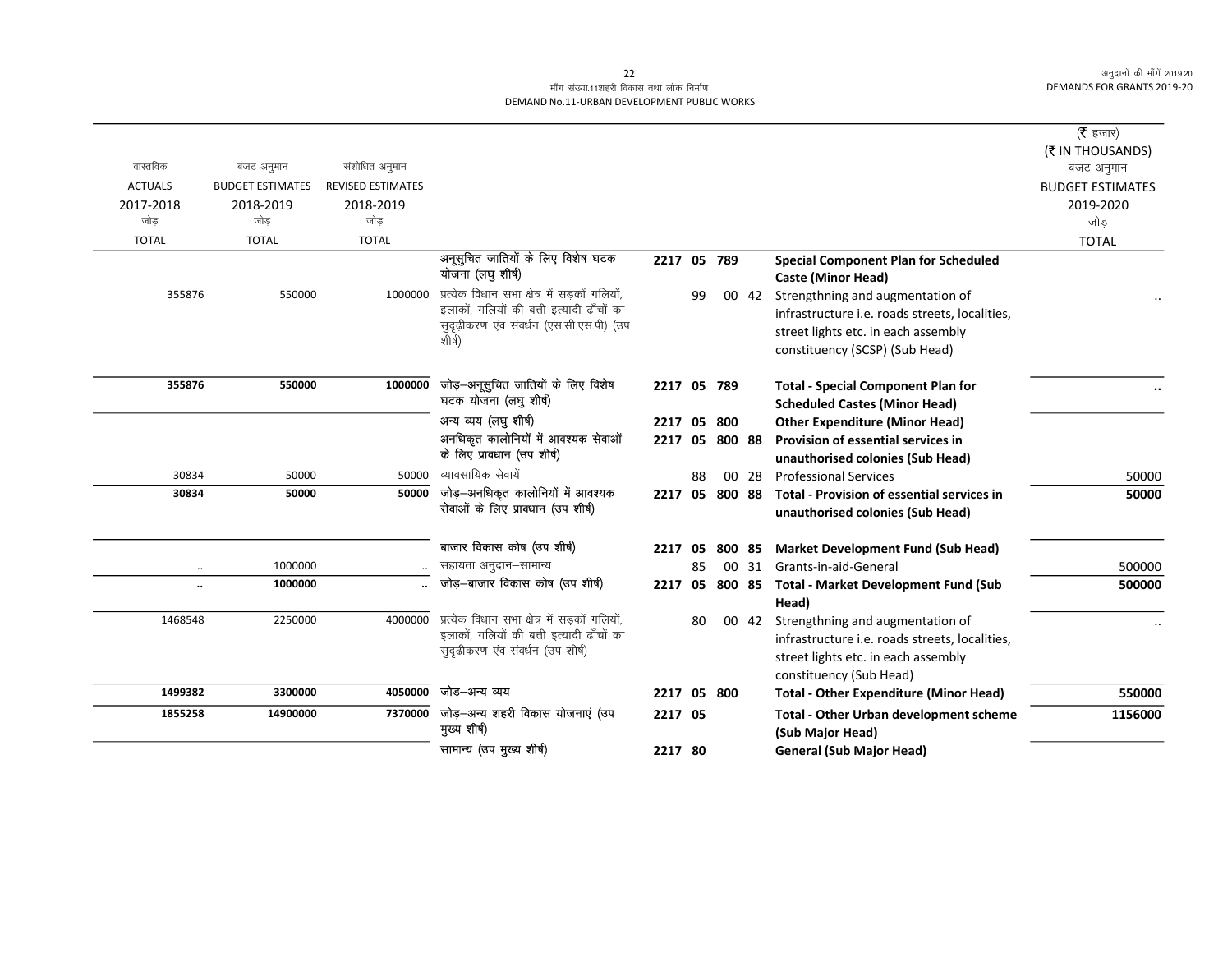मॉंग संख्या.11शहरी विकास तथा लोक निर्माण
DEMAND No.11-URBAN DEVELOPMENT PUBLIC WORKS

| वास्तविक ACTUALS 2017-2018 जोड़ TOTAL | बजट अनुमान BUDGET ESTIMATES 2018-2019 जोड़ TOTAL | संशोधित अनुमान REVISED ESTIMATES 2018-2019 जोड़ TOTAL | | | | | | | (₹ हजार) (₹ IN THOUSANDS) बजट अनुमान BUDGET ESTIMATES 2019-2020 जोड़ TOTAL |
|---|---|---|---|---|---|---|---|---|---|
| | | | अनूसुचित जातियों के लिए विशेष घटक योजना (लघु शीर्ष) | 2217 | 05 | 789 | | **Special Component Plan for Scheduled Caste (Minor Head)** | |
| 355876 | 550000 | 1000000 | प्रत्येक विधान सभा क्षेत्र में सड़कों गलियों, इलाकों, गलियों की बत्ती इत्यादी ढाँचों का सुदृढ़ीकरण एंव संर्वधन (एस.सी.एस.पी) (उप शीर्ष) | | 99 | 00 | 42 | Strengthning and augmentation of infrastructure i.e. roads streets, localities, street lights etc. in each assembly constituency (SCSP) (Sub Head) | .. |
| **355876** | **550000** | **1000000** | जोड़–अनूसुचित जातियों के लिए विशेष घटक योजना (लघु शीर्ष) | 2217 | 05 | 789 | | **Total - Special Component Plan for Scheduled Castes (Minor Head)** | **..** |
| | | | अन्य व्यय (लघु शीर्ष) | 2217 | 05 | 800 | | **Other Expenditure (Minor Head)** | |
| | | | अनधिकृत कालोनियों में आवश्यक सेवाओं के लिए प्रावधान (उप शीर्ष) | 2217 | 05 | 800 | 88 | **Provision of essential services in unauthorised colonies (Sub Head)** | |
| 30834 | 50000 | 50000 | व्यावसायिक सेवायें | | 88 | 00 | 28 | Professional Services | 50000 |
| **30834** | **50000** | **50000** | जोड़–अनधिकृत कालोनियों में आवश्यक सेवाओं के लिए प्रावधान (उप शीर्ष) | 2217 | 05 | 800 | 88 | **Total - Provision of essential services in unauthorised colonies (Sub Head)** | **50000** |
| | | | बाजार विकास कोष (उप शीर्ष) | 2217 | 05 | 800 | 85 | **Market Development Fund (Sub Head)** | |
| .. | 1000000 | .. | सहायता अनुदान–सामान्य | | 85 | 00 | 31 | Grants-in-aid-General | 500000 |
| **..** | **1000000** | **..** | जोड़–बाजार विकास कोष (उप शीर्ष) | 2217 | 05 | 800 | 85 | **Total - Market Development Fund (Sub Head)** | **500000** |
| 1468548 | 2250000 | 4000000 | प्रत्येक विधान सभा क्षेत्र में सड़कों गलियों, इलाकों, गलियों की बत्ती इत्यादी ढाँचों का सुदृढ़ीकरण एंव संर्वधन (उप शीर्ष) | | 80 | 00 | 42 | Strengthning and augmentation of infrastructure i.e. roads streets, localities, street lights etc. in each assembly constituency (Sub Head) | .. |
| **1499382** | **3300000** | **4050000** | जोड़–अन्य व्यय | 2217 | 05 | 800 | | **Total - Other Expenditure (Minor Head)** | **550000** |
| **1855258** | **14900000** | **7370000** | जोड़–अन्य शहरी विकास योजनाएं (उप मुख्य शीर्ष) | 2217 | 05 | | | **Total - Other Urban development scheme (Sub Major Head)** | **1156000** |
| | | | सामान्य (उप मुख्य शीर्ष) | 2217 | 80 | | | **General (Sub Major Head)** | |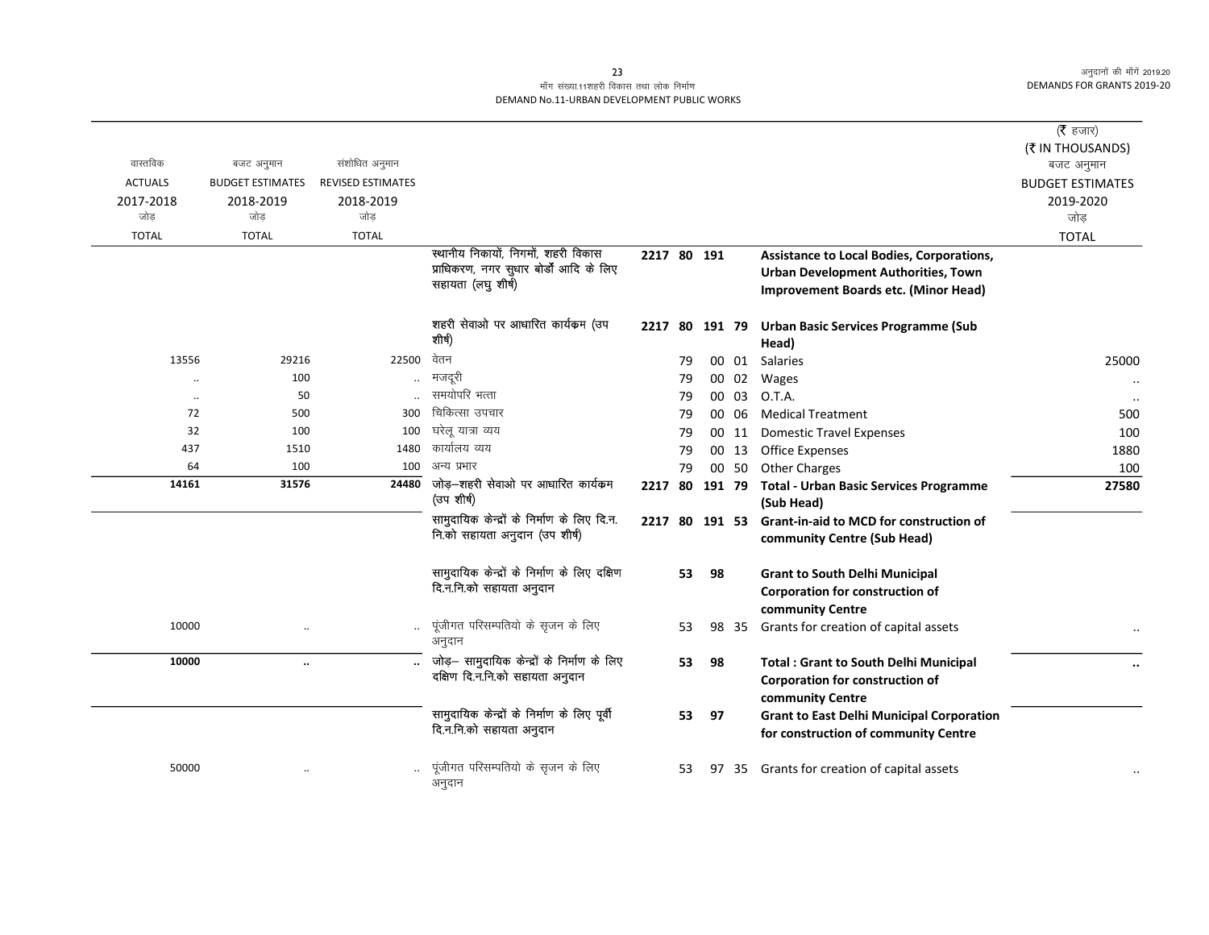माँग संख्या.11शहरी विकास तथा लोक निर्माण
DEMAND No.11-URBAN DEVELOPMENT PUBLIC WORKS

| वास्तविक ACTUALS 2017-2018 जोड़ TOTAL | बजट अनुमान BUDGET ESTIMATES 2018-2019 जोड़ TOTAL | संशोधित अनुमान REVISED ESTIMATES 2018-2019 जोड़ TOTAL | | | | | | | (₹ हजार) (₹ IN THOUSANDS) बजट अनुमान BUDGET ESTIMATES 2019-2020 जोड़ TOTAL |
|---|---|---|---|---|---|---|---|---|---|
| | | | स्थानीय निकायों, निगमों, शहरी विकास प्राधिकरण, नगर सुधार बोर्डों आदि के लिए सहायता (लघु शीर्ष) | **2217** | **80** | **191** | | **Assistance to Local Bodies, Corporations, Urban Development Authorities, Town Improvement Boards etc. (Minor Head)** | |
| | | | शहरी सेवाओ पर आधारित कार्यक्रम (उप शीर्ष) | **2217** | **80** | **191** | **79** | **Urban Basic Services Programme (Sub Head)** | |
| 13556 | 29216 | 22500 | वेतन | | 79 | 00 | 01 | Salaries | 25000 |
| .. | 100 | .. | मजदूरी | | 79 | 00 | 02 | Wages | .. |
| .. | 50 | .. | समयोपरि भत्ता | | 79 | 00 | 03 | O.T.A. | .. |
| 72 | 500 | 300 | चिकित्सा उपचार | | 79 | 00 | 06 | Medical Treatment | 500 |
| 32 | 100 | 100 | घरेलू यात्रा व्यय | | 79 | 00 | 11 | Domestic Travel Expenses | 100 |
| 437 | 1510 | 1480 | कार्यालय व्यय | | 79 | 00 | 13 | Office Expenses | 1880 |
| 64 | 100 | 100 | अन्य प्रभार | | 79 | 00 | 50 | Other Charges | 100 |
| **14161** | **31576** | **24480** | जोड़–शहरी सेवाओ पर आधारित कार्यक्रम (उप शीर्ष) | **2217** | **80** | **191** | **79** | **Total - Urban Basic Services Programme (Sub Head)** | **27580** |
| | | | सामुदायिक केन्द्रों के निर्माण के लिए दि.न.नि.को सहायता अनुदान (उप शीर्ष) | **2217** | **80** | **191** | **53** | **Grant-in-aid to MCD for construction of community Centre (Sub Head)** | |
| | | | सामुदायिक केन्द्रों के निर्माण के लिए दक्षिण दि.न.नि.को सहायता अनुदान | | **53** | **98** | | **Grant to South Delhi Municipal Corporation for construction of community Centre** | |
| 10000 | .. | .. | पूंजीगत परिसम्पतियो के सृजन के लिए अनुदान | | 53 | 98 | 35 | Grants for creation of capital assets | .. |
| **10000** | **..** | **..** | जोड़– सामुदायिक केन्द्रों के निर्माण के लिए दक्षिण दि.न.नि.को सहायता अनुदान | | **53** | **98** | | **Total : Grant to South Delhi Municipal Corporation for construction of community Centre** | **..** |
| | | | सामुदायिक केन्द्रों के निर्माण के लिए पूर्वी दि.न.नि.को सहायता अनुदान | | **53** | **97** | | **Grant to East Delhi Municipal Corporation for construction of community Centre** | |
| 50000 | .. | .. | पूंजीगत परिसम्पतियो के सृजन के लिए अनुदान | | 53 | 97 | 35 | Grants for creation of capital assets | .. |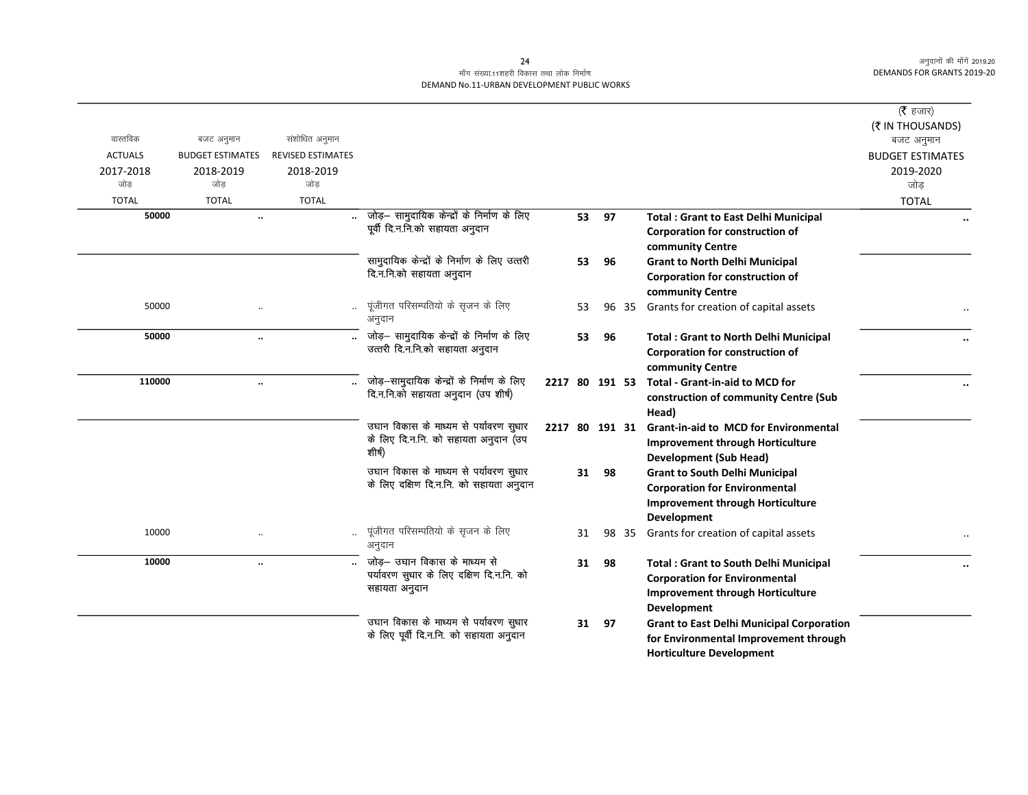मॉंग संख्या.11शहरी विकास तथा लोक निर्माण
DEMAND No.11-URBAN DEVELOPMENT PUBLIC WORKS

(₹ हजार)
(₹ IN THOUSANDS)

| वास्तविक ACTUALS 2017-2018 जोड़ TOTAL | बजट अनुमान BUDGET ESTIMATES 2018-2019 जोड़ TOTAL | संशोधित अनुमान REVISED ESTIMATES 2018-2019 जोड़ TOTAL | | | | | | | | बजट अनुमान BUDGET ESTIMATES 2019-2020 जोड़ TOTAL |
|---|---|---|---|---|---|---|---|---|---|---|
| **50000** | **..** | **..** | जोड़– सामुदायिक केन्द्रों के निर्माण के लिए पूर्वी दि.न.नि.को सहायता अनुदान | | | **53** | **97** | | **Total : Grant to East Delhi Municipal Corporation for construction of community Centre** | **..** |
| | | | सामुदायिक केन्द्रों के निर्माण के लिए उत्तरी दि.न.नि.को सहायता अनुदान | | | **53** | **96** | | **Grant to North Delhi Municipal Corporation for construction of community Centre** | |
| 50000 | .. | .. | पूंजीगत परिसम्पतियो के सृजन के लिए अनुदान | | | 53 | 96 | 35 | Grants for creation of capital assets | .. |
| **50000** | **..** | **..** | जोड़– सामुदायिक केन्द्रों के निर्माण के लिए उत्तरी दि.न.नि.को सहायता अनुदान | | | **53** | **96** | | **Total : Grant to North Delhi Municipal Corporation for construction of community Centre** | **..** |
| **110000** | **..** | **..** | जोड़–सामुदायिक केन्द्रों के निर्माण के लिए दि.न.नि.को सहायता अनुदान (उप शीर्ष) | **2217** | **80** | **191** | **53** | | **Total - Grant-in-aid to MCD for construction of community Centre (Sub Head)** | **..** |
| | | | उघान विकास के माध्यम से पर्यावरण सुधार के लिए दि.न.नि. को सहायता अनुदान (उप शीर्ष) | **2217** | **80** | **191** | **31** | | **Grant-in-aid to MCD for Environmental Improvement through Horticulture Development (Sub Head)** | |
| | | | उघान विकास के माध्यम से पर्यावरण सुधार के लिए दक्षिण दि.न.नि. को सहायता अनुदान | | | **31** | **98** | | **Grant to South Delhi Municipal Corporation for Environmental Improvement through Horticulture Development** | |
| 10000 | .. | .. | पूंजीगत परिसम्पतियो के सृजन के लिए अनुदान | | | 31 | 98 | 35 | Grants for creation of capital assets | .. |
| **10000** | **..** | **..** | जोड़– उघान विकास के माध्यम से पर्यावरण सुधार के लिए दक्षिण दि.न.नि. को सहायता अनुदान | | | **31** | **98** | | **Total : Grant to South Delhi Municipal Corporation for Environmental Improvement through Horticulture Development** | **..** |
| | | | उघान विकास के माध्यम से पर्यावरण सुधार के लिए पूर्वी दि.न.नि. को सहायता अनुदान | | | **31** | **97** | | **Grant to East Delhi Municipal Corporation for Environmental Improvement through Horticulture Development** | |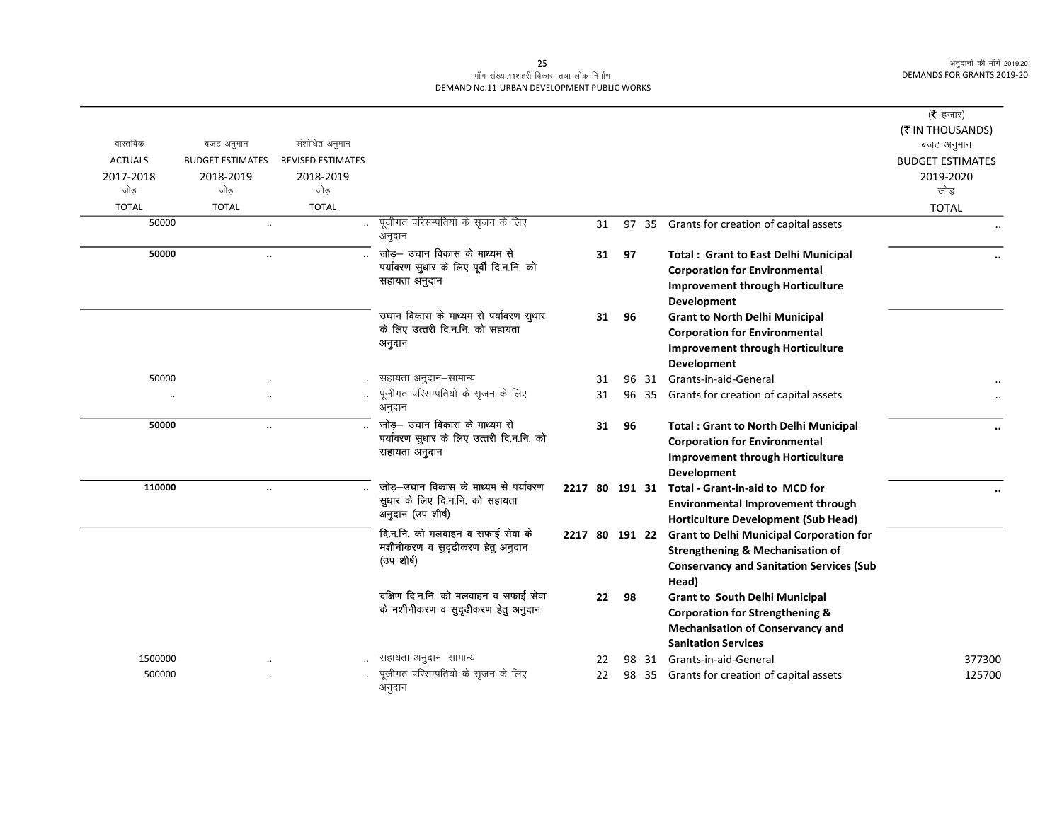मॉंग संख्या.11शहरी विकास तथा लोक निर्माण

DEMAND No.11-URBAN DEVELOPMENT PUBLIC WORKS

(₹ हजार)
(₹ IN THOUSANDS)

| वास्तविक ACTUALS 2017-2018 जोड़ TOTAL | बजट अनुमान BUDGET ESTIMATES 2018-2019 जोड़ TOTAL | संशोधित अनुमान REVISED ESTIMATES 2018-2019 जोड़ TOTAL | | | | | | | बजट अनुमान BUDGET ESTIMATES 2019-2020 जोड़ TOTAL |
|---|---|---|---|---|---|---|---|---|---|
| 50000 | .. | .. | पूंजीगत परिसम्पतियो के सृजन के लिए अनुदान | | 31 | 97 | 35 | Grants for creation of capital assets | .. |
| **50000** | **..** | **..** | जोड़– उघान विकास के माध्यम से पर्यावरण सुधार के लिए पूर्वी दि.न.नि. को सहायता अनुदान | | **31** | **97** | | **Total : Grant to East Delhi Municipal Corporation for Environmental Improvement through Horticulture Development** | **..** |
| | | | उघान विकास के माध्यम से पर्यावरण सुधार के लिए उत्तरी दि.न.नि. को सहायता अनुदान | | **31** | **96** | | **Grant to North Delhi Municipal Corporation for Environmental Improvement through Horticulture Development** | |
| 50000 | .. | .. | सहायता अनुदान–सामान्य | | 31 | 96 | 31 | Grants-in-aid-General | .. |
| .. | .. | .. | पूंजीगत परिसम्पतियो के सृजन के लिए अनुदान | | 31 | 96 | 35 | Grants for creation of capital assets | .. |
| **50000** | **..** | **..** | जोड़– उघान विकास के माध्यम से पर्यावरण सुधार के लिए उत्तरी दि.न.नि. को सहायता अनुदान | | **31** | **96** | | **Total : Grant to North Delhi Municipal Corporation for Environmental Improvement through Horticulture Development** | **..** |
| **110000** | **..** | **..** | जोड़–उघान विकास के माध्यम से पर्यावरण सुधार के लिए दि.न.नि. को सहायता अनुदान (उप शीर्ष) | **2217** | **80** | **191** | **31** | **Total - Grant-in-aid to MCD for Environmental Improvement through Horticulture Development (Sub Head)** | **..** |
| | | | दि.न.नि. को मलवाहन व सफाई सेवा के मशीनीकरण व सुदृढीकरण हेतु अनुदान (उप शीर्ष) | **2217** | **80** | **191** | **22** | **Grant to Delhi Municipal Corporation for Strengthening & Mechanisation of Conservancy and Sanitation Services (Sub Head)** | |
| | | | दक्षिण दि.न.नि. को मलवाहन व सफाई सेवा के मशीनीकरण व सुदृढीकरण हेतु अनुदान | | **22** | **98** | | **Grant to South Delhi Municipal Corporation for Strengthening & Mechanisation of Conservancy and Sanitation Services** | |
| 1500000 | .. | .. | सहायता अनुदान–सामान्य | | 22 | 98 | 31 | Grants-in-aid-General | 377300 |
| 500000 | .. | .. | पूंजीगत परिसम्पतियो के सृजन के लिए अनुदान | | 22 | 98 | 35 | Grants for creation of capital assets | 125700 |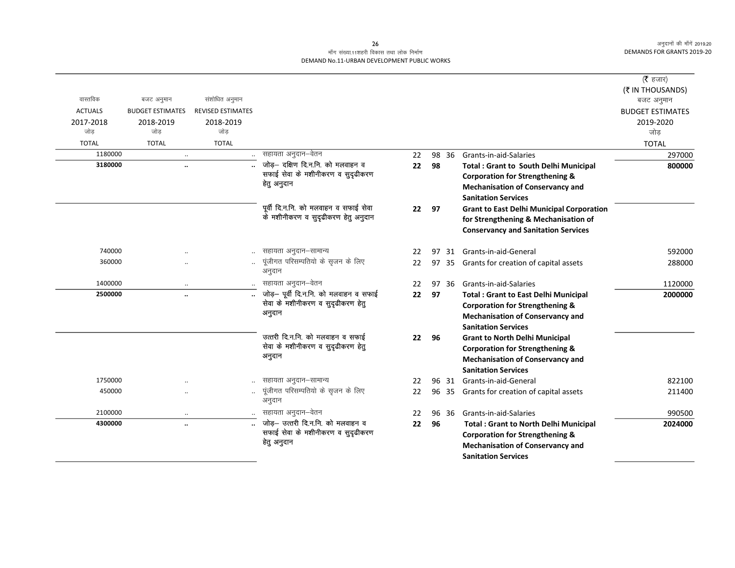मॉंग संख्या.11शहरी विकास तथा लोक निर्माण

DEMAND No.11-URBAN DEVELOPMENT PUBLIC WORKS

| वास्तविक ACTUALS 2017-2018 जोड़ TOTAL | बजट अनुमान BUDGET ESTIMATES 2018-2019 जोड़ TOTAL | संशोधित अनुमान REVISED ESTIMATES 2018-2019 जोड़ TOTAL | | | | | | (₹ हजार) (₹ IN THOUSANDS) बजट अनुमान BUDGET ESTIMATES 2019-2020 जोड़ TOTAL |
|---|---|---|---|---|---|---|---|---|
| 1180000 | .. | .. | सहायता अनुदान–वेतन | 22 | 98 | 36 | Grants-in-aid-Salaries | 297000 |
| **3180000** | **..** | **..** | **जोड़– दक्षिण दि.न.नि. को मलवाहन व सफाई सेवा के मशीनीकरण व सुदृढीकरण हेतु अनुदान** | **22** | **98** | | **Total : Grant to South Delhi Municipal Corporation for Strengthening & Mechanisation of Conservancy and Sanitation Services** | **800000** |
| | | | **पूर्वी दि.न.नि. को मलवाहन व सफाई सेवा के मशीनीकरण व सुदृढीकरण हेतु अनुदान** | **22** | **97** | | **Grant to East Delhi Municipal Corporation for Strengthening & Mechanisation of Conservancy and Sanitation Services** | |
| 740000 | .. | .. | सहायता अनुदान–सामान्य | 22 | 97 | 31 | Grants-in-aid-General | 592000 |
| 360000 | .. | .. | पूंजीगत परिसम्पतियो के सृजन के लिए अनुदान | 22 | 97 | 35 | Grants for creation of capital assets | 288000 |
| 1400000 | .. | .. | सहायता अनुदान–वेतन | 22 | 97 | 36 | Grants-in-aid-Salaries | 1120000 |
| **2500000** | **..** | **..** | **जोड़– पूर्वी दि.न.नि. को मलवाहन व सफाई सेवा के मशीनीकरण व सुदृढीकरण हेतु अनुदान** | **22** | **97** | | **Total : Grant to East Delhi Municipal Corporation for Strengthening & Mechanisation of Conservancy and Sanitation Services** | **2000000** |
| | | | **उत्तरी दि.न.नि. को मलवाहन व सफाई सेवा के मशीनीकरण व सुदृढीकरण हेतु अनुदान** | **22** | **96** | | **Grant to North Delhi Municipal Corporation for Strengthening & Mechanisation of Conservancy and Sanitation Services** | |
| 1750000 | .. | .. | सहायता अनुदान–सामान्य | 22 | 96 | 31 | Grants-in-aid-General | 822100 |
| 450000 | .. | .. | पूंजीगत परिसम्पतियो के सृजन के लिए अनुदान | 22 | 96 | 35 | Grants for creation of capital assets | 211400 |
| 2100000 | .. | .. | सहायता अनुदान–वेतन | 22 | 96 | 36 | Grants-in-aid-Salaries | 990500 |
| **4300000** | **..** | **..** | **जोड़– उत्तरी दि.न.नि. को मलवाहन व सफाई सेवा के मशीनीकरण व सुदृढीकरण हेतु अनुदान** | **22** | **96** | | **Total : Grant to North Delhi Municipal Corporation for Strengthening & Mechanisation of Conservancy and Sanitation Services** | **2024000** |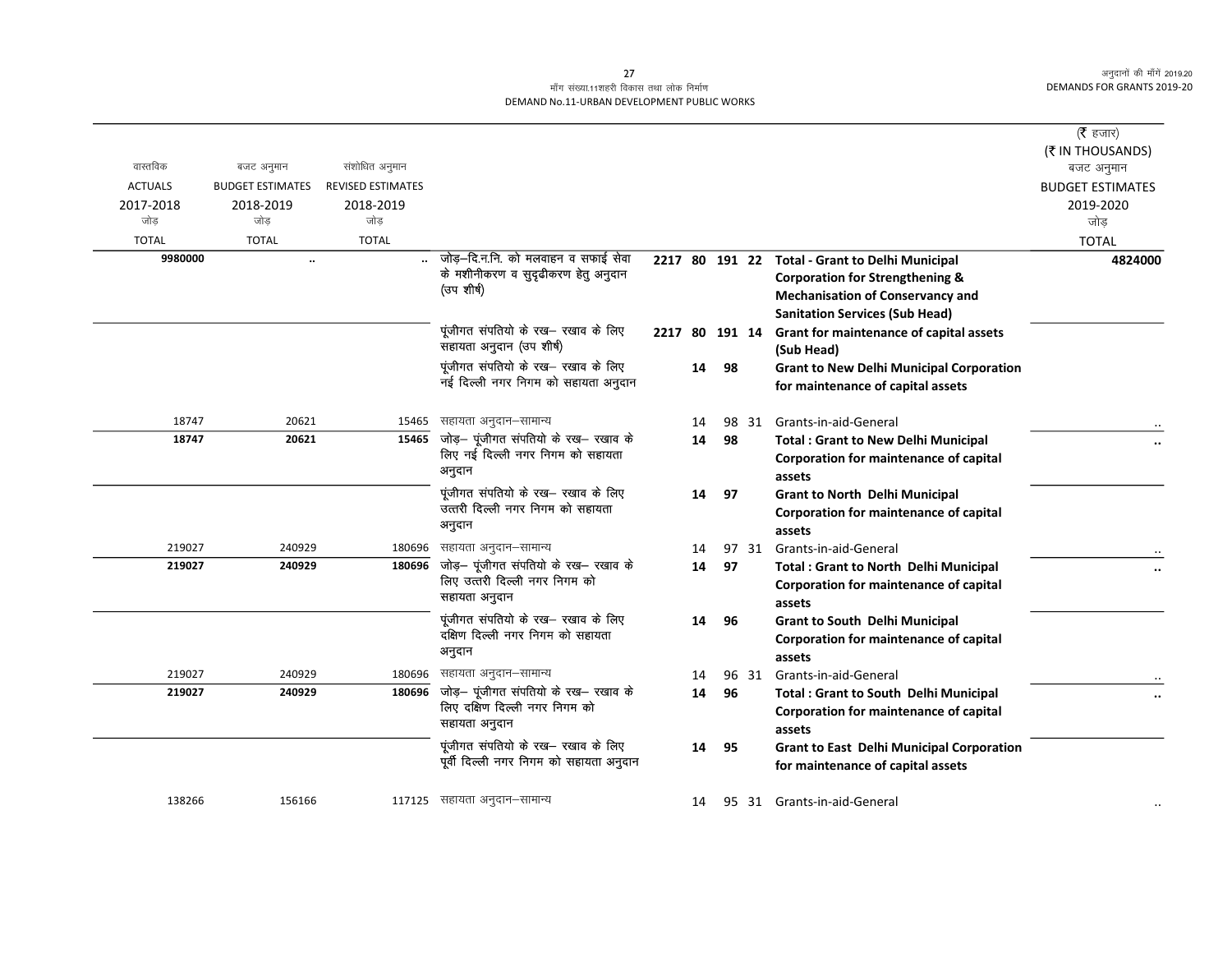माँग संख्या.11शहरी विकास तथा लोक निर्माण
DEMAND No.11-URBAN DEVELOPMENT PUBLIC WORKS

| वास्तविक ACTUALS 2017-2018 जोड़ TOTAL | बजट अनुमान BUDGET ESTIMATES 2018-2019 जोड़ TOTAL | संशोधित अनुमान REVISED ESTIMATES 2018-2019 जोड़ TOTAL | | | | | | | (₹ हजार) (₹ IN THOUSANDS) बजट अनुमान BUDGET ESTIMATES 2019-2020 जोड़ TOTAL |
|---|---|---|---|---|---|---|---|---|---|
| **9980000** | .. | .. | जोड़–दि.न.नि. को मलवाहन व सफाई सेवा के मशीनीकरण व सुदृढीकरण हेतु अनुदान (उप शीर्ष) | **2217** | **80** | **191** | **22** | **Total - Grant to Delhi Municipal Corporation for Strengthening & Mechanisation of Conservancy and Sanitation Services (Sub Head)** | **4824000** |
| | | | पूंजीगत संपतियो के रख– रखाव के लिए सहायता अनुदान (उप शीर्ष) | **2217** | **80** | **191** | **14** | **Grant for maintenance of capital assets (Sub Head)** | |
| | | | पूंजीगत संपतियो के रख– रखाव के लिए नई दिल्ली नगर निगम को सहायता अनुदान | | **14** | **98** | | **Grant to New Delhi Municipal Corporation for maintenance of capital assets** | |
| 18747 | 20621 | 15465 | सहायता अनुदान–सामान्य | | 14 | 98 | 31 | Grants-in-aid-General | .. |
| **18747** | **20621** | **15465** | जोड़– पूंजीगत संपतियो के रख– रखाव के लिए नई दिल्ली नगर निगम को सहायता अनुदान | | **14** | **98** | | **Total : Grant to New Delhi Municipal Corporation for maintenance of capital assets** | .. |
| | | | पूंजीगत संपतियो के रख– रखाव के लिए उत्तरी दिल्ली नगर निगम को सहायता अनुदान | | **14** | **97** | | **Grant to North Delhi Municipal Corporation for maintenance of capital assets** | |
| 219027 | 240929 | 180696 | सहायता अनुदान–सामान्य | | 14 | 97 | 31 | Grants-in-aid-General | .. |
| **219027** | **240929** | **180696** | जोड़– पूंजीगत संपतियो के रख– रखाव के लिए उत्तरी दिल्ली नगर निगम को सहायता अनुदान | | **14** | **97** | | **Total : Grant to North Delhi Municipal Corporation for maintenance of capital assets** | .. |
| | | | पूंजीगत संपतियो के रख– रखाव के लिए दक्षिण दिल्ली नगर निगम को सहायता अनुदान | | **14** | **96** | | **Grant to South Delhi Municipal Corporation for maintenance of capital assets** | |
| 219027 | 240929 | 180696 | सहायता अनुदान–सामान्य | | 14 | 96 | 31 | Grants-in-aid-General | .. |
| **219027** | **240929** | **180696** | जोड़– पूंजीगत संपतियो के रख– रखाव के लिए दक्षिण दिल्ली नगर निगम को सहायता अनुदान | | **14** | **96** | | **Total : Grant to South Delhi Municipal Corporation for maintenance of capital assets** | .. |
| | | | पूंजीगत संपतियो के रख– रखाव के लिए पूर्वी दिल्ली नगर निगम को सहायता अनुदान | | **14** | **95** | | **Grant to East Delhi Municipal Corporation for maintenance of capital assets** | |
| 138266 | 156166 | 117125 | सहायता अनुदान–सामान्य | | 14 | 95 | 31 | Grants-in-aid-General | .. |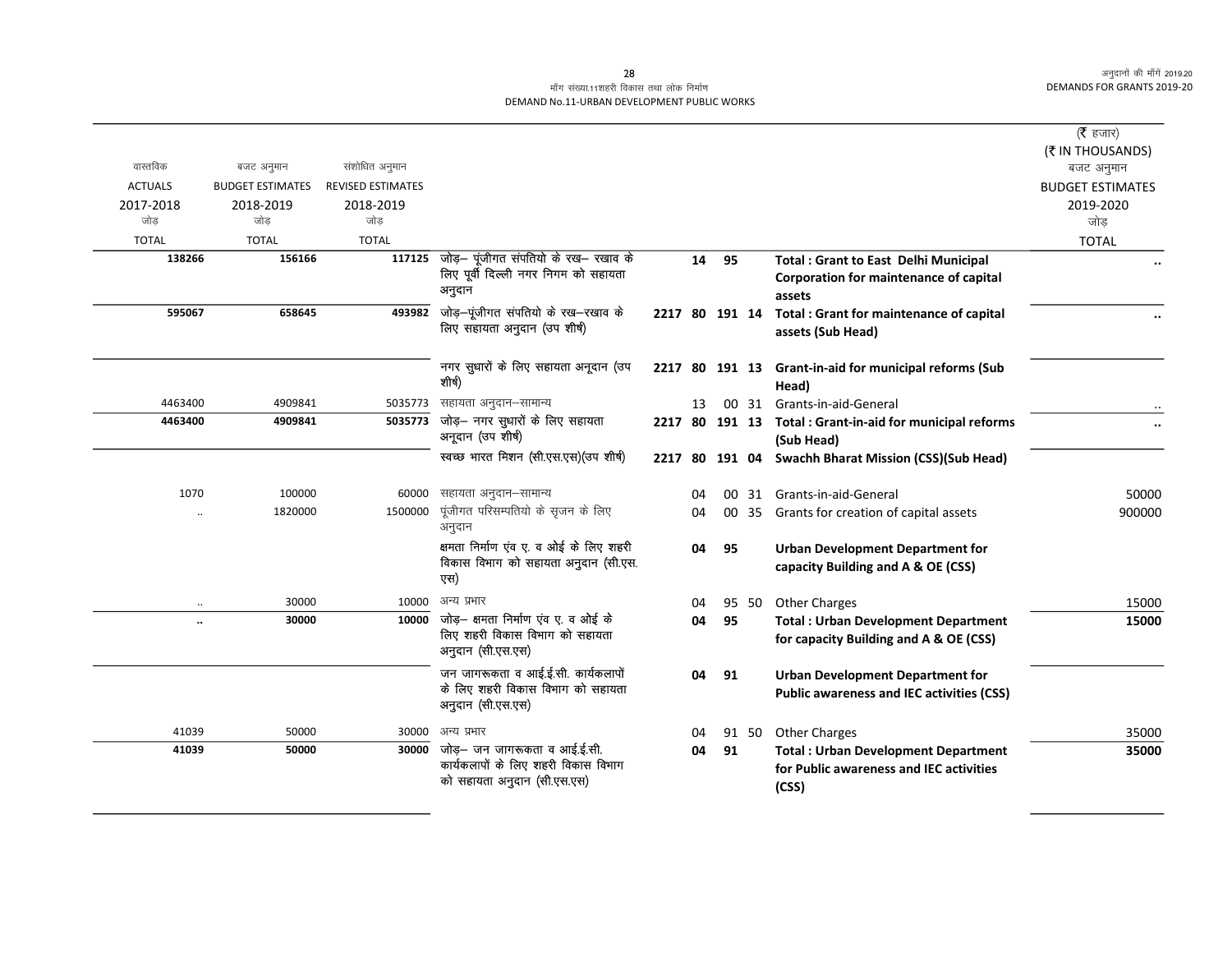मॉंग संख्या.11शहरी विकास तथा लोक निर्माण
DEMAND No.11-URBAN DEVELOPMENT PUBLIC WORKS

| वास्तविक ACTUALS 2017-2018 जोड़ TOTAL | बजट अनुमान BUDGET ESTIMATES 2018-2019 जोड़ TOTAL | संशोधित अनुमान REVISED ESTIMATES 2018-2019 जोड़ TOTAL | | | | (₹ हजार) (₹ IN THOUSANDS) बजट अनुमान BUDGET ESTIMATES 2019-2020 जोड़ TOTAL |
|---|---|---|---|---|---|---|
| 138266 | 156166 | 117125 | जोड़– पूंजीगत संपतियो के रख– रखाव के लिए पूर्वी दिल्ली नगर निगम को सहायता अनुदान | 14 95 | **Total : Grant to East Delhi Municipal Corporation for maintenance of capital assets** | .. |
| 595067 | 658645 | 493982 | जोड़–पूंजीगत संपतियो के रख–रखाव के लिए सहायता अनुदान (उप शीर्ष) | 2217 80 191 14 | **Total : Grant for maintenance of capital assets (Sub Head)** | .. |
| | | | नगर सुधारों के लिए सहायता अनूदान (उप शीर्ष) | 2217 80 191 13 | **Grant-in-aid for municipal reforms (Sub Head)** | |
| 4463400 | 4909841 | 5035773 | सहायता अनुदान–सामान्य | 13 00 31 | Grants-in-aid-General | .. |
| 4463400 | 4909841 | 5035773 | जोड़– नगर सुधारों के लिए सहायता अनूदान (उप शीर्ष) | 2217 80 191 13 | **Total : Grant-in-aid for municipal reforms (Sub Head)** | .. |
| | | | स्वच्छ भारत मिशन (सी.एस.एस)(उप शीर्ष) | 2217 80 191 04 | **Swachh Bharat Mission (CSS)(Sub Head)** | |
| 1070 | 100000 | 60000 | सहायता अनुदान–सामान्य | 04 00 31 | Grants-in-aid-General | 50000 |
| .. | 1820000 | 1500000 | पूंजीगत परिसम्पतियो के सृजन के लिए अनुदान | 04 00 35 | Grants for creation of capital assets | 900000 |
| | | | क्षमता निर्माण एंव ए. व ओई के लिए शहरी विकास विभाग को सहायता अनुदान (सी.एस.एस) | 04 95 | **Urban Development Department for capacity Building and A & OE (CSS)** | |
| .. | 30000 | 10000 | अन्य प्रभार | 04 95 50 | Other Charges | 15000 |
| .. | 30000 | 10000 | जोड़– क्षमता निर्माण एंव ए. व ओई के लिए शहरी विकास विभाग को सहायता अनुदान (सी.एस.एस) | 04 95 | **Total : Urban Development Department for capacity Building and A & OE (CSS)** | 15000 |
| | | | जन जागरूकता व आई.ई.सी. कार्यकलापों के लिए शहरी विकास विभाग को सहायता अनुदान (सी.एस.एस) | 04 91 | **Urban Development Department for Public awareness and IEC activities (CSS)** | |
| 41039 | 50000 | 30000 | अन्य प्रभार | 04 91 50 | Other Charges | 35000 |
| 41039 | 50000 | 30000 | जोड़– जन जागरूकता व आई.ई.सी. कार्यकलापों के लिए शहरी विकास विभाग को सहायता अनुदान (सी.एस.एस) | 04 91 | **Total : Urban Development Department for Public awareness and IEC activities (CSS)** | 35000 |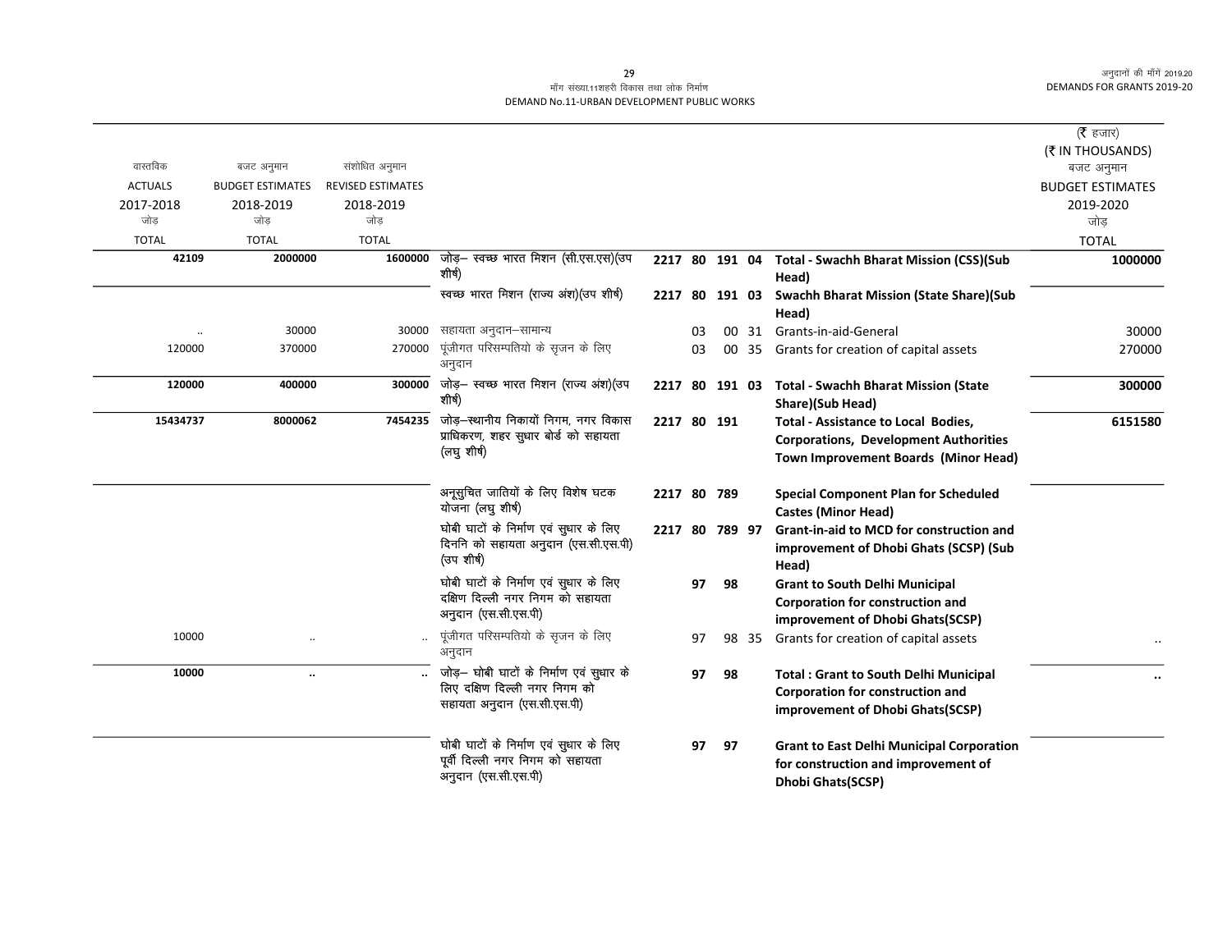मॉंग संख्या.11शहरी विकास तथा लोक निर्माण
DEMAND No.11-URBAN DEVELOPMENT PUBLIC WORKS

| वास्तविक ACTUALS 2017-2018 जोड़ TOTAL | बजट अनुमान BUDGET ESTIMATES 2018-2019 जोड़ TOTAL | संशोधित अनुमान REVISED ESTIMATES 2018-2019 जोड़ TOTAL | | | | | | | (₹ हजार) (₹ IN THOUSANDS) बजट अनुमान BUDGET ESTIMATES 2019-2020 जोड़ TOTAL |
|---|---|---|---|---|---|---|---|---|---|
| **42109** | **2000000** | **1600000** | जोड़– स्वच्छ भारत मिशन (सी.एस.एस)(उप शीर्ष) | **2217** | **80** | **191** | **04** | **Total - Swachh Bharat Mission (CSS)(Sub Head)** | **1000000** |
| | | | स्वच्छ भारत मिशन (राज्य अंश)(उप शीर्ष) | **2217** | **80** | **191** | **03** | **Swachh Bharat Mission (State Share)(Sub Head)** | |
| .. | 30000 | 30000 | सहायता अनुदान–सामान्य | | 03 | 00 | 31 | Grants-in-aid-General | 30000 |
| 120000 | 370000 | 270000 | पूंजीगत परिसम्पतियो के सृजन के लिए अनुदान | | 03 | 00 | 35 | Grants for creation of capital assets | 270000 |
| **120000** | **400000** | **300000** | जोड़– स्वच्छ भारत मिशन (राज्य अंश)(उप शीर्ष) | **2217** | **80** | **191** | **03** | **Total - Swachh Bharat Mission (State Share)(Sub Head)** | **300000** |
| **15434737** | **8000062** | **7454235** | जोड़–स्थानीय निकायों निगम, नगर विकास प्राधिकरण, शहर सुधार बोर्ड को सहायता (लघु शीर्ष) | **2217** | **80** | **191** | | **Total - Assistance to Local Bodies, Corporations, Development Authorities Town Improvement Boards (Minor Head)** | **6151580** |
| | | | अनूसुचित जातियों के लिए विशेष घटक योजना (लघु शीर्ष) | **2217** | **80** | **789** | | **Special Component Plan for Scheduled Castes (Minor Head)** | |
| | | | घोबी घाटों के निर्माण एवं सुधार के लिए दिननि को सहायता अनुदान (एस.सी.एस.पी) (उप शीर्ष) | **2217** | **80** | **789** | **97** | **Grant-in-aid to MCD for construction and improvement of Dhobi Ghats (SCSP) (Sub Head)** | |
| | | | घोबी घाटों के निर्माण एवं सुधार के लिए दक्षिण दिल्ली नगर निगम को सहायता अनुदान (एस.सी.एस.पी) | | **97** | **98** | | **Grant to South Delhi Municipal Corporation for construction and improvement of Dhobi Ghats(SCSP)** | |
| 10000 | .. | .. | पूंजीगत परिसम्पतियो के सृजन के लिए अनुदान | | 97 | 98 | 35 | Grants for creation of capital assets | .. |
| **10000** | **..** | **..** | जोड़– घोबी घाटों के निर्माण एवं सुधार के लिए दक्षिण दिल्ली नगर निगम को सहायता अनुदान (एस.सी.एस.पी) | | **97** | **98** | | **Total : Grant to South Delhi Municipal Corporation for construction and improvement of Dhobi Ghats(SCSP)** | **..** |
| | | | घोबी घाटों के निर्माण एवं सुधार के लिए पूर्वी दिल्ली नगर निगम को सहायता अनुदान (एस.सी.एस.पी) | | **97** | **97** | | **Grant to East Delhi Municipal Corporation for construction and improvement of Dhobi Ghats(SCSP)** | |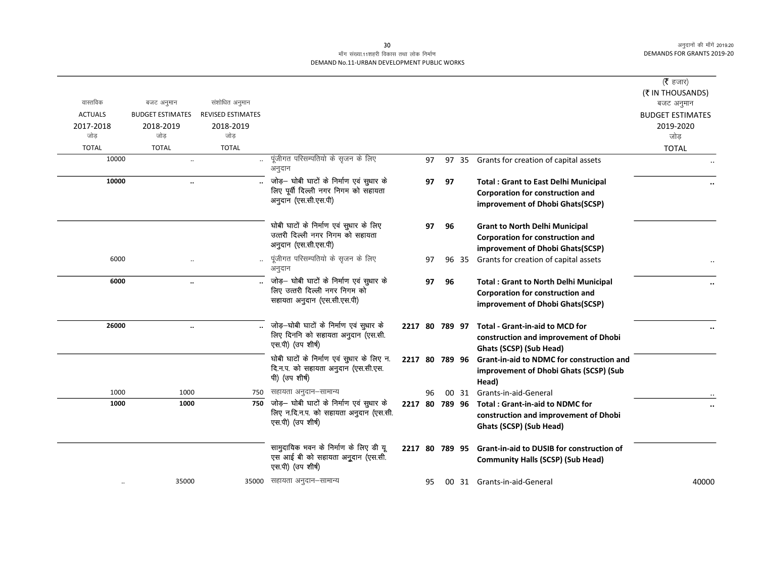| वास्तविक ACTUALS 2017-2018 जोड़ TOTAL | बजट अनुमान BUDGET ESTIMATES 2018-2019 जोड़ TOTAL | संशोधित अनुमान REVISED ESTIMATES 2018-2019 जोड़ TOTAL | | | | | | | (₹ हजार) (₹ IN THOUSANDS) बजट अनुमान BUDGET ESTIMATES 2019-2020 जोड़ TOTAL |
|---|---|---|---|---|---|---|---|---|---|
| 10000 | .. | .. | पूंजीगत परिसम्पतियो के सृजन के लिए अनुदान | | 97 | 97 | 35 | Grants for creation of capital assets | .. |
| **10000** | **..** | **..** | जोड़– धोबी घाटों के निर्माण एवं सुधार के लिए पूर्वी दिल्ली नगर निगम को सहायता अनुदान (एस.सी.एस.पी) | | **97** | **97** | | **Total : Grant to East Delhi Municipal Corporation for construction and improvement of Dhobi Ghats(SCSP)** | **..** |
| | | | घोबी घाटों के निर्माण एवं सुधार के लिए उत्तरी दिल्ली नगर निगम को सहायता अनुदान (एस.सी.एस.पी) | | **97** | **96** | | **Grant to North Delhi Municipal Corporation for construction and improvement of Dhobi Ghats(SCSP)** | |
| 6000 | .. | .. | पूंजीगत परिसम्पतियो के सृजन के लिए अनुदान | | 97 | 96 | 35 | Grants for creation of capital assets | .. |
| **6000** | **..** | **..** | जोड़– घोबी घाटों के निर्माण एवं सुधार के लिए उत्तरी दिल्ली नगर निगम को सहायता अनुदान (एस.सी.एस.पी) | | **97** | **96** | | **Total : Grant to North Delhi Municipal Corporation for construction and improvement of Dhobi Ghats(SCSP)** | **..** |
| **26000** | **..** | **..** | जोड़–घोबी घाटों के निर्माण एवं सुधार के लिए दिननि को सहायता अनुदान (एस.सी. एस.पी) (उप शीर्ष) | **2217 80** | **789** | **97** | | **Total - Grant-in-aid to MCD for construction and improvement of Dhobi Ghats (SCSP) (Sub Head)** | **..** |
| | | | घोबी घाटों के निर्माण एवं सुधार के लिए न. दि.न.प. को सहायता अनुदान (एस.सी.एस. पी) (उप शीर्ष) | **2217 80** | **789** | **96** | | **Grant-in-aid to NDMC for construction and improvement of Dhobi Ghats (SCSP) (Sub Head)** | |
| 1000 | 1000 | 750 | सहायता अनुदान–सामान्य | | 96 | 00 | 31 | Grants-in-aid-General | .. |
| **1000** | **1000** | **750** | जोड़– घोबी घाटों के निर्माण एवं सुधार के लिए न.दि.न.प. को सहायता अनुदान (एस.सी. एस.पी) (उप शीर्ष) | **2217 80** | **789** | **96** | | **Total : Grant-in-aid to NDMC for construction and improvement of Dhobi Ghats (SCSP) (Sub Head)** | **..** |
| | | | सामुदायिक भवन के निर्माण के लिए डी यू एस आई बी को सहायता अनुदान (एस.सी. एस.पी) (उप शीर्ष) | **2217 80** | **789** | **95** | | **Grant-in-aid to DUSIB for construction of Community Halls (SCSP) (Sub Head)** | |
| .. | 35000 | 35000 | सहायता अनुदान–सामान्य | | 95 | 00 | 31 | Grants-in-aid-General | 40000 |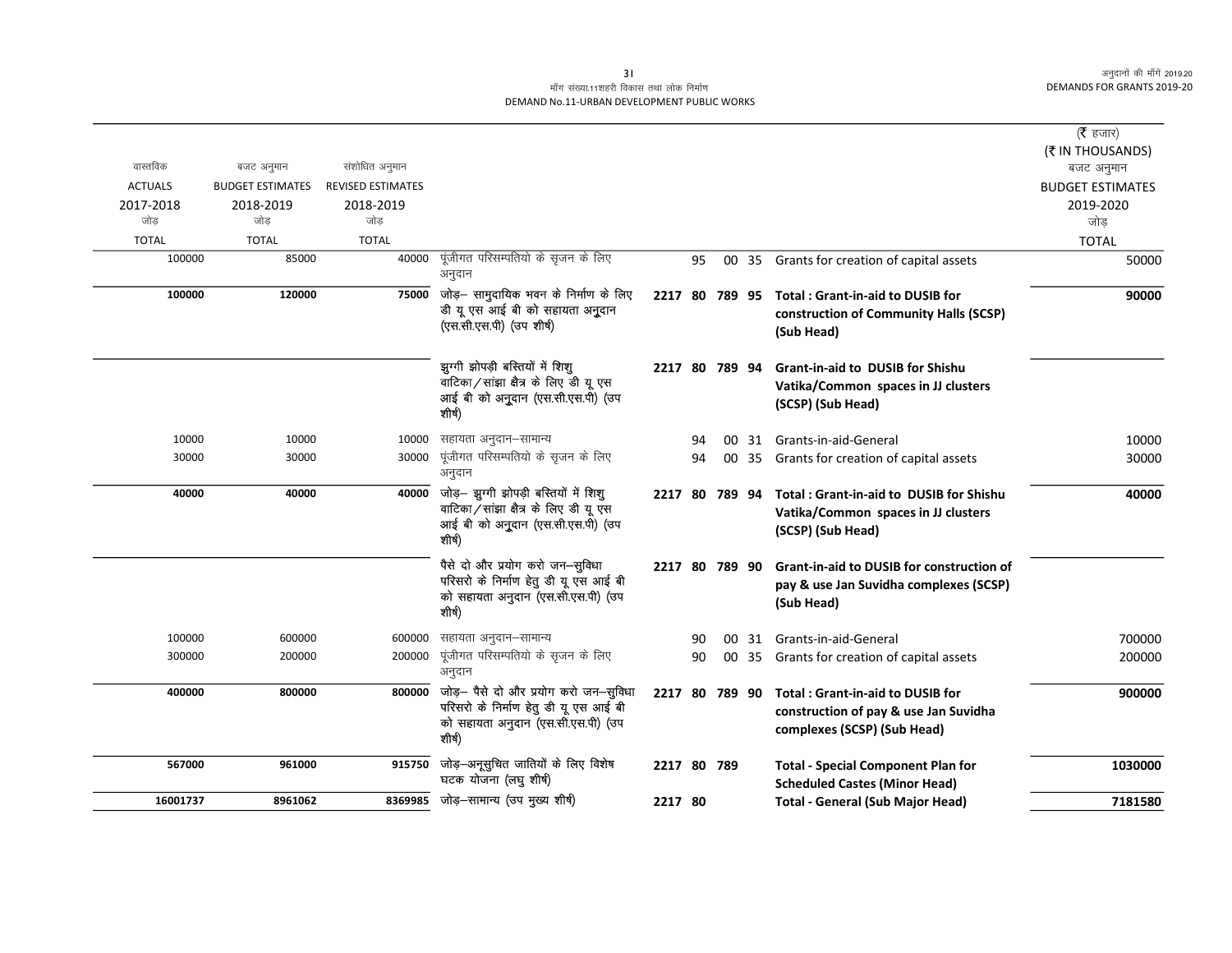माँग संख्या.11शहरी विकास तथा लोक निर्माण
DEMAND No.11-URBAN DEVELOPMENT PUBLIC WORKS

| वास्तविक ACTUALS 2017-2018 जोड़ TOTAL | बजट अनुमान BUDGET ESTIMATES 2018-2019 जोड़ TOTAL | संशोधित अनुमान REVISED ESTIMATES 2018-2019 जोड़ TOTAL | | | | | | | (₹ हजार) (₹ IN THOUSANDS) बजट अनुमान BUDGET ESTIMATES 2019-2020 जोड़ TOTAL |
|---|---|---|---|---|---|---|---|---|---|
| 100000 | 85000 | 40000 | पूंजीगत परिसम्पतियो के सृजन के लिए अनुदान | | 95 | 00 | 35 | Grants for creation of capital assets | 50000 |
| **100000** | **120000** | **75000** | **जोड़– सामुदायिक भवन के निर्माण के लिए डी यू एस आई बी को सहायता अनुदान (एस.सी.एस.पी) (उप शीर्ष)** | **2217 80** | **789** | **95** | | **Total : Grant-in-aid to DUSIB for construction of Community Halls (SCSP) (Sub Head)** | **90000** |
| | | | **झुग्गी झोपड़ी बस्तियों में शिशु वाटिका/सांझा क्षैत्र के लिए डी यू एस आई बी को अनुदान (एस.सी.एस.पी) (उप शीर्ष)** | **2217 80** | **789** | **94** | | **Grant-in-aid to DUSIB for Shishu Vatika/Common spaces in JJ clusters (SCSP) (Sub Head)** | |
| 10000 | 10000 | 10000 | सहायता अनुदान–सामान्य | | 94 | 00 | 31 | Grants-in-aid-General | 10000 |
| 30000 | 30000 | 30000 | पूंजीगत परिसम्पतियो के सृजन के लिए अनुदान | | 94 | 00 | 35 | Grants for creation of capital assets | 30000 |
| **40000** | **40000** | **40000** | **जोड़– झुग्गी झोपड़ी बस्तियों में शिशु वाटिका/सांझा क्षैत्र के लिए डी यू एस आई बी को अनुदान (एस.सी.एस.पी) (उप शीर्ष)** | **2217 80** | **789** | **94** | | **Total : Grant-in-aid to DUSIB for Shishu Vatika/Common spaces in JJ clusters (SCSP) (Sub Head)** | **40000** |
| | | | **पैसे दो और प्रयोग करो जन–सुविधा परिसरो के निर्माण हेतु डी यू एस आई बी को सहायता अनुदान (एस.सी.एस.पी) (उप शीर्ष)** | **2217 80** | **789** | **90** | | **Grant-in-aid to DUSIB for construction of pay & use Jan Suvidha complexes (SCSP) (Sub Head)** | |
| 100000 | 600000 | 600000 | सहायता अनुदान–सामान्य | | 90 | 00 | 31 | Grants-in-aid-General | 700000 |
| 300000 | 200000 | 200000 | पूंजीगत परिसम्पतियो के सृजन के लिए अनुदान | | 90 | 00 | 35 | Grants for creation of capital assets | 200000 |
| **400000** | **800000** | **800000** | **जोड़– पैसे दो और प्रयोग करो जन–सुविधा परिसरो के निर्माण हेतु डी यू एस आई बी को सहायता अनुदान (एस.सी.एस.पी) (उप शीर्ष)** | **2217 80** | **789** | **90** | | **Total : Grant-in-aid to DUSIB for construction of pay & use Jan Suvidha complexes (SCSP) (Sub Head)** | **900000** |
| **567000** | **961000** | **915750** | **जोड़–अनूसुचित जातियों के लिए विशेष घटक योजना (लघु शीर्ष)** | **2217 80** | **789** | | | **Total - Special Component Plan for Scheduled Castes (Minor Head)** | **1030000** |
| **16001737** | **8961062** | **8369985** | **जोड़–सामान्य (उप मुख्य शीर्ष)** | **2217 80** | | | | **Total - General (Sub Major Head)** | **7181580** |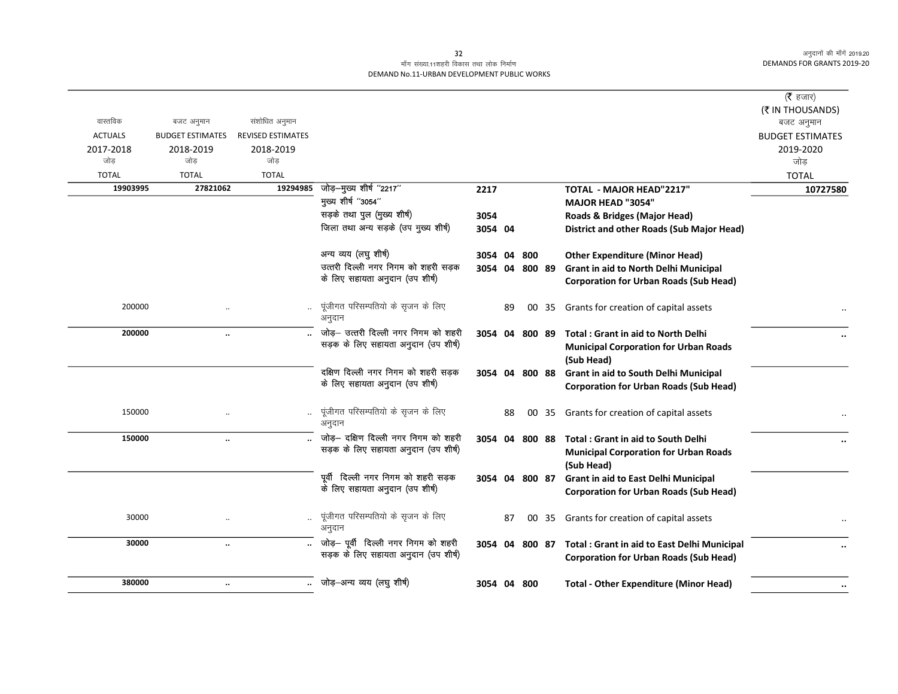माँग संख्या.11शहरी विकास तथा लोक निर्माण
DEMAND No.11-URBAN DEVELOPMENT PUBLIC WORKS

| वास्तविक ACTUALS 2017-2018 जोड़ TOTAL | बजट अनुमान BUDGET ESTIMATES 2018-2019 जोड़ TOTAL | संशोधित अनुमान REVISED ESTIMATES 2018-2019 जोड़ TOTAL | | | | (₹ हजार) (₹ IN THOUSANDS) बजट अनुमान BUDGET ESTIMATES 2019-2020 जोड़ TOTAL |
|---|---|---|---|---|---|---|
| **19903995** | **27821062** | **19294985** | जोड़–मुख्य शीर्ष ''2217'' | **2217** | **TOTAL - MAJOR HEAD"2217"** | **10727580** |
| | | | मुख्य शीर्ष ''3054'' | | **MAJOR HEAD "3054"** | |
| | | | सड़के तथा पुल (मुख्य शीर्ष) | **3054** | **Roads & Bridges (Major Head)** | |
| | | | जिला तथा अन्य सड़के (उप मुख्य शीर्ष) | **3054 04** | **District and other Roads (Sub Major Head)** | |
| | | | अन्य व्यय (लघु शीर्ष) | **3054 04 800** | **Other Expenditure (Minor Head)** | |
| | | | उत्तरी दिल्ली नगर निगम को शहरी सड़क के लिए सहायता अनुदान (उप शीर्ष) | **3054 04 800 89** | **Grant in aid to North Delhi Municipal Corporation for Urban Roads (Sub Head)** | |
| 200000 | .. | .. | पूंजीगत परिसम्पतियो के सृजन के लिए अनुदान | 89 00 35 | Grants for creation of capital assets | .. |
| **200000** | **..** | **..** | जोड़– उत्तरी दिल्ली नगर निगम को शहरी सड़क के लिए सहायता अनुदान (उप शीर्ष) | **3054 04 800 89** | **Total : Grant in aid to North Delhi Municipal Corporation for Urban Roads (Sub Head)** | **..** |
| | | | दक्षिण दिल्ली नगर निगम को शहरी सड़क के लिए सहायता अनुदान (उप शीर्ष) | **3054 04 800 88** | **Grant in aid to South Delhi Municipal Corporation for Urban Roads (Sub Head)** | |
| 150000 | .. | .. | पूंजीगत परिसम्पतियो के सृजन के लिए अनुदान | 88 00 35 | Grants for creation of capital assets | .. |
| **150000** | **..** | **..** | जोड़– दक्षिण दिल्ली नगर निगम को शहरी सड़क के लिए सहायता अनुदान (उप शीर्ष) | **3054 04 800 88** | **Total : Grant in aid to South Delhi Municipal Corporation for Urban Roads (Sub Head)** | **..** |
| | | | पूर्वी दिल्ली नगर निगम को शहरी सड़क के लिए सहायता अनुदान (उप शीर्ष) | **3054 04 800 87** | **Grant in aid to East Delhi Municipal Corporation for Urban Roads (Sub Head)** | |
| 30000 | .. | .. | पूंजीगत परिसम्पतियो के सृजन के लिए अनुदान | 87 00 35 | Grants for creation of capital assets | .. |
| **30000** | **..** | **..** | जोड़– पूर्वी दिल्ली नगर निगम को शहरी सड़क के लिए सहायता अनुदान (उप शीर्ष) | **3054 04 800 87** | **Total : Grant in aid to East Delhi Municipal Corporation for Urban Roads (Sub Head)** | **..** |
| **380000** | **..** | **..** | जोड़–अन्य व्यय (लघु शीर्ष) | **3054 04 800** | **Total - Other Expenditure (Minor Head)** | **..** |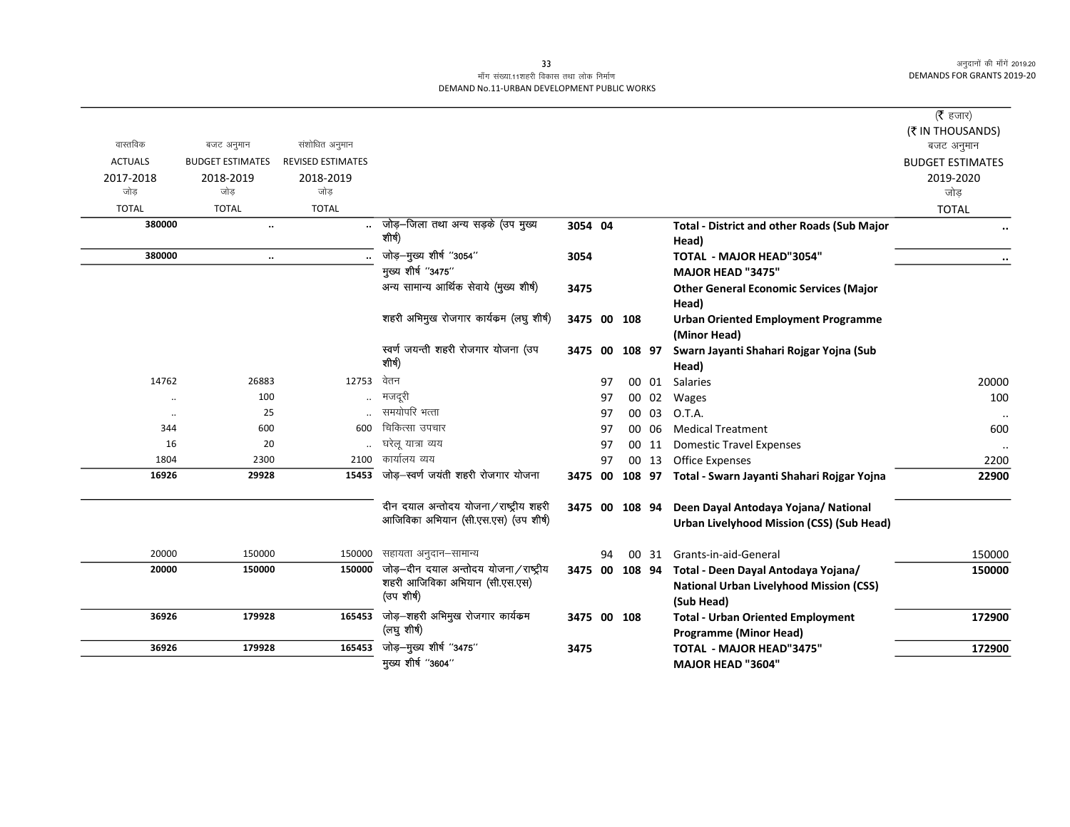मॉंग संख्या.11शहरी विकास तथा लोक निर्माण

DEMAND No.11-URBAN DEVELOPMENT PUBLIC WORKS

(₹ हजार)
(₹ IN THOUSANDS)

| वास्तविक ACTUALS 2017-2018 जोड़ TOTAL | बजट अनुमान BUDGET ESTIMATES 2018-2019 जोड़ TOTAL | संशोधित अनुमान REVISED ESTIMATES 2018-2019 जोड़ TOTAL | | | | | | | बजट अनुमान BUDGET ESTIMATES 2019-2020 जोड़ TOTAL |
|---|---|---|---|---|---|---|---|---|---|
| **380000** | .. | .. | जोड़–जिला तथा अन्य सड़के (उप मुख्य शीर्ष) | 3054 | 04 | | | **Total - District and other Roads (Sub Major Head)** | .. |
| **380000** | .. | .. | जोड़–मुख्य शीर्ष "3054" | 3054 | | | | **TOTAL - MAJOR HEAD"3054"** | .. |
| | | | मुख्य शीर्ष "3475" | | | | | **MAJOR HEAD "3475"** | |
| | | | अन्य सामान्य आर्थिक सेवाये (मुख्य शीर्ष) | 3475 | | | | **Other General Economic Services (Major Head)** | |
| | | | शहरी अभिमुख रोजगार कार्यक्रम (लघु शीर्ष) | 3475 | 00 | 108 | | **Urban Oriented Employment Programme (Minor Head)** | |
| | | | स्वर्ण जयन्ती शहरी रोजगार योजना (उप शीर्ष) | 3475 | 00 | 108 | 97 | **Swarn Jayanti Shahari Rojgar Yojna (Sub Head)** | |
| 14762 | 26883 | 12753 | वेतन | | 97 | 00 | 01 | Salaries | 20000 |
| .. | 100 | .. | मजदूरी | | 97 | 00 | 02 | Wages | 100 |
| .. | 25 | .. | समयोपरि भत्ता | | 97 | 00 | 03 | O.T.A. | .. |
| 344 | 600 | 600 | चिकित्सा उपचार | | 97 | 00 | 06 | Medical Treatment | 600 |
| 16 | 20 | .. | घरेलू यात्रा व्यय | | 97 | 00 | 11 | Domestic Travel Expenses | .. |
| 1804 | 2300 | 2100 | कार्यालय व्यय | | 97 | 00 | 13 | Office Expenses | 2200 |
| **16926** | **29928** | **15453** | जोड़–स्वर्ण जयंती शहरी रोजगार योजना | 3475 | 00 | 108 | 97 | **Total - Swarn Jayanti Shahari Rojgar Yojna** | **22900** |
| | | | दीन दयाल अन्तोदय योजना/राष्ट्रीय शहरी आजिविका अभियान (सी.एस.एस) (उप शीर्ष) | 3475 | 00 | 108 | 94 | **Deen Dayal Antodaya Yojana/ National Urban Livelyhood Mission (CSS) (Sub Head)** | |
| 20000 | 150000 | 150000 | सहायता अनुदान–सामान्य | | 94 | 00 | 31 | Grants-in-aid-General | 150000 |
| **20000** | **150000** | **150000** | जोड़–दीन दयाल अन्तोदय योजना/राष्ट्रीय शहरी आजिविका अभियान (सी.एस.एस) (उप शीर्ष) | 3475 | 00 | 108 | 94 | **Total - Deen Dayal Antodaya Yojana/ National Urban Livelyhood Mission (CSS) (Sub Head)** | **150000** |
| **36926** | **179928** | **165453** | जोड़–शहरी अभिमुख रोजगार कार्यक्रम (लघु शीर्ष) | 3475 | 00 | 108 | | **Total - Urban Oriented Employment Programme (Minor Head)** | **172900** |
| **36926** | **179928** | **165453** | जोड़–मुख्य शीर्ष "3475" | 3475 | | | | **TOTAL - MAJOR HEAD"3475"** | **172900** |
| | | | मुख्य शीर्ष "3604" | | | | | **MAJOR HEAD "3604"** | |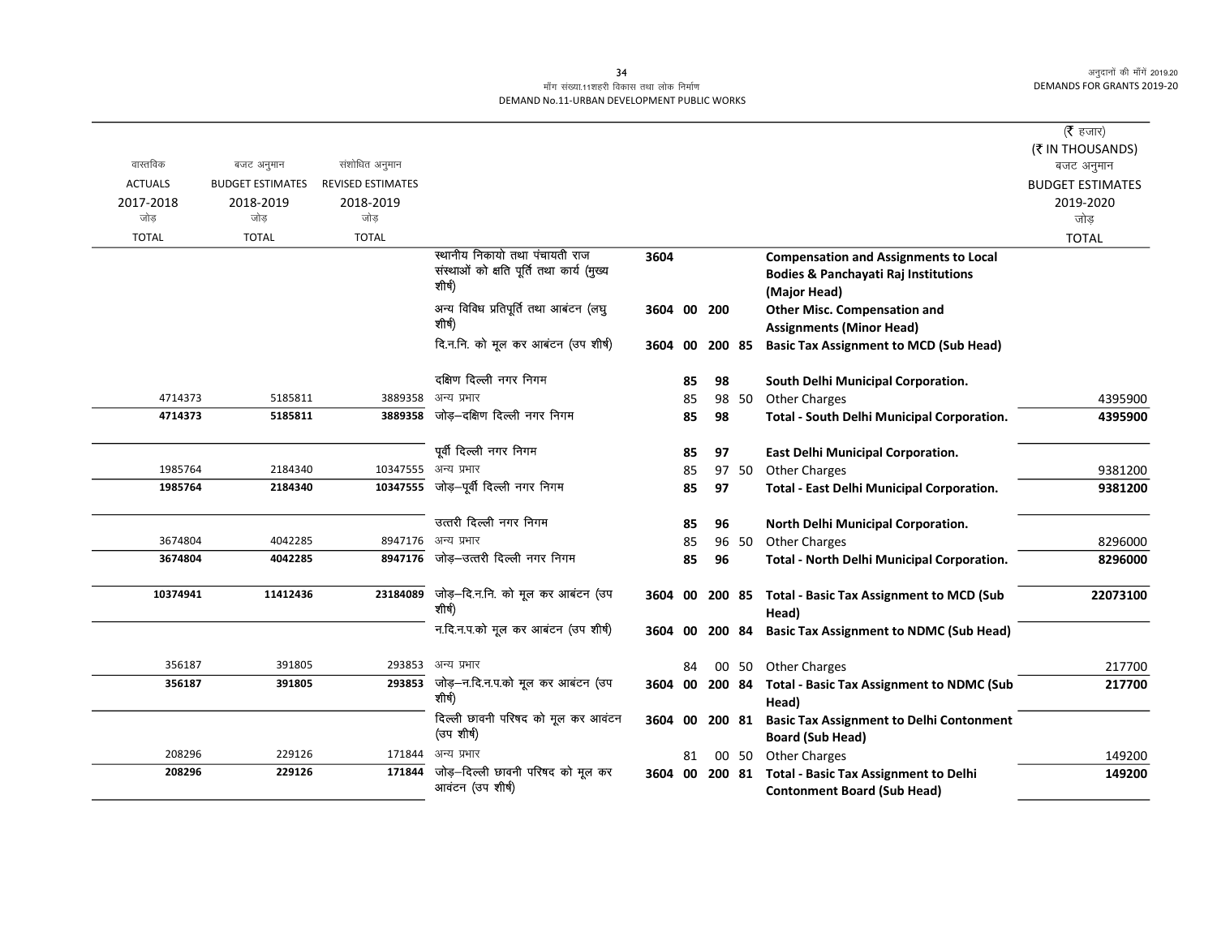माँग संख्या.11शहरी विकास तथा लोक निर्माण
DEMAND No.11-URBAN DEVELOPMENT PUBLIC WORKS

| वास्तविक ACTUALS 2017-2018 जोड़ TOTAL | बजट अनुमान BUDGET ESTIMATES 2018-2019 जोड़ TOTAL | संशोधित अनुमान REVISED ESTIMATES 2018-2019 जोड़ TOTAL | | | | | | | (₹ हजार) (₹ IN THOUSANDS) बजट अनुमान BUDGET ESTIMATES 2019-2020 जोड़ TOTAL |
|---|---|---|---|---|---|---|---|---|---|
| | | | स्थानीय निकायो तथा पंचायती राज संस्थाओं को क्षति पूर्ति तथा कार्य (मुख्य शीर्ष) | 3604 | | | | **Compensation and Assignments to Local Bodies & Panchayati Raj Institutions (Major Head)** | |
| | | | अन्य विविध प्रतिपूर्ति तथा आबंटन (लघु शीर्ष) | 3604 | 00 | 200 | | **Other Misc. Compensation and Assignments (Minor Head)** | |
| | | | दि.न.नि. को मूल कर आबंटन (उप शीर्ष) | 3604 | 00 | 200 | 85 | **Basic Tax Assignment to MCD (Sub Head)** | |
| | | | दक्षिण दिल्ली नगर निगम | | 85 | 98 | | **South Delhi Municipal Corporation.** | |
| 4714373 | 5185811 | 3889358 | अन्य प्रभार | | 85 | 98 | 50 | Other Charges | 4395900 |
| **4714373** | **5185811** | **3889358** | जोड़–दक्षिण दिल्ली नगर निगम | | 85 | 98 | | **Total - South Delhi Municipal Corporation.** | **4395900** |
| | | | पूर्वी दिल्ली नगर निगम | | 85 | 97 | | **East Delhi Municipal Corporation.** | |
| 1985764 | 2184340 | 10347555 | अन्य प्रभार | | 85 | 97 | 50 | Other Charges | 9381200 |
| **1985764** | **2184340** | **10347555** | जोड़–पूर्वी दिल्ली नगर निगम | | 85 | 97 | | **Total - East Delhi Municipal Corporation.** | **9381200** |
| | | | उत्तरी दिल्ली नगर निगम | | 85 | 96 | | **North Delhi Municipal Corporation.** | |
| 3674804 | 4042285 | 8947176 | अन्य प्रभार | | 85 | 96 | 50 | Other Charges | 8296000 |
| **3674804** | **4042285** | **8947176** | जोड़–उत्तरी दिल्ली नगर निगम | | 85 | 96 | | **Total - North Delhi Municipal Corporation.** | **8296000** |
| **10374941** | **11412436** | **23184089** | जोड़–दि.न.नि. को मूल कर आबंटन (उप शीर्ष) | 3604 | 00 | 200 | 85 | **Total - Basic Tax Assignment to MCD (Sub Head)** | **22073100** |
| | | | न.दि.न.प.को मूल कर आबंटन (उप शीर्ष) | 3604 | 00 | 200 | 84 | **Basic Tax Assignment to NDMC (Sub Head)** | |
| 356187 | 391805 | 293853 | अन्य प्रभार | | 84 | 00 | 50 | Other Charges | 217700 |
| **356187** | **391805** | **293853** | जोड़–न.दि.न.प.को मूल कर आबंटन (उप शीर्ष) | 3604 | 00 | 200 | 84 | **Total - Basic Tax Assignment to NDMC (Sub Head)** | **217700** |
| | | | दिल्ली छावनी परिषद को मूल कर आवंटन (उप शीर्ष) | 3604 | 00 | 200 | 81 | **Basic Tax Assignment to Delhi Contonment Board (Sub Head)** | |
| 208296 | 229126 | 171844 | अन्य प्रभार | | 81 | 00 | 50 | Other Charges | 149200 |
| **208296** | **229126** | **171844** | जोड़–दिल्ली छावनी परिषद को मूल कर आवंटन (उप शीर्ष) | 3604 | 00 | 200 | 81 | **Total - Basic Tax Assignment to Delhi Contonment Board (Sub Head)** | **149200** |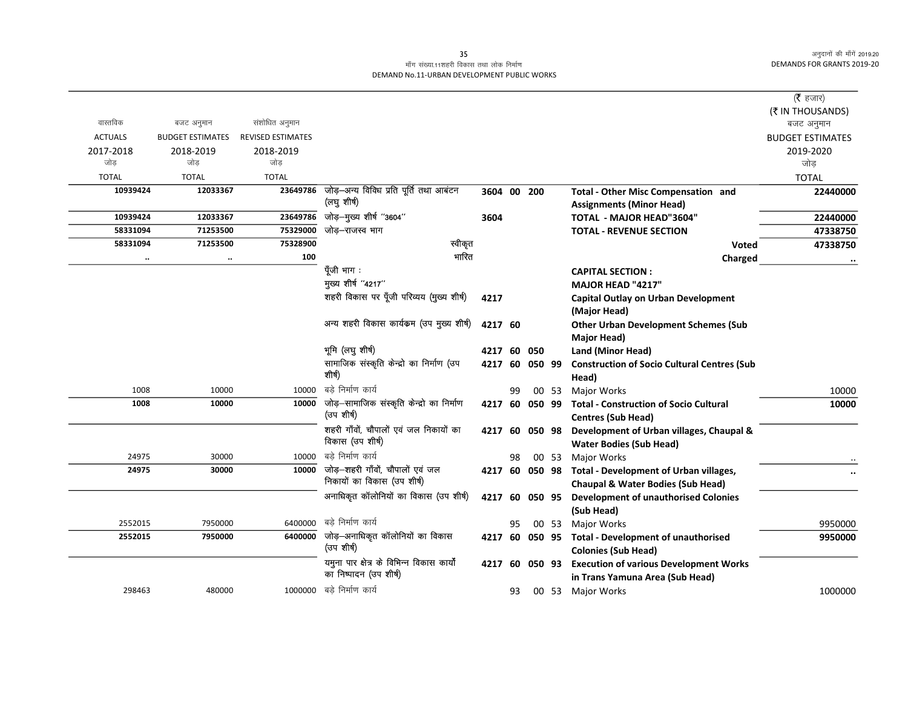मॉंग संख्या.11शहरी विकास तथा लोक निर्माण
DEMAND No.11-URBAN DEVELOPMENT PUBLIC WORKS

| वास्तविक ACTUALS 2017-2018 जोड़ TOTAL | बजट अनुमान BUDGET ESTIMATES 2018-2019 जोड़ TOTAL | संशोधित अनुमान REVISED ESTIMATES 2018-2019 जोड़ TOTAL | | | | | | | (₹ हजार) (₹ IN THOUSANDS) बजट अनुमान BUDGET ESTIMATES 2019-2020 जोड़ TOTAL |
|---|---|---|---|---|---|---|---|---|---|
| 10939424 | 12033367 | 23649786 | जोड़–अन्य विविध प्रति पूर्ति तथा आबंटन (लघु शीर्ष) | 3604 | 00 | 200 | | Total - Other Misc Compensation and Assignments (Minor Head) | 22440000 |
| 10939424 | 12033367 | 23649786 | जोड़–मुख्य शीर्ष ''3604'' | 3604 | | | | TOTAL - MAJOR HEAD"3604" | 22440000 |
| 58331094 | 71253500 | 75329000 | जोड़–राजस्व भाग | | | | | TOTAL - REVENUE SECTION | 47338750 |
| 58331094 | 71253500 | 75328900 | स्वीकृत | | | | | Voted | 47338750 |
| .. | .. | 100 | भारित | | | | | Charged | .. |
| | | | पूँजी भाग : | | | | | CAPITAL SECTION : | |
| | | | मुख्य शीर्ष ''4217'' | | | | | MAJOR HEAD "4217" | |
| | | | शहरी विकास पर पूँजी परिव्यय (मुख्य शीर्ष) | 4217 | | | | Capital Outlay on Urban Development (Major Head) | |
| | | | अन्य शहरी विकास कार्यक्रम (उप मुख्य शीर्ष) | 4217 | 60 | | | Other Urban Development Schemes (Sub Major Head) | |
| | | | भूमि (लघु शीर्ष) | 4217 | 60 | 050 | | Land (Minor Head) | |
| | | | सामाजिक संस्कृति केन्द्रो का निर्माण (उप शीर्ष) | 4217 | 60 | 050 | 99 | Construction of Socio Cultural Centres (Sub Head) | |
| 1008 | 10000 | 10000 | बड़े निर्माण कार्य | | 99 | 00 | 53 | Major Works | 10000 |
| 1008 | 10000 | 10000 | जोड़–सामाजिक संस्कृति केन्द्रो का निर्माण (उप शीर्ष) | 4217 | 60 | 050 | 99 | Total - Construction of Socio Cultural Centres (Sub Head) | 10000 |
| | | | शहरी गाँवों, चौपालों एवं जल निकायों का विकास (उप शीर्ष) | 4217 | 60 | 050 | 98 | Development of Urban villages, Chaupal & Water Bodies (Sub Head) | |
| 24975 | 30000 | 10000 | बड़े निर्माण कार्य | | 98 | 00 | 53 | Major Works | .. |
| 24975 | 30000 | 10000 | जोड़–शहरी गाँवों, चौपालों एवं जल निकायों का विकास (उप शीर्ष) | 4217 | 60 | 050 | 98 | Total - Development of Urban villages, Chaupal & Water Bodies (Sub Head) | .. |
| | | | अनाधिकृत कॉलोनियों का विकास (उप शीर्ष) | 4217 | 60 | 050 | 95 | Development of unauthorised Colonies (Sub Head) | |
| 2552015 | 7950000 | 6400000 | बड़े निर्माण कार्य | | 95 | 00 | 53 | Major Works | 9950000 |
| 2552015 | 7950000 | 6400000 | जोड़–अनाधिकृत कॉलोनियों का विकास (उप शीर्ष) | 4217 | 60 | 050 | 95 | Total - Development of unauthorised Colonies (Sub Head) | 9950000 |
| | | | यमुना पार क्षेत्र के विभिन्न विकास कार्यों का निष्पादन (उप शीर्ष) | 4217 | 60 | 050 | 93 | Execution of various Development Works in Trans Yamuna Area (Sub Head) | |
| 298463 | 480000 | 1000000 | बड़े निर्माण कार्य | | 93 | 00 | 53 | Major Works | 1000000 |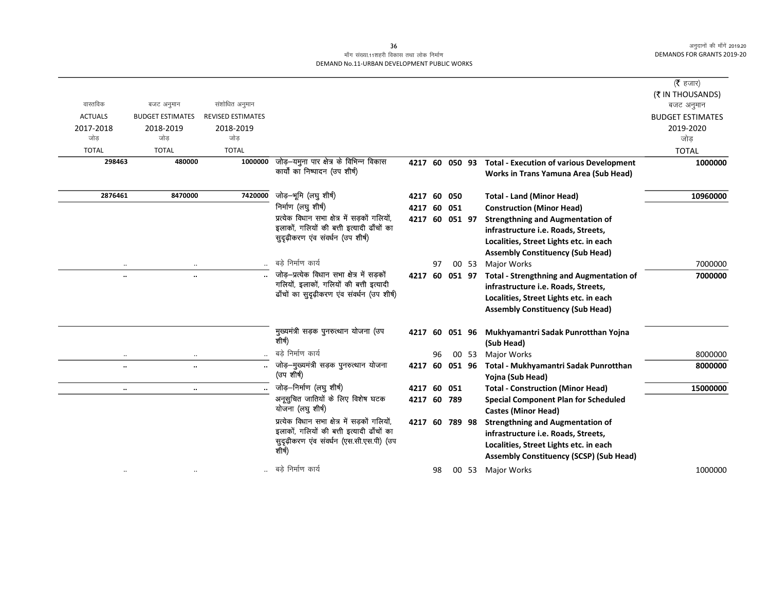माँग संख्या.11शहरी विकास तथा लोक निर्माण
DEMAND No.11-URBAN DEVELOPMENT PUBLIC WORKS

(₹ हजार)
(₹ IN THOUSANDS)

| वास्तविक ACTUALS 2017-2018 जोड़ TOTAL | बजट अनुमान BUDGET ESTIMATES 2018-2019 जोड़ TOTAL | संशोधित अनुमान REVISED ESTIMATES 2018-2019 जोड़ TOTAL | | | | | | | बजट अनुमान BUDGET ESTIMATES 2019-2020 जोड़ TOTAL |
|---|---|---|---|---|---|---|---|---|---|
| 298463 | 480000 | 1000000 | जोड़–यमुना पार क्षेत्र के विभिन्न विकास कार्यों का निष्पादन (उप शीर्ष) | 4217 | 60 | 050 | 93 | **Total - Execution of various Development Works in Trans Yamuna Area (Sub Head)** | 1000000 |
| 2876461 | 8470000 | 7420000 | जोड़–भूमि (लघु शीर्ष) | 4217 | 60 | 050 | | **Total - Land (Minor Head)** | 10960000 |
| | | | निर्माण (लघु शीर्ष) | 4217 | 60 | 051 | | **Construction (Minor Head)** | |
| | | | प्रत्येक विधान सभा क्षेत्र में सड़कों गलियों, इलाकों, गलियों की बत्ती इत्यादी ढाँचों का सुदृढ़ीकरण एंव संवर्धन (उप शीर्ष) | 4217 | 60 | 051 | 97 | **Strengthning and Augmentation of infrastructure i.e. Roads, Streets, Localities, Street Lights etc. in each Assembly Constituency (Sub Head)** | |
| .. | .. | .. | बड़े निर्माण कार्य | | 97 | 00 | 53 | Major Works | 7000000 |
| .. | .. | .. | जोड़–प्रत्येक विधान सभा क्षेत्र में सड़कों गलियों, इलाकों, गलियों की बत्ती इत्यादी ढाँचों का सुदृढ़ीकरण एंव संवर्धन (उप शीर्ष) | 4217 | 60 | 051 | 97 | **Total - Strengthning and Augmentation of infrastructure i.e. Roads, Streets, Localities, Street Lights etc. in each Assembly Constituency (Sub Head)** | 7000000 |
| | | | मुख्यमंत्री सड़क पुनरुत्थान योजना (उप शीर्ष) | 4217 | 60 | 051 | 96 | **Mukhyamantri Sadak Punrotthan Yojna (Sub Head)** | |
| .. | .. | .. | बड़े निर्माण कार्य | | 96 | 00 | 53 | Major Works | 8000000 |
| .. | .. | .. | जोड़–मुख्यमंत्री सड़क पुनरुत्थान योजना (उप शीर्ष) | 4217 | 60 | 051 | 96 | **Total - Mukhyamantri Sadak Punrotthan Yojna (Sub Head)** | 8000000 |
| .. | .. | .. | जोड़–निर्माण (लघु शीर्ष) | 4217 | 60 | 051 | | **Total - Construction (Minor Head)** | 15000000 |
| | | | अनूसुचित जातियों के लिए विशेष घटक योजना (लघु शीर्ष) | 4217 | 60 | 789 | | **Special Component Plan for Scheduled Castes (Minor Head)** | |
| | | | प्रत्येक विधान सभा क्षेत्र में सड़कों गलियों, इलाकों, गलियों की बत्ती इत्यादी ढाँचों का सुदृढ़ीकरण एंव संवर्धन (एस.सी.एस.पी) (उप शीर्ष) | 4217 | 60 | 789 | 98 | **Strengthning and Augmentation of infrastructure i.e. Roads, Streets, Localities, Street Lights etc. in each Assembly Constituency (SCSP) (Sub Head)** | |
| .. | .. | .. | बड़े निर्माण कार्य | | 98 | 00 | 53 | Major Works | 1000000 |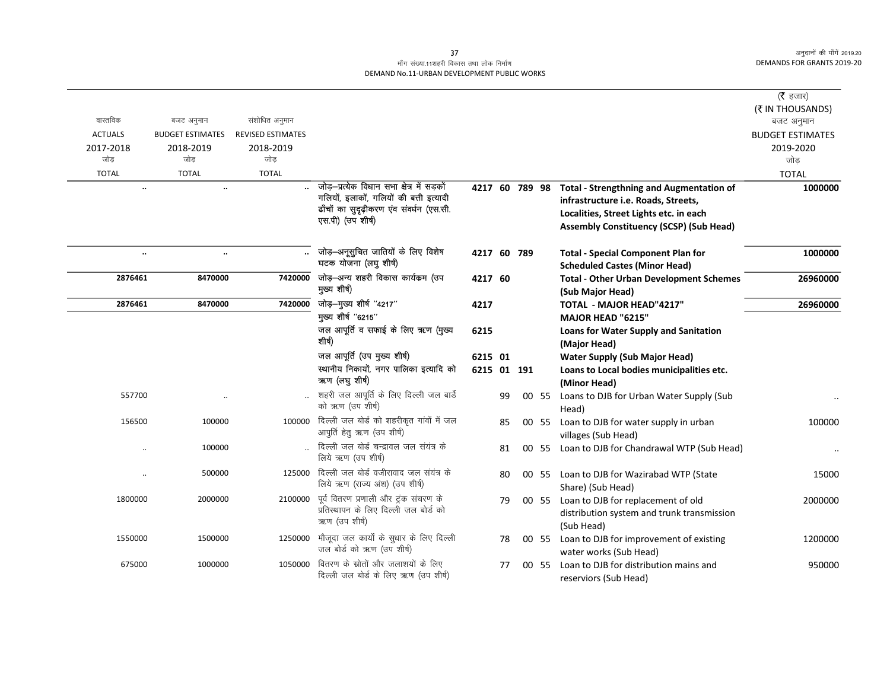मॉंग संख्या.11शहरी विकास तथा लोक निर्माण

DEMAND No.11-URBAN DEVELOPMENT PUBLIC WORKS

(₹ हजार)
(₹ IN THOUSANDS)

| वास्तविक ACTUALS 2017-2018 जोड़ TOTAL | बजट अनुमान BUDGET ESTIMATES 2018-2019 जोड़ TOTAL | संशोधित अनुमान REVISED ESTIMATES 2018-2019 जोड़ TOTAL | | | | | | | | बजट अनुमान BUDGET ESTIMATES 2019-2020 जोड़ TOTAL |
|---|---|---|---|---|---|---|---|---|---|---|
| .. | .. | .. | जोड़–प्रत्येक विधान सभा क्षेत्र में सड़कों गलियों, इलाकों, गलियों की बत्ती इत्यादि ढाँचों का सुदृढ़ीकरण एंव संवर्धन (एस.सी. एस.पी) (उप शीर्ष) | 4217 | 60 | 789 | 98 | | **Total - Strengthning and Augmentation of infrastructure i.e. Roads, Streets, Localities, Street Lights etc. in each Assembly Constituency (SCSP) (Sub Head)** | **1000000** |
| .. | .. | .. | जोड़–अनूसुचित जातियों के लिए विशेष घटक योजना (लघु शीर्ष) | 4217 | 60 | 789 | | | **Total - Special Component Plan for Scheduled Castes (Minor Head)** | **1000000** |
| **2876461** | **8470000** | **7420000** | जोड़–अन्य शहरी विकास कार्यक्रम (उप मुख्य शीर्ष) | 4217 | 60 | | | | **Total - Other Urban Development Schemes (Sub Major Head)** | **26960000** |
| **2876461** | **8470000** | **7420000** | जोड़–मुख्य शीर्ष ''4217'' | 4217 | | | | | **TOTAL - MAJOR HEAD"4217"** | **26960000** |
| | | | मुख्य शीर्ष ''6215'' | | | | | | **MAJOR HEAD "6215"** | |
| | | | जल आपूर्ति व सफाई के लिए ऋण (मुख्य शीर्ष) | 6215 | | | | | **Loans for Water Supply and Sanitation (Major Head)** | |
| | | | जल आपूर्ति (उप मुख्य शीर्ष) | 6215 | 01 | | | | **Water Supply (Sub Major Head)** | |
| | | | स्थानीय निकायों, नगर पालिका इत्यादि को ऋण (लघु शीर्ष) | 6215 | 01 | 191 | | | **Loans to Local bodies municipalities etc. (Minor Head)** | |
| 557700 | .. | .. | शहरी जल आपूर्ति के लिए दिल्ली जल बार्डे को ऋण (उप शीर्ष) | | 99 | | 00 | 55 | Loans to DJB for Urban Water Supply (Sub Head) | .. |
| 156500 | 100000 | 100000 | दिल्ली जल बोर्ड को शहरीकृत गांवों में जल आपुर्ति हेतु ऋण (उप शीर्ष) | | 85 | | 00 | 55 | Loan to DJB for water supply in urban villages (Sub Head) | 100000 |
| .. | 100000 | .. | दिल्ली जल बोर्ड चन्द्रावल जल संयंत्र के लिये ऋण (उप शीर्ष) | | 81 | | 00 | 55 | Loan to DJB for Chandrawal WTP (Sub Head) | .. |
| .. | 500000 | 125000 | दिल्ली जल बोर्ड वजीरावाद जल संयंत्र के लिये ऋण (राज्य अंश) (उप शीर्ष) | | 80 | | 00 | 55 | Loan to DJB for Wazirabad WTP (State Share) (Sub Head) | 15000 |
| 1800000 | 2000000 | 2100000 | पूर्व वितरण प्रणाली और ट्रंक संचरण के प्रतिस्थापन के लिए दिल्ली जल बोर्ड को ऋण (उप शीर्ष) | | 79 | | 00 | 55 | Loan to DJB for replacement of old distribution system and trunk transmission (Sub Head) | 2000000 |
| 1550000 | 1500000 | 1250000 | मौजूदा जल कार्यों के सुधार के लिए दिल्ली जल बोर्ड को ऋण (उप शीर्ष) | | 78 | | 00 | 55 | Loan to DJB for improvement of existing water works (Sub Head) | 1200000 |
| 675000 | 1000000 | 1050000 | वितरण के स्रोतों और जलाशयों के लिए दिल्ली जल बोर्ड के लिए ऋण (उप शीर्ष) | | 77 | | 00 | 55 | Loan to DJB for distribution mains and reserviors (Sub Head) | 950000 |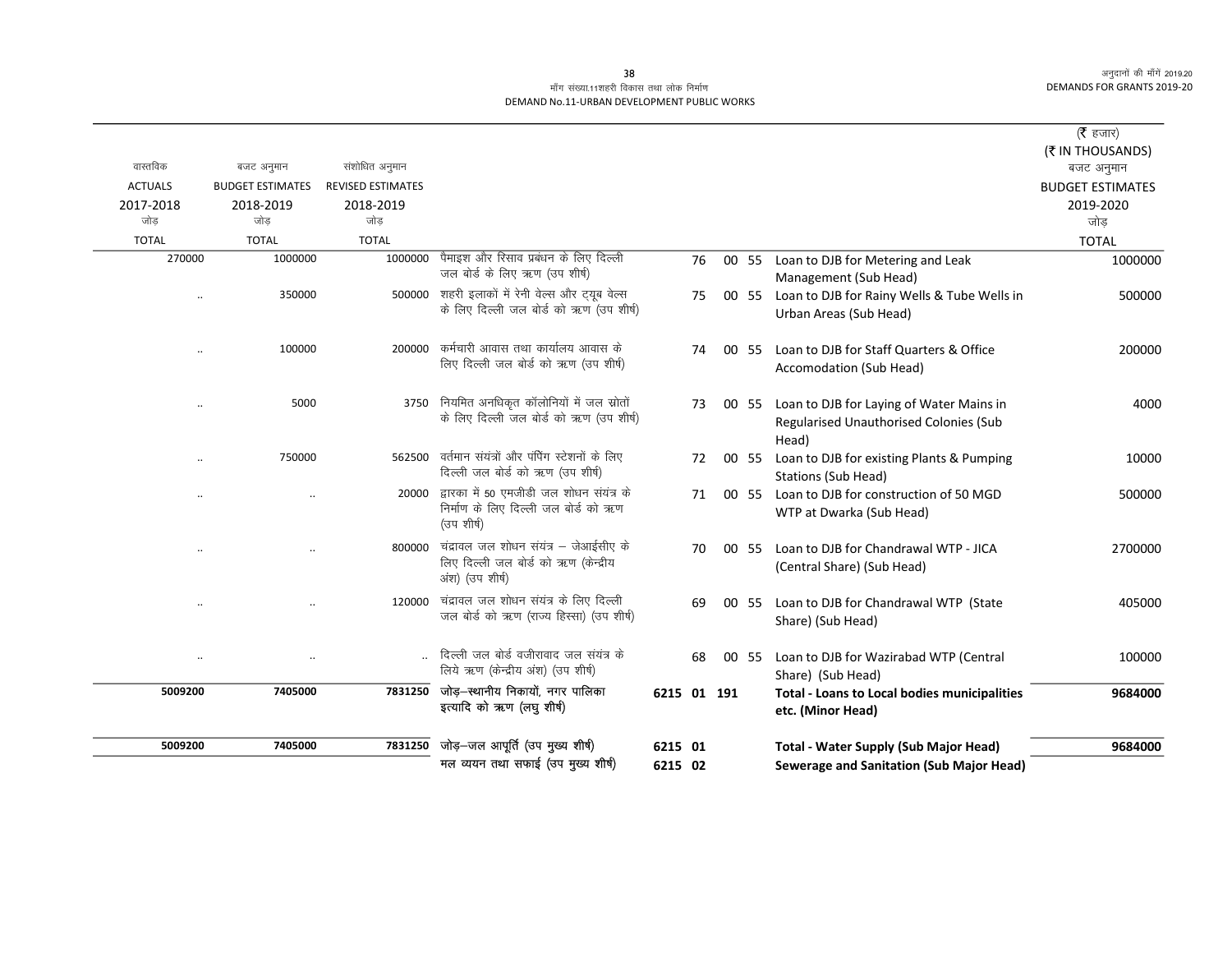मॉंग संख्या.11शहरी विकास तथा लोक निर्माण
DEMAND No.11-URBAN DEVELOPMENT PUBLIC WORKS

(₹ हजार)
(₹ IN THOUSANDS)

| वास्तविक ACTUALS 2017-2018 जोड़ TOTAL | बजट अनुमान BUDGET ESTIMATES 2018-2019 जोड़ TOTAL | संशोधित अनुमान REVISED ESTIMATES 2018-2019 जोड़ TOTAL | | | | | | बजट अनुमान BUDGET ESTIMATES 2019-2020 जोड़ TOTAL |
|---|---|---|---|---|---|---|---|---|
| 270000 | 1000000 | 1000000 | पैमाइश और रिसाव प्रबंधन के लिए दिल्ली जल बोर्ड के लिए ऋण (उप शीर्ष) | 76 | 00 | 55 | Loan to DJB for Metering and Leak Management (Sub Head) | 1000000 |
| .. | 350000 | 500000 | शहरी इलाकों में रेनी वेल्स और ट्यूब वेल्स के लिए दिल्ली जल बोर्ड को ऋण (उप शीर्ष) | 75 | 00 | 55 | Loan to DJB for Rainy Wells & Tube Wells in Urban Areas (Sub Head) | 500000 |
| .. | 100000 | 200000 | कर्मचारी आवास तथा कार्यालय आवास के लिए दिल्ली जल बोर्ड को ऋण (उप शीर्ष) | 74 | 00 | 55 | Loan to DJB for Staff Quarters & Office Accomodation (Sub Head) | 200000 |
| .. | 5000 | 3750 | नियमित अनधिकृत कॉलोनियों में जल स्रोतों के लिए दिल्ली जल बोर्ड को ऋण (उप शीर्ष) | 73 | 00 | 55 | Loan to DJB for Laying of Water Mains in Regularised Unauthorised Colonies (Sub Head) | 4000 |
| .. | 750000 | 562500 | वर्तमान संयंत्रों और पंपिंग स्टेशनों के लिए दिल्ली जल बोर्ड को ऋण (उप शीर्ष) | 72 | 00 | 55 | Loan to DJB for existing Plants & Pumping Stations (Sub Head) | 10000 |
| .. | .. | 20000 | द्वारका में 50 एमजीडी जल शोधन संयंत्र के निर्माण के लिए दिल्ली जल बोर्ड को ऋण (उप शीर्ष) | 71 | 00 | 55 | Loan to DJB for construction of 50 MGD WTP at Dwarka (Sub Head) | 500000 |
| .. | .. | 800000 | चंद्रावल जल शोधन संयंत्र – जेआईसीए के लिए दिल्ली जल बोर्ड को ऋण (केन्द्रीय अंश) (उप शीर्ष) | 70 | 00 | 55 | Loan to DJB for Chandrawal WTP - JICA (Central Share) (Sub Head) | 2700000 |
| .. | .. | 120000 | चंद्रावल जल शोधन संयंत्र के लिए दिल्ली जल बोर्ड को ऋण (राज्य हिस्सा) (उप शीर्ष) | 69 | 00 | 55 | Loan to DJB for Chandrawal WTP (State Share) (Sub Head) | 405000 |
| .. | .. | .. | दिल्ली जल बोर्ड वजीरावाद जल संयंत्र के लिये ऋण (केन्द्रीय अंश) (उप शीर्ष) | 68 | 00 | 55 | Loan to DJB for Wazirabad WTP (Central Share) (Sub Head) | 100000 |
| **5009200** | **7405000** | **7831250** | **जोड़–स्थानीय निकायों, नगर पालिका इत्यादि को ऋण (लघु शीर्ष)** | **6215** | **01** | **191** | **Total - Loans to Local bodies municipalities etc. (Minor Head)** | **9684000** |
| **5009200** | **7405000** | **7831250** | **जोड़–जल आपूर्ति (उप मुख्य शीर्ष)** | **6215** | **01** | | **Total - Water Supply (Sub Major Head)** | **9684000** |
| | | | **मल व्ययन तथा सफाई (उप मुख्य शीर्ष)** | **6215** | **02** | | **Sewerage and Sanitation (Sub Major Head)** | |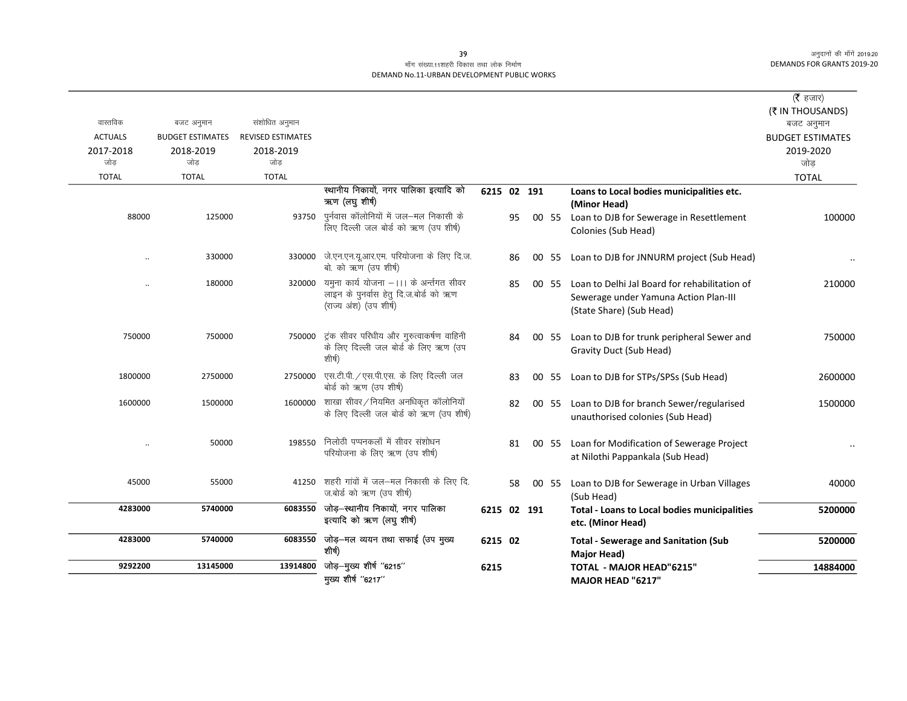माँग संख्या.11शहरी विकास तथा लोक निर्माण
DEMAND No.11-URBAN DEVELOPMENT PUBLIC WORKS

अनुदानों की माँगें 2019.20
DEMANDS FOR GRANTS 2019-20

| वास्तविक ACTUALS 2017-2018 जोड़ TOTAL | बजट अनुमान BUDGET ESTIMATES 2018-2019 जोड़ TOTAL | संशोधित अनुमान REVISED ESTIMATES 2018-2019 जोड़ TOTAL | | | | | | | (₹ हजार) (₹ IN THOUSANDS) बजट अनुमान BUDGET ESTIMATES 2019-2020 जोड़ TOTAL |
|---|---|---|---|---|---|---|---|---|---|
| | | | **स्थानीय निकायों, नगर पालिका इत्यादि को ऋण (लघु शीर्ष)** | **6215** | **02** | **191** | | **Loans to Local bodies municipalities etc. (Minor Head)** | |
| 88000 | 125000 | 93750 | पुर्नवास कॉलोनियों में जल–मल निकासी के लिए दिल्ली जल बोर्ड को ऋण (उप शीर्ष) | | 95 | 00 | 55 | Loan to DJB for Sewerage in Resettlement Colonies (Sub Head) | 100000 |
| .. | 330000 | 330000 | जे.एन.एन.यू.आर.एम. परियोजना के लिए दि.ज. बो. को ऋण (उप शीर्ष) | | 86 | 00 | 55 | Loan to DJB for JNNURM project (Sub Head) | .. |
| .. | 180000 | 320000 | यमुना कार्य योजना – ।।। के अर्न्तगत सीवर लाइन के पुनर्वास हेतु दि.ज.बोर्ड को ऋण (राज्य अंश) (उप शीर्ष) | | 85 | 00 | 55 | Loan to Delhi Jal Board for rehabilitation of Sewerage under Yamuna Action Plan-III (State Share) (Sub Head) | 210000 |
| 750000 | 750000 | 750000 | ट्रंक सीवर परिधीय और गुरुत्वाकर्षण वाहिनी के लिए दिल्ली जल बोर्ड के लिए ऋण (उप शीर्ष) | | 84 | 00 | 55 | Loan to DJB for trunk peripheral Sewer and Gravity Duct (Sub Head) | 750000 |
| 1800000 | 2750000 | 2750000 | एस.टी.पी./एस.पी.एस. के लिए दिल्ली जल बोर्ड को ऋण (उप शीर्ष) | | 83 | 00 | 55 | Loan to DJB for STPs/SPSs (Sub Head) | 2600000 |
| 1600000 | 1500000 | 1600000 | शाखा सीवर/नियमित अनधिकृत कॉलोनियों के लिए दिल्ली जल बोर्ड को ऋण (उप शीर्ष) | | 82 | 00 | 55 | Loan to DJB for branch Sewer/regularised unauthorised colonies (Sub Head) | 1500000 |
| .. | 50000 | 198550 | निलोठी पप्पनकलाँ में सीवर संशोधन परियोजना के लिए ऋण (उप शीर्ष) | | 81 | 00 | 55 | Loan for Modification of Sewerage Project at Nilothi Pappankala (Sub Head) | .. |
| 45000 | 55000 | 41250 | शहरी गांवों में जल–मल निकासी के लिए दि. ज.बोर्ड को ऋण (उप शीर्ष) | | 58 | 00 | 55 | Loan to DJB for Sewerage in Urban Villages (Sub Head) | 40000 |
| **4283000** | **5740000** | **6083550** | **जोड़–स्थानीय निकायों, नगर पालिका इत्यादि को ऋण (लघु शीर्ष)** | **6215** | **02** | **191** | | **Total - Loans to Local bodies municipalities etc. (Minor Head)** | **5200000** |
| **4283000** | **5740000** | **6083550** | **जोड़–मल व्यन तथा सफाई (उप मुख्य शीर्ष)** | **6215** | **02** | | | **Total - Sewerage and Sanitation (Sub Major Head)** | **5200000** |
| **9292200** | **13145000** | **13914800** | **जोड़–मुख्य शीर्ष "6215"** | **6215** | | | | **TOTAL - MAJOR HEAD"6215"** | **14884000** |
| | | | **मुख्य शीर्ष "6217"** | | | | | **MAJOR HEAD "6217"** | |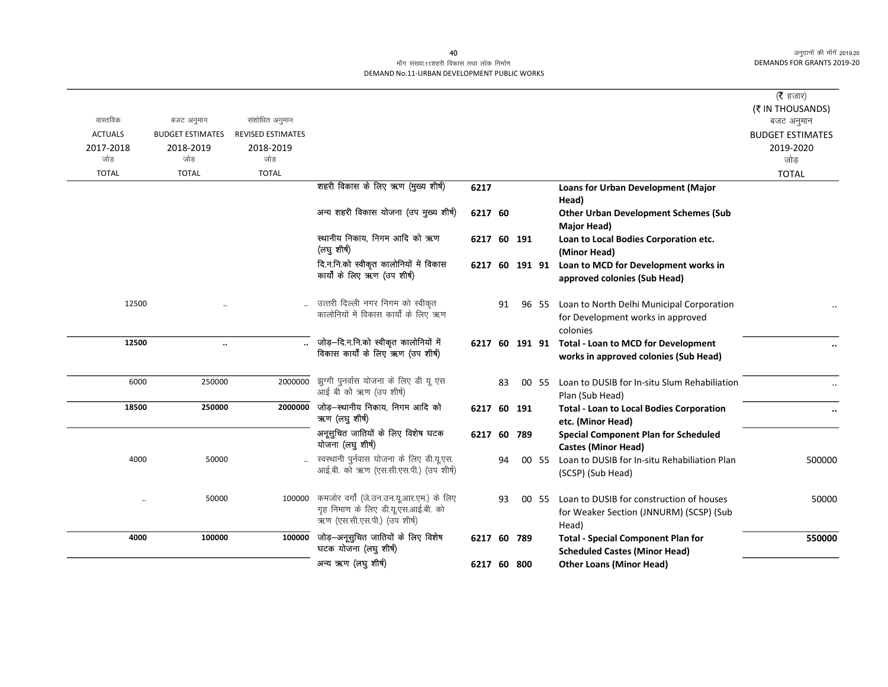| वास्तविक ACTUALS 2017-2018 जोड़ TOTAL | बजट अनुमान BUDGET ESTIMATES 2018-2019 जोड़ TOTAL | संशोधित अनुमान REVISED ESTIMATES 2018-2019 जोड़ TOTAL | | | | | | | (₹ हजार) (₹ IN THOUSANDS) बजट अनुमान BUDGET ESTIMATES 2019-2020 जोड़ TOTAL |
|---|---|---|---|---|---|---|---|---|---|
| | | | शहरी विकास के लिए ऋण (मुख्य शीर्ष) | 6217 | | | | **Loans for Urban Development (Major Head)** | |
| | | | अन्य शहरी विकास योजना (उप मुख्य शीर्ष) | 6217 | 60 | | | **Other Urban Development Schemes (Sub Major Head)** | |
| | | | स्थानीय निकाय, निगम आदि को ऋण (लघु शीर्ष) | 6217 | 60 | 191 | | **Loan to Local Bodies Corporation etc. (Minor Head)** | |
| | | | दि.न.नि.को स्वीकृत कालोनियों में विकास कार्यों के लिए ऋण (उप शीर्ष) | 6217 | 60 | 191 | 91 | **Loan to MCD for Development works in approved colonies (Sub Head)** | |
| 12500 | .. | .. | उत्तरी दिल्ली नगर निगम को स्वीकृत कालोनियों में विकास कार्यों के लिए ऋण | | 91 | 96 | 55 | Loan to North Delhi Municipal Corporation for Development works in approved colonies | .. |
| **12500** | **..** | **..** | जोड़–दि.न.नि.को स्वीकृत कालोनियों में विकास कार्यों के लिए ऋण (उप शीर्ष) | 6217 | 60 | 191 | 91 | **Total - Loan to MCD for Development works in approved colonies (Sub Head)** | **..** |
| 6000 | 250000 | 2000000 | झुग्गी पुनर्वास योजना के लिए डी यू एस आई बी को ऋण (उप शीर्ष) | | 83 | 00 | 55 | Loan to DUSIB for In-situ Slum Rehabiliation Plan (Sub Head) | .. |
| **18500** | **250000** | **2000000** | जोड़–स्थानीय निकाय, निगम आदि को ऋण (लघु शीर्ष) | 6217 | 60 | 191 | | **Total - Loan to Local Bodies Corporation etc. (Minor Head)** | **..** |
| | | | अनूसुचित जातियों के लिए विशेष घटक योजना (लघु शीर्ष) | 6217 | 60 | 789 | | **Special Component Plan for Scheduled Castes (Minor Head)** | |
| 4000 | 50000 | .. | स्वस्थानी पुर्नवास योजना के लिए डी.यू.एस. आई.बी. को ऋण (एस.सी.एस.पी.) (उप शीर्ष) | | 94 | 00 | 55 | Loan to DUSIB for In-situ Rehabiliation Plan (SCSP) (Sub Head) | 500000 |
| .. | 50000 | 100000 | कमजोर वर्गों (जे.उन.उन.यू.आर.एम.) के लिए गृह निमाण के लिए डी.यू.एस.आई.बी. को ऋण (एस.सी.एस.पी.) (उप शीर्ष) | | 93 | 00 | 55 | Loan to DUSIB for construction of houses for Weaker Section (JNNURM) (SCSP) (Sub Head) | 50000 |
| **4000** | **100000** | **100000** | जोड़–अनूसुचित जातियों के लिए विशेष घटक योजना (लघु शीर्ष) | 6217 | 60 | 789 | | **Total - Special Component Plan for Scheduled Castes (Minor Head)** | **550000** |
| | | | अन्य ऋण (लघु शीर्ष) | 6217 | 60 | 800 | | **Other Loans (Minor Head)** | |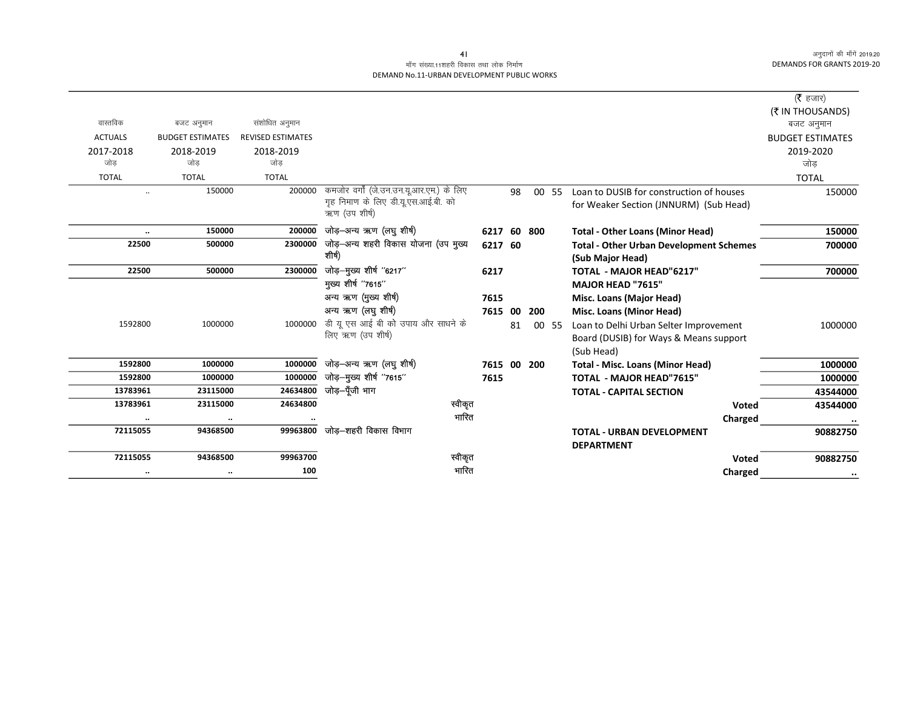मॉंग संख्या.11शहरी विकास तथा लोक निर्माण
DEMAND No.11-URBAN DEVELOPMENT PUBLIC WORKS

| वास्तविक ACTUALS 2017-2018 जोड़ TOTAL | बजट अनुमान BUDGET ESTIMATES 2018-2019 जोड़ TOTAL | संशोधित अनुमान REVISED ESTIMATES 2018-2019 जोड़ TOTAL | | | | | | | (₹ हजार) (₹ IN THOUSANDS) बजट अनुमान BUDGET ESTIMATES 2019-2020 जोड़ TOTAL |
|---|---|---|---|---|---|---|---|---|---|
| .. | 150000 | 200000 | कमजोर वर्गों (जे.उन.उन.यू.आर.एम.) के लिए गृह निमाण के लिए डी.यू.एस.आई.बी. को ऋण (उप शीर्ष) | | 98 | 00 | 55 | Loan to DUSIB for construction of houses for Weaker Section (JNNURM) (Sub Head) | 150000 |
| **..** | **150000** | **200000** | जोड़–अन्य ऋण (लघु शीर्ष) | **6217** | **60** | **800** | | **Total - Other Loans (Minor Head)** | **150000** |
| **22500** | **500000** | **2300000** | जोड़–अन्य शहरी विकास योजना (उप मुख्य शीर्ष) | **6217** | **60** | | | **Total - Other Urban Development Schemes (Sub Major Head)** | **700000** |
| **22500** | **500000** | **2300000** | जोड़–मुख्य शीर्ष "6217" | **6217** | | | | **TOTAL - MAJOR HEAD"6217"** | **700000** |
| | | | मुख्य शीर्ष "7615" | | | | | **MAJOR HEAD "7615"** | |
| | | | अन्य ऋण (मुख्य शीर्ष) | **7615** | | | | **Misc. Loans (Major Head)** | |
| | | | अन्य ऋण (लघु शीर्ष) | **7615** | **00** | **200** | | **Misc. Loans (Minor Head)** | |
| 1592800 | 1000000 | 1000000 | डी यू एस आई बी को उपाय और साधने के लिए ऋण (उप शीर्ष) | | 81 | 00 | 55 | Loan to Delhi Urban Selter Improvement Board (DUSIB) for Ways & Means support (Sub Head) | 1000000 |
| **1592800** | **1000000** | **1000000** | जोड़–अन्य ऋण (लघु शीर्ष) | **7615** | **00** | **200** | | **Total - Misc. Loans (Minor Head)** | **1000000** |
| **1592800** | **1000000** | **1000000** | जोड़–मुख्य शीर्ष "7615" | **7615** | | | | **TOTAL - MAJOR HEAD"7615"** | **1000000** |
| **13783961** | **23115000** | **24634800** | जोड़–पूँजी भाग | | | | | **TOTAL - CAPITAL SECTION** | **43544000** |
| **13783961** | **23115000** | **24634800** | स्वीकृत | | | | | **Voted** | **43544000** |
| **..** | **..** | **..** | भारित | | | | | **Charged** | **..** |
| **72115055** | **94368500** | **99963800** | जोड़–शहरी विकास विभाग | | | | | **TOTAL - URBAN DEVELOPMENT DEPARTMENT** | **90882750** |
| **72115055** | **94368500** | **99963700** | स्वीकृत | | | | | **Voted** | **90882750** |
| **..** | **..** | **100** | भारित | | | | | **Charged** | **..** |